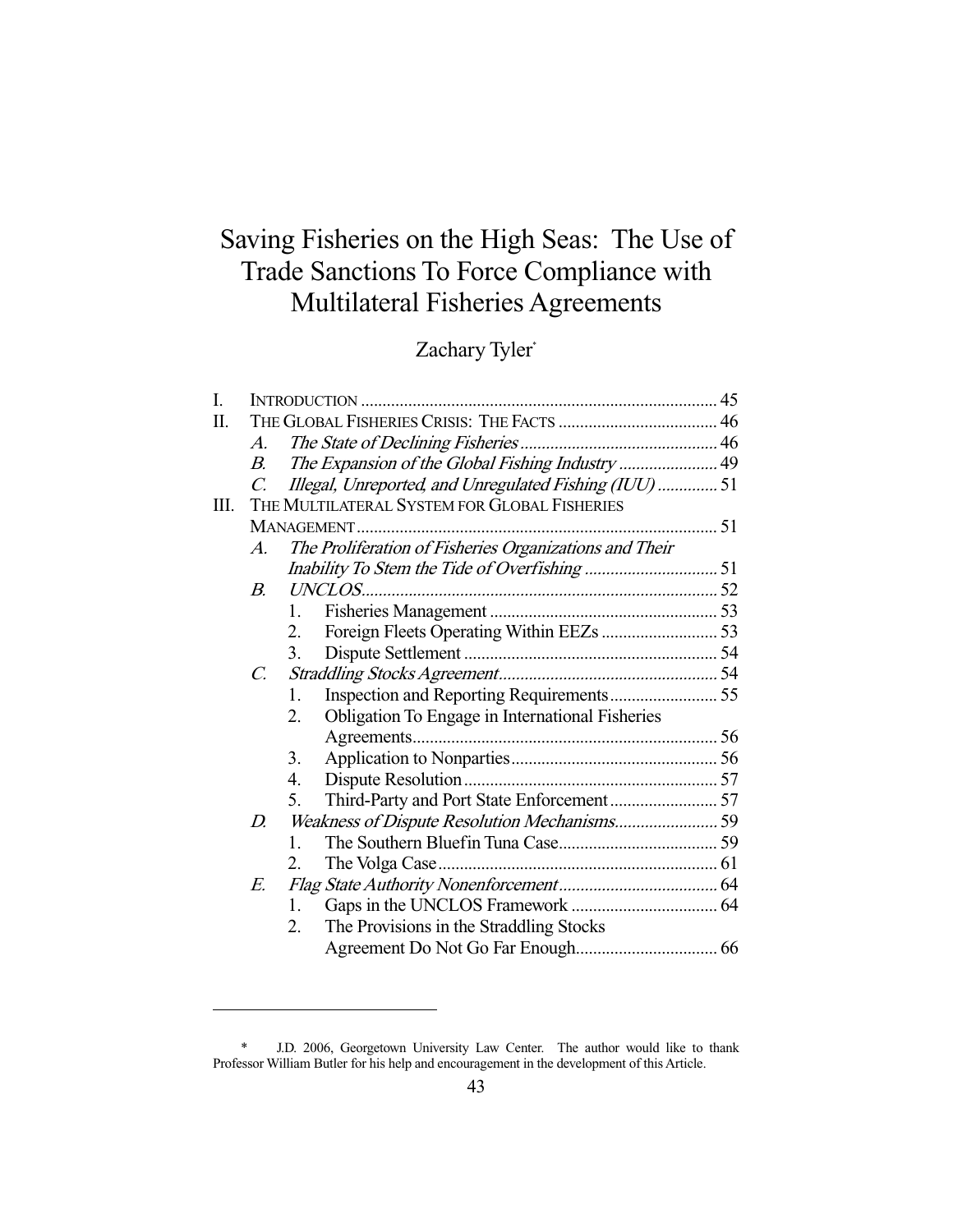# Saving Fisheries on the High Seas: The Use of Trade Sanctions To Force Compliance with Multilateral Fisheries Agreements

Zachary Tyler*

I. INTRODUCTION .................................................................................. 45

II. THE GLOBAL FISHERIES CRISIS: THE FACTS ..................................... 46

  A. *The State of Declining Fisheries* ............................................. 46

  B. *The Expansion of the Global Fishing Industry* ....................... 49

  C. *Illegal, Unreported, and Unregulated Fishing (IUU)* ............. 51

III. THE MULTILATERAL SYSTEM FOR GLOBAL FISHERIES MANAGEMENT .................................................................................. 51

  A. *The Proliferation of Fisheries Organizations and Their Inability To Stem the Tide of Overfishing* ............................... 51

  B. *UNCLOS* .................................................................................. 52

    1. Fisheries Management ..................................................... 53

    2. Foreign Fleets Operating Within EEZs ........................... 53

    3. Dispute Settlement ........................................................... 54

  C. *Straddling Stocks Agreement* .................................................. 54

    1. Inspection and Reporting Requirements ......................... 55

    2. Obligation To Engage in International Fisheries Agreements ...................................................................... 56

    3. Application to Nonparties ................................................ 56

    4. Dispute Resolution ........................................................... 57

    5. Third-Party and Port State Enforcement ......................... 57

  D. *Weakness of Dispute Resolution Mechanisms* ........................ 59

    1. The Southern Bluefin Tuna Case ..................................... 59

    2. The Volga Case ................................................................. 61

  E. *Flag State Authority Nonenforcement* ..................................... 64

    1. Gaps in the UNCLOS Framework .................................. 64

    2. The Provisions in the Straddling Stocks Agreement Do Not Go Far Enough ................................. 66

---

\* J.D. 2006, Georgetown University Law Center. The author would like to thank Professor William Butler for his help and encouragement in the development of this Article.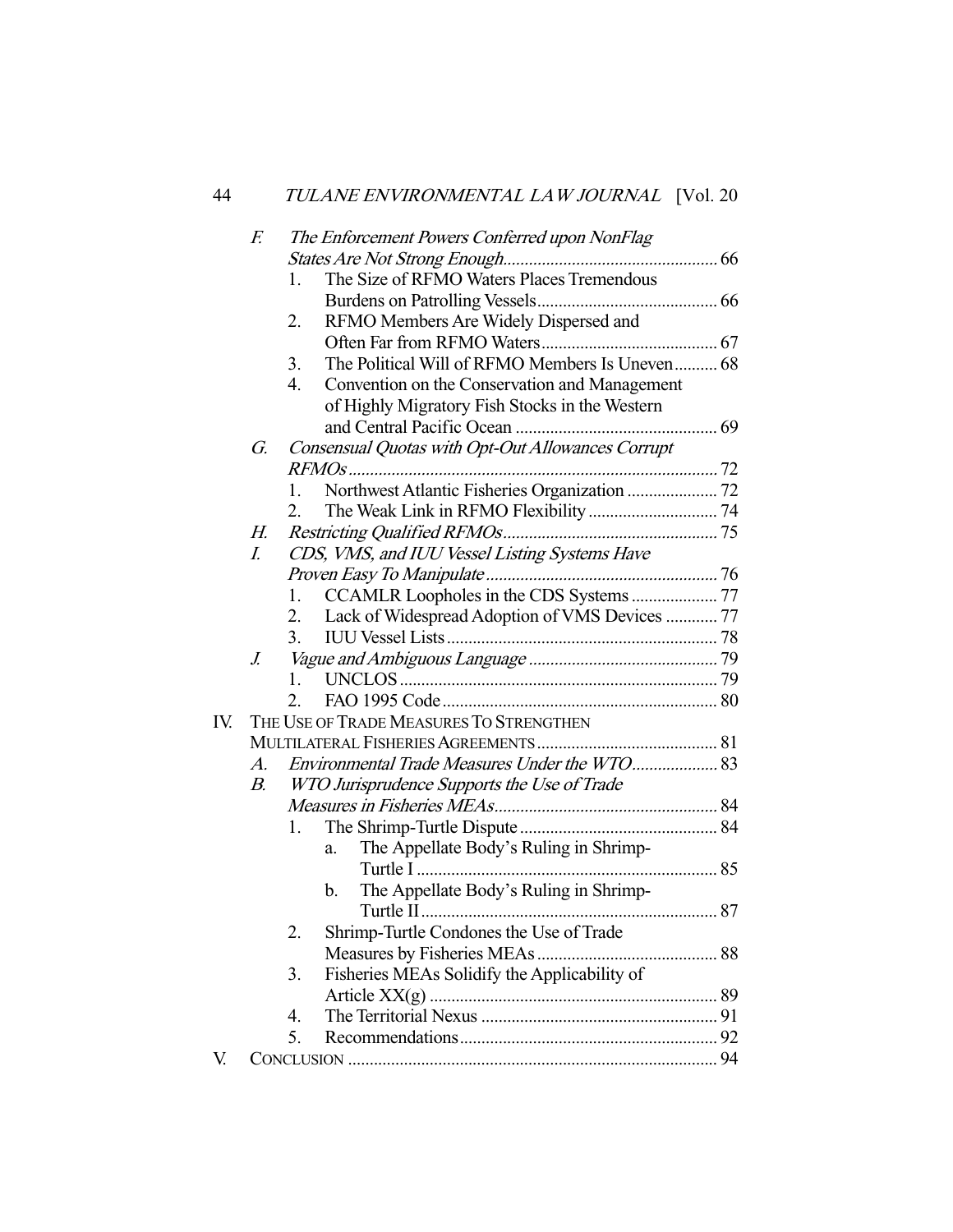F. *The Enforcement Powers Conferred upon NonFlag States Are Not Strong Enough* .......... 66
   1. The Size of RFMO Waters Places Tremendous Burdens on Patrolling Vessels .......... 66
   2. RFMO Members Are Widely Dispersed and Often Far from RFMO Waters .......... 67
   3. The Political Will of RFMO Members Is Uneven .......... 68
   4. Convention on the Conservation and Management of Highly Migratory Fish Stocks in the Western and Central Pacific Ocean .......... 69

G. *Consensual Quotas with Opt-Out Allowances Corrupt RFMOs* .......... 72
   1. Northwest Atlantic Fisheries Organization .......... 72
   2. The Weak Link in RFMO Flexibility .......... 74

H. *Restricting Qualified RFMOs* .......... 75

I. *CDS, VMS, and IUU Vessel Listing Systems Have Proven Easy To Manipulate* .......... 76
   1. CCAMLR Loopholes in the CDS Systems .......... 77
   2. Lack of Widespread Adoption of VMS Devices .......... 77
   3. IUU Vessel Lists .......... 78

J. *Vague and Ambiguous Language* .......... 79
   1. UNCLOS .......... 79
   2. FAO 1995 Code .......... 80

IV. THE USE OF TRADE MEASURES TO STRENGTHEN MULTILATERAL FISHERIES AGREEMENTS .......... 81

A. *Environmental Trade Measures Under the WTO* .......... 83

B. *WTO Jurisprudence Supports the Use of Trade Measures in Fisheries MEAs* .......... 84
   1. The Shrimp-Turtle Dispute .......... 84
      a. The Appellate Body's Ruling in Shrimp-Turtle I .......... 85
      b. The Appellate Body's Ruling in Shrimp-Turtle II .......... 87
   2. Shrimp-Turtle Condones the Use of Trade Measures by Fisheries MEAs .......... 88
   3. Fisheries MEAs Solidify the Applicability of Article XX(g) .......... 89
   4. The Territorial Nexus .......... 91
   5. Recommendations .......... 92

V. CONCLUSION .......... 94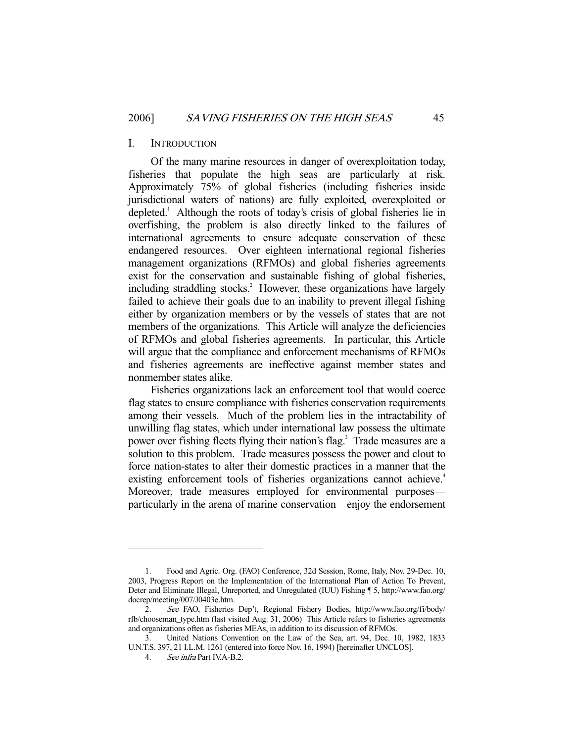## I. INTRODUCTION

Of the many marine resources in danger of overexploitation today, fisheries that populate the high seas are particularly at risk. Approximately 75% of global fisheries (including fisheries inside jurisdictional waters of nations) are fully exploited, overexploited or depleted.[1] Although the roots of today's crisis of global fisheries lie in overfishing, the problem is also directly linked to the failures of international agreements to ensure adequate conservation of these endangered resources. Over eighteen international regional fisheries management organizations (RFMOs) and global fisheries agreements exist for the conservation and sustainable fishing of global fisheries, including straddling stocks.[2] However, these organizations have largely failed to achieve their goals due to an inability to prevent illegal fishing either by organization members or by the vessels of states that are not members of the organizations. This Article will analyze the deficiencies of RFMOs and global fisheries agreements. In particular, this Article will argue that the compliance and enforcement mechanisms of RFMOs and fisheries agreements are ineffective against member states and nonmember states alike.

Fisheries organizations lack an enforcement tool that would coerce flag states to ensure compliance with fisheries conservation requirements among their vessels. Much of the problem lies in the intractability of unwilling flag states, which under international law possess the ultimate power over fishing fleets flying their nation's flag.[3] Trade measures are a solution to this problem. Trade measures possess the power and clout to force nation-states to alter their domestic practices in a manner that the existing enforcement tools of fisheries organizations cannot achieve.[4] Moreover, trade measures employed for environmental purposes—particularly in the arena of marine conservation—enjoy the endorsement

---

1. Food and Agric. Org. (FAO) Conference, 32d Session, Rome, Italy, Nov. 29-Dec. 10, 2003, Progress Report on the Implementation of the International Plan of Action To Prevent, Deter and Eliminate Illegal, Unreported, and Unregulated (IUU) Fishing ¶ 5, http://www.fao.org/docrep/meeting/007/J0403e.htm.

2. *See* FAO, Fisheries Dep't, Regional Fishery Bodies, http://www.fao.org/fi/body/rfb/chooseman_type.htm (last visited Aug. 31, 2006) This Article refers to fisheries agreements and organizations often as fisheries MEAs, in addition to its discussion of RFMOs.

3. United Nations Convention on the Law of the Sea, art. 94, Dec. 10, 1982, 1833 U.N.T.S. 397, 21 I.L.M. 1261 (entered into force Nov. 16, 1994) [hereinafter UNCLOS].

4. *See infra* Part IV.A-B.2.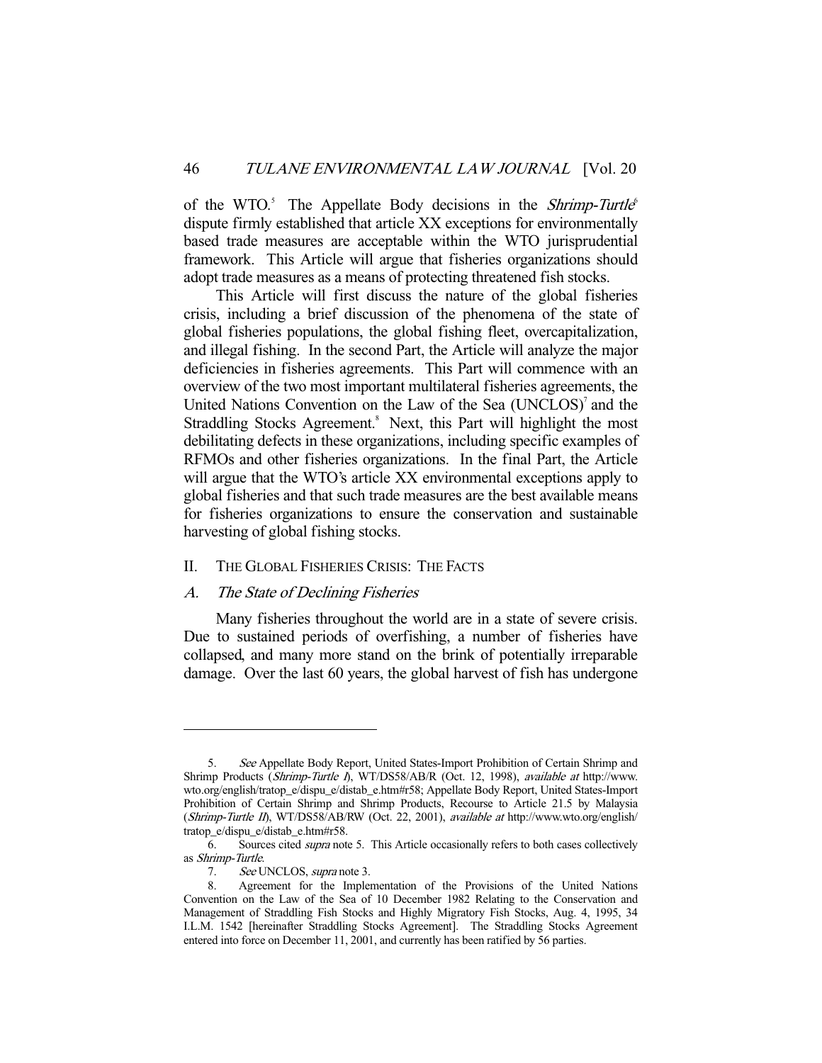of the WTO.[5] The Appellate Body decisions in the *Shrimp-Turtle*[6] dispute firmly established that article XX exceptions for environmentally based trade measures are acceptable within the WTO jurisprudential framework. This Article will argue that fisheries organizations should adopt trade measures as a means of protecting threatened fish stocks.

This Article will first discuss the nature of the global fisheries crisis, including a brief discussion of the phenomena of the state of global fisheries populations, the global fishing fleet, overcapitalization, and illegal fishing. In the second Part, the Article will analyze the major deficiencies in fisheries agreements. This Part will commence with an overview of the two most important multilateral fisheries agreements, the United Nations Convention on the Law of the Sea (UNCLOS)[7] and the Straddling Stocks Agreement.[8] Next, this Part will highlight the most debilitating defects in these organizations, including specific examples of RFMOs and other fisheries organizations. In the final Part, the Article will argue that the WTO's article XX environmental exceptions apply to global fisheries and that such trade measures are the best available means for fisheries organizations to ensure the conservation and sustainable harvesting of global fishing stocks.

## II. THE GLOBAL FISHERIES CRISIS: THE FACTS

### A. *The State of Declining Fisheries*

Many fisheries throughout the world are in a state of severe crisis. Due to sustained periods of overfishing, a number of fisheries have collapsed, and many more stand on the brink of potentially irreparable damage. Over the last 60 years, the global harvest of fish has undergone

---

5. *See* Appellate Body Report, United States-Import Prohibition of Certain Shrimp and Shrimp Products (*Shrimp-Turtle I*), WT/DS58/AB/R (Oct. 12, 1998), *available at* http://www.wto.org/english/tratop_e/dispu_e/distab_e.htm#r58; Appellate Body Report, United States-Import Prohibition of Certain Shrimp and Shrimp Products, Recourse to Article 21.5 by Malaysia (*Shrimp-Turtle II*), WT/DS58/AB/RW (Oct. 22, 2001), *available at* http://www.wto.org/english/tratop_e/dispu_e/distab_e.htm#r58.

6. Sources cited *supra* note 5. This Article occasionally refers to both cases collectively as *Shrimp-Turtle*.

7. *See* UNCLOS, *supra* note 3.

8. Agreement for the Implementation of the Provisions of the United Nations Convention on the Law of the Sea of 10 December 1982 Relating to the Conservation and Management of Straddling Fish Stocks and Highly Migratory Fish Stocks, Aug. 4, 1995, 34 I.L.M. 1542 [hereinafter Straddling Stocks Agreement]. The Straddling Stocks Agreement entered into force on December 11, 2001, and currently has been ratified by 56 parties.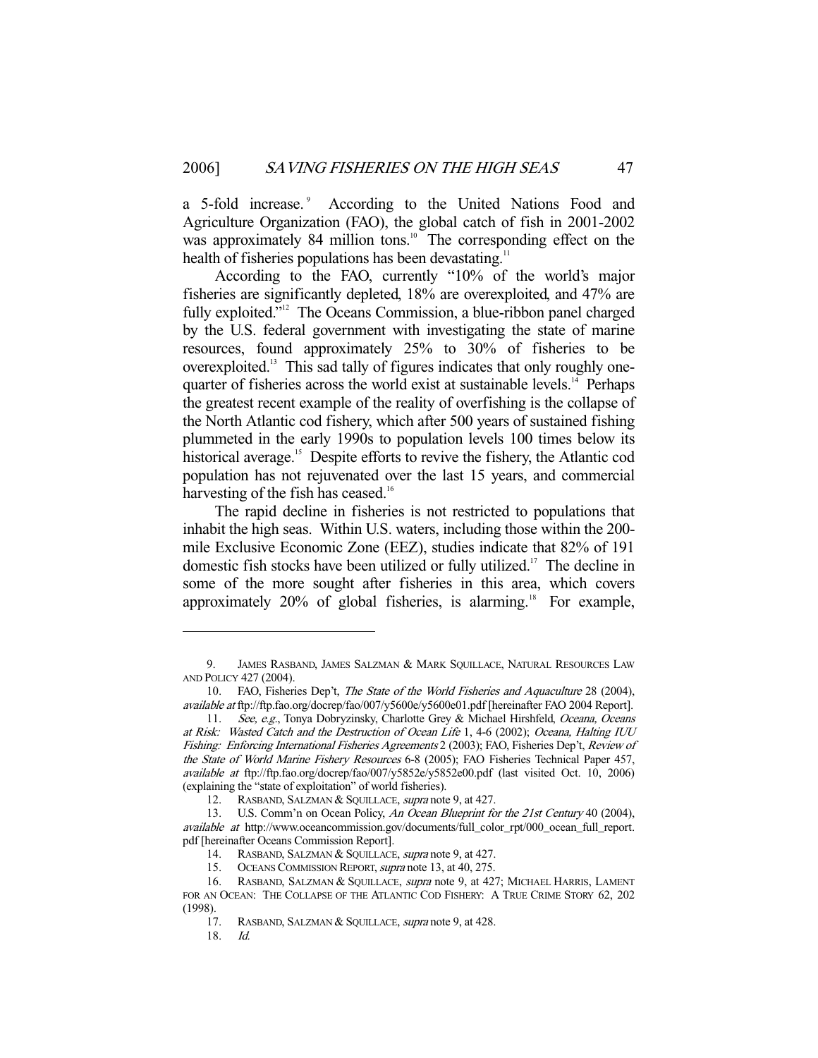a 5-fold increase.[9] According to the United Nations Food and Agriculture Organization (FAO), the global catch of fish in 2001-2002 was approximately 84 million tons.[10] The corresponding effect on the health of fisheries populations has been devastating.[11]

According to the FAO, currently "10% of the world's major fisheries are significantly depleted, 18% are overexploited, and 47% are fully exploited."[12] The Oceans Commission, a blue-ribbon panel charged by the U.S. federal government with investigating the state of marine resources, found approximately 25% to 30% of fisheries to be overexploited.[13] This sad tally of figures indicates that only roughly one-quarter of fisheries across the world exist at sustainable levels.[14] Perhaps the greatest recent example of the reality of overfishing is the collapse of the North Atlantic cod fishery, which after 500 years of sustained fishing plummeted in the early 1990s to population levels 100 times below its historical average.[15] Despite efforts to revive the fishery, the Atlantic cod population has not rejuvenated over the last 15 years, and commercial harvesting of the fish has ceased.[16]

The rapid decline in fisheries is not restricted to populations that inhabit the high seas. Within U.S. waters, including those within the 200-mile Exclusive Economic Zone (EEZ), studies indicate that 82% of 191 domestic fish stocks have been utilized or fully utilized.[17] The decline in some of the more sought after fisheries in this area, which covers approximately 20% of global fisheries, is alarming.[18] For example,

---

9. JAMES RASBAND, JAMES SALZMAN & MARK SQUILLACE, NATURAL RESOURCES LAW AND POLICY 427 (2004).

10. FAO, Fisheries Dep't, *The State of the World Fisheries and Aquaculture* 28 (2004), *available at* ftp://ftp.fao.org/docrep/fao/007/y5600e/y5600e01.pdf [hereinafter FAO 2004 Report].

11. *See, e.g.*, Tonya Dobryzinsky, Charlotte Grey & Michael Hirshfeld, *Oceana, Oceans at Risk: Wasted Catch and the Destruction of Ocean Life* 1, 4-6 (2002); *Oceana, Halting IUU Fishing: Enforcing International Fisheries Agreements* 2 (2003); FAO, Fisheries Dep't, *Review of the State of World Marine Fishery Resources* 6-8 (2005); FAO Fisheries Technical Paper 457, *available at* ftp://ftp.fao.org/docrep/fao/007/y5852e/y5852e00.pdf (last visited Oct. 10, 2006) (explaining the "state of exploitation" of world fisheries).

12. RASBAND, SALZMAN & SQUILLACE, *supra* note 9, at 427.

13. U.S. Comm'n on Ocean Policy, *An Ocean Blueprint for the 21st Century* 40 (2004), *available at* http://www.oceancommission.gov/documents/full_color_rpt/000_ocean_full_report.pdf [hereinafter Oceans Commission Report].

14. RASBAND, SALZMAN & SQUILLACE, *supra* note 9, at 427.

15. OCEANS COMMISSION REPORT, *supra* note 13, at 40, 275.

16. RASBAND, SALZMAN & SQUILLACE, *supra* note 9, at 427; MICHAEL HARRIS, LAMENT FOR AN OCEAN: THE COLLAPSE OF THE ATLANTIC COD FISHERY: A TRUE CRIME STORY 62, 202 (1998).

17. RASBAND, SALZMAN & SQUILLACE, *supra* note 9, at 428.

18. *Id.*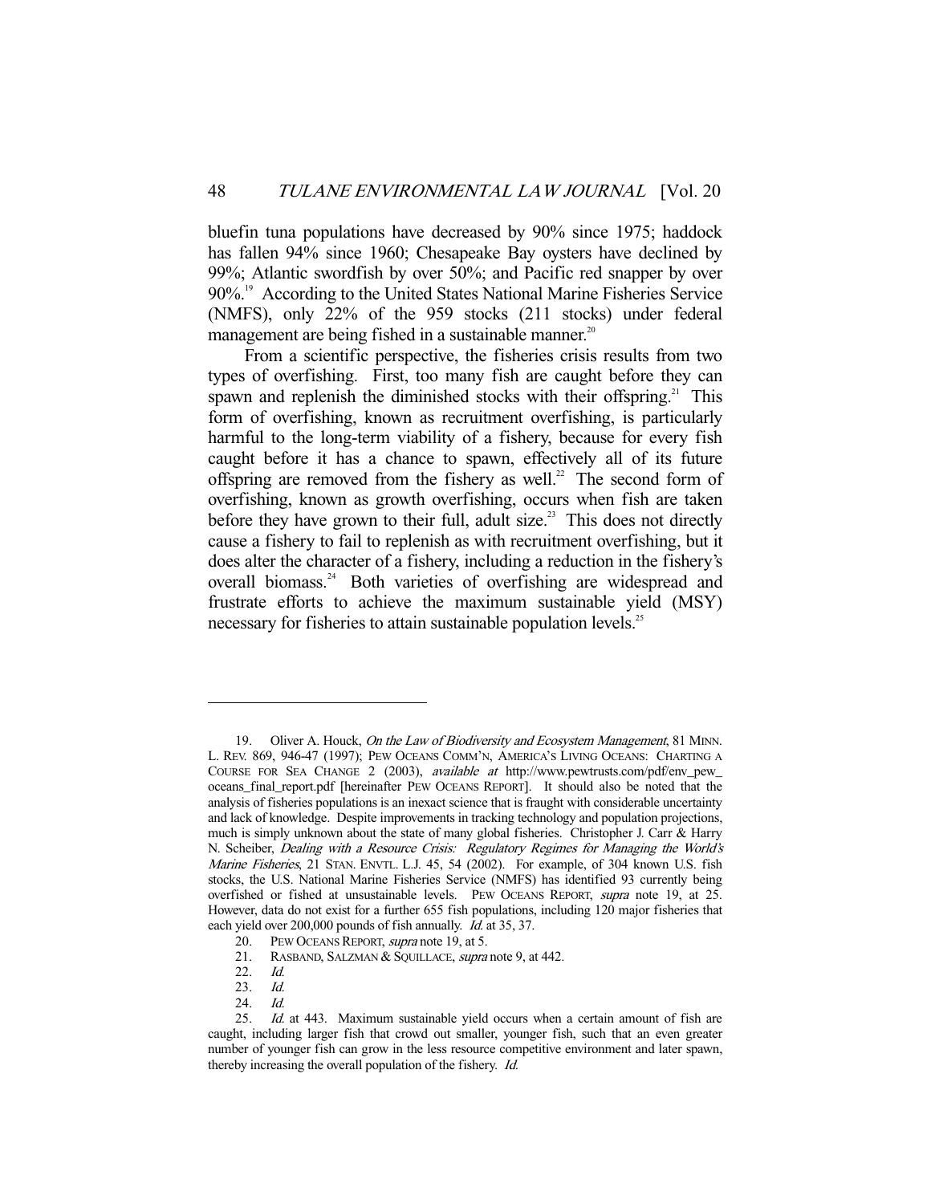bluefin tuna populations have decreased by 90% since 1975; haddock has fallen 94% since 1960; Chesapeake Bay oysters have declined by 99%; Atlantic swordfish by over 50%; and Pacific red snapper by over 90%.[19] According to the United States National Marine Fisheries Service (NMFS), only 22% of the 959 stocks (211 stocks) under federal management are being fished in a sustainable manner.[20]

From a scientific perspective, the fisheries crisis results from two types of overfishing. First, too many fish are caught before they can spawn and replenish the diminished stocks with their offspring.[21] This form of overfishing, known as recruitment overfishing, is particularly harmful to the long-term viability of a fishery, because for every fish caught before it has a chance to spawn, effectively all of its future offspring are removed from the fishery as well.[22] The second form of overfishing, known as growth overfishing, occurs when fish are taken before they have grown to their full, adult size.[23] This does not directly cause a fishery to fail to replenish as with recruitment overfishing, but it does alter the character of a fishery, including a reduction in the fishery's overall biomass.[24] Both varieties of overfishing are widespread and frustrate efforts to achieve the maximum sustainable yield (MSY) necessary for fisheries to attain sustainable population levels.[25]

---

19. Oliver A. Houck, *On the Law of Biodiversity and Ecosystem Management*, 81 MINN. L. REV. 869, 946-47 (1997); PEW OCEANS COMM'N, AMERICA'S LIVING OCEANS: CHARTING A COURSE FOR SEA CHANGE 2 (2003), *available at* http://www.pewtrusts.com/pdf/env_pew_oceans_final_report.pdf [hereinafter PEW OCEANS REPORT]. It should also be noted that the analysis of fisheries populations is an inexact science that is fraught with considerable uncertainty and lack of knowledge. Despite improvements in tracking technology and population projections, much is simply unknown about the state of many global fisheries. Christopher J. Carr & Harry N. Scheiber, *Dealing with a Resource Crisis: Regulatory Regimes for Managing the World's Marine Fisheries*, 21 STAN. ENVTL. L.J. 45, 54 (2002). For example, of 304 known U.S. fish stocks, the U.S. National Marine Fisheries Service (NMFS) has identified 93 currently being overfished or fished at unsustainable levels. PEW OCEANS REPORT, *supra* note 19, at 25. However, data do not exist for a further 655 fish populations, including 120 major fisheries that each yield over 200,000 pounds of fish annually. *Id.* at 35, 37.

20. PEW OCEANS REPORT, *supra* note 19, at 5.

21. RASBAND, SALZMAN & SQUILLACE, *supra* note 9, at 442.

22. *Id.*

23. *Id.*

24. *Id.*

25. *Id.* at 443. Maximum sustainable yield occurs when a certain amount of fish are caught, including larger fish that crowd out smaller, younger fish, such that an even greater number of younger fish can grow in the less resource competitive environment and later spawn, thereby increasing the overall population of the fishery. *Id.*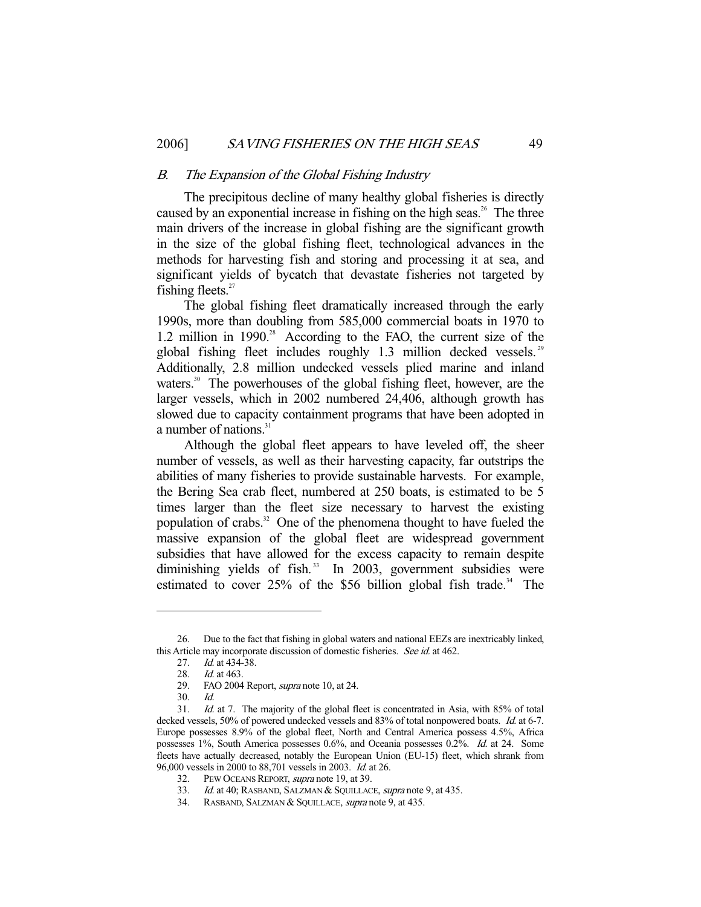### *B. The Expansion of the Global Fishing Industry*

The precipitous decline of many healthy global fisheries is directly caused by an exponential increase in fishing on the high seas.[26] The three main drivers of the increase in global fishing are the significant growth in the size of the global fishing fleet, technological advances in the methods for harvesting fish and storing and processing it at sea, and significant yields of bycatch that devastate fisheries not targeted by fishing fleets.[27]

The global fishing fleet dramatically increased through the early 1990s, more than doubling from 585,000 commercial boats in 1970 to 1.2 million in 1990.[28] According to the FAO, the current size of the global fishing fleet includes roughly 1.3 million decked vessels.[29] Additionally, 2.8 million undecked vessels plied marine and inland waters.[30] The powerhouses of the global fishing fleet, however, are the larger vessels, which in 2002 numbered 24,406, although growth has slowed due to capacity containment programs that have been adopted in a number of nations.[31]

Although the global fleet appears to have leveled off, the sheer number of vessels, as well as their harvesting capacity, far outstrips the abilities of many fisheries to provide sustainable harvests. For example, the Bering Sea crab fleet, numbered at 250 boats, is estimated to be 5 times larger than the fleet size necessary to harvest the existing population of crabs.[32] One of the phenomena thought to have fueled the massive expansion of the global fleet are widespread government subsidies that have allowed for the excess capacity to remain despite diminishing yields of fish.[33] In 2003, government subsidies were estimated to cover 25% of the $56 billion global fish trade.[34] The

---

26. Due to the fact that fishing in global waters and national EEZs are inextricably linked, this Article may incorporate discussion of domestic fisheries. *See id.* at 462.

27. *Id.* at 434-38.

28. *Id.* at 463.

29. FAO 2004 Report, *supra* note 10, at 24.

30. *Id.*

31. *Id.* at 7. The majority of the global fleet is concentrated in Asia, with 85% of total decked vessels, 50% of powered undecked vessels and 83% of total nonpowered boats. *Id.* at 6-7. Europe possesses 8.9% of the global fleet, North and Central America possess 4.5%, Africa possesses 1%, South America possesses 0.6%, and Oceania possesses 0.2%. *Id.* at 24. Some fleets have actually decreased, notably the European Union (EU-15) fleet, which shrank from 96,000 vessels in 2000 to 88,701 vessels in 2003. *Id.* at 26.

32. PEW OCEANS REPORT, *supra* note 19, at 39.

33. *Id.* at 40; RASBAND, SALZMAN & SQUILLACE, *supra* note 9, at 435.

34. RASBAND, SALZMAN & SQUILLACE, *supra* note 9, at 435.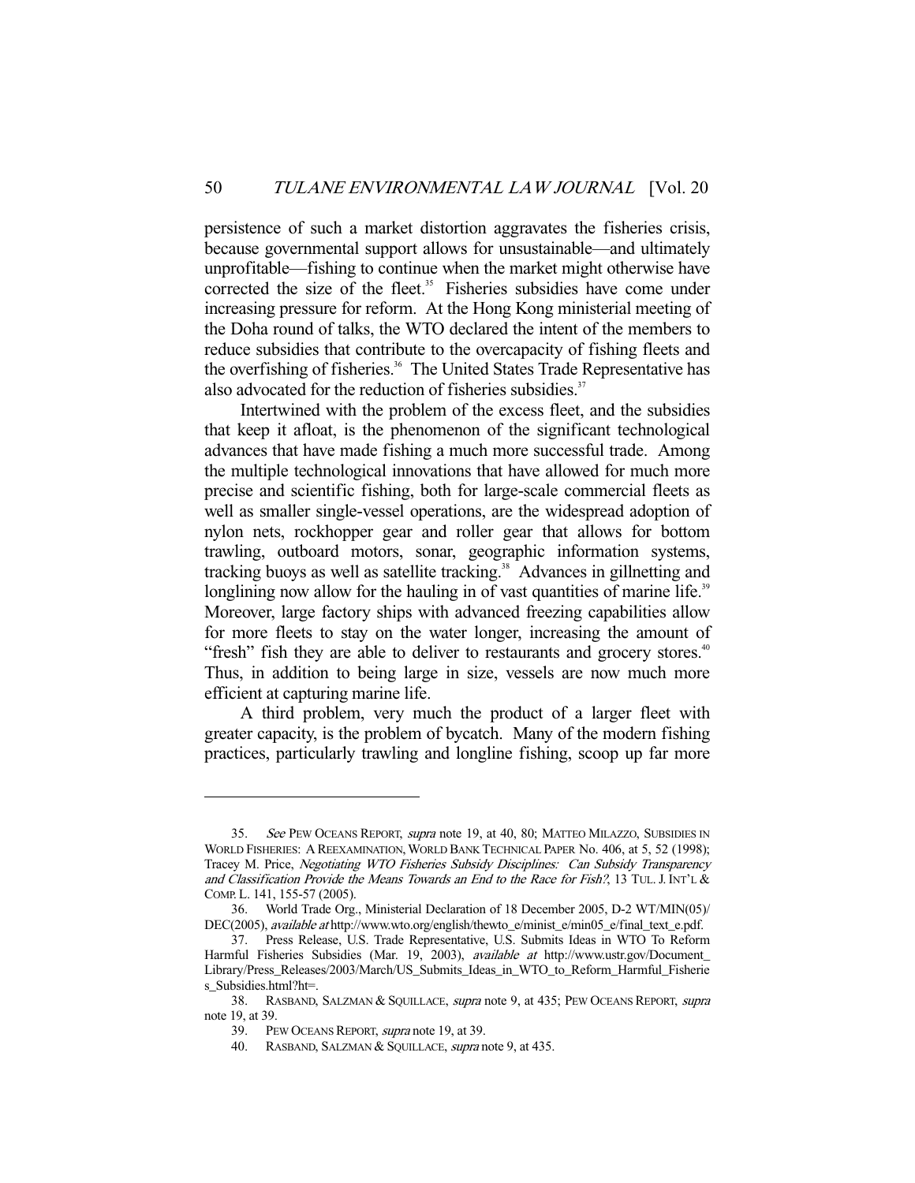persistence of such a market distortion aggravates the fisheries crisis, because governmental support allows for unsustainable—and ultimately unprofitable—fishing to continue when the market might otherwise have corrected the size of the fleet.[35] Fisheries subsidies have come under increasing pressure for reform. At the Hong Kong ministerial meeting of the Doha round of talks, the WTO declared the intent of the members to reduce subsidies that contribute to the overcapacity of fishing fleets and the overfishing of fisheries.[36] The United States Trade Representative has also advocated for the reduction of fisheries subsidies.[37]

Intertwined with the problem of the excess fleet, and the subsidies that keep it afloat, is the phenomenon of the significant technological advances that have made fishing a much more successful trade. Among the multiple technological innovations that have allowed for much more precise and scientific fishing, both for large-scale commercial fleets as well as smaller single-vessel operations, are the widespread adoption of nylon nets, rockhopper gear and roller gear that allows for bottom trawling, outboard motors, sonar, geographic information systems, tracking buoys as well as satellite tracking.[38] Advances in gillnetting and longlining now allow for the hauling in of vast quantities of marine life.[39] Moreover, large factory ships with advanced freezing capabilities allow for more fleets to stay on the water longer, increasing the amount of "fresh" fish they are able to deliver to restaurants and grocery stores.[40] Thus, in addition to being large in size, vessels are now much more efficient at capturing marine life.

A third problem, very much the product of a larger fleet with greater capacity, is the problem of bycatch. Many of the modern fishing practices, particularly trawling and longline fishing, scoop up far more

---

35. *See* PEW OCEANS REPORT, *supra* note 19, at 40, 80; MATTEO MILAZZO, SUBSIDIES IN WORLD FISHERIES: A REEXAMINATION, WORLD BANK TECHNICAL PAPER No. 406, at 5, 52 (1998); Tracey M. Price, *Negotiating WTO Fisheries Subsidy Disciplines: Can Subsidy Transparency and Classification Provide the Means Towards an End to the Race for Fish?*, 13 TUL. J. INT'L & COMP. L. 141, 155-57 (2005).

36. World Trade Org., Ministerial Declaration of 18 December 2005, D-2 WT/MIN(05)/DEC(2005), *available at* http://www.wto.org/english/thewto_e/minist_e/min05_e/final_text_e.pdf.

37. Press Release, U.S. Trade Representative, U.S. Submits Ideas in WTO To Reform Harmful Fisheries Subsidies (Mar. 19, 2003), *available at* http://www.ustr.gov/Document_Library/Press_Releases/2003/March/US_Submits_Ideas_in_WTO_to_Reform_Harmful_Fisheries_Subsidies.html?ht=.

38. RASBAND, SALZMAN & SQUILLACE, *supra* note 9, at 435; PEW OCEANS REPORT, *supra* note 19, at 39.

39. PEW OCEANS REPORT, *supra* note 19, at 39.

40. RASBAND, SALZMAN & SQUILLACE, *supra* note 9, at 435.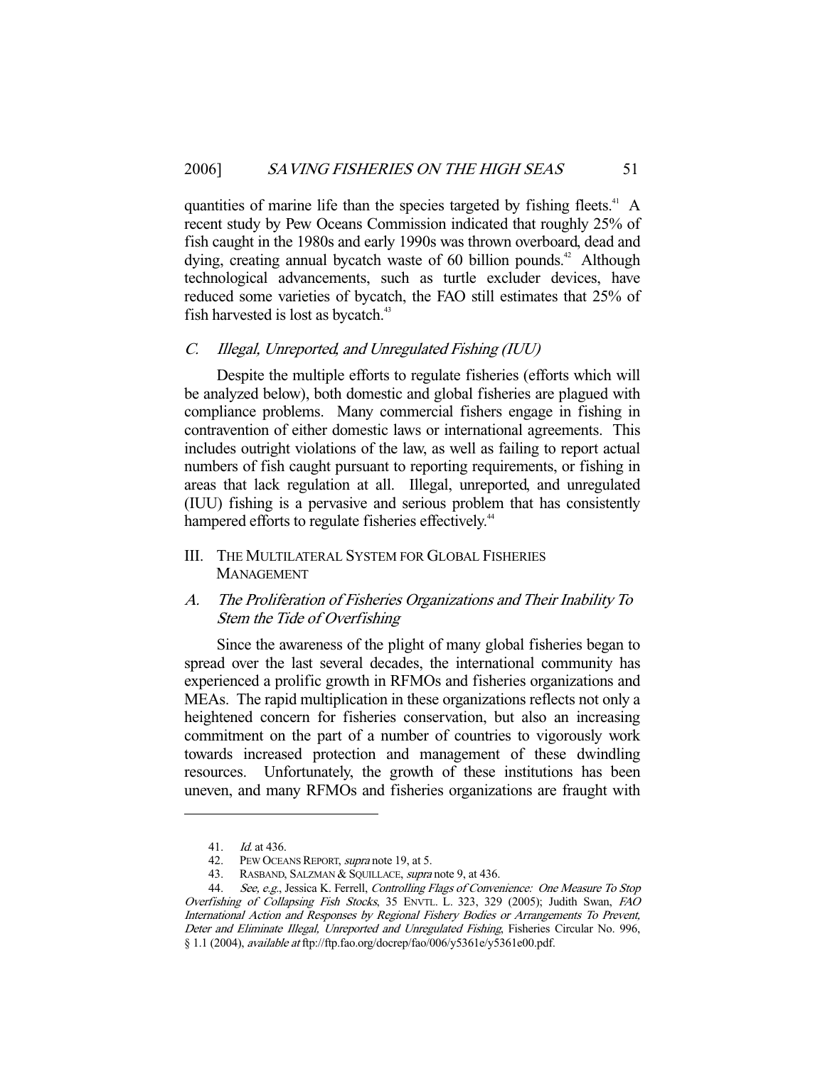quantities of marine life than the species targeted by fishing fleets.[41] A recent study by Pew Oceans Commission indicated that roughly 25% of fish caught in the 1980s and early 1990s was thrown overboard, dead and dying, creating annual bycatch waste of 60 billion pounds.[42] Although technological advancements, such as turtle excluder devices, have reduced some varieties of bycatch, the FAO still estimates that 25% of fish harvested is lost as bycatch.[43]

### *C. Illegal, Unreported, and Unregulated Fishing (IUU)*

Despite the multiple efforts to regulate fisheries (efforts which will be analyzed below), both domestic and global fisheries are plagued with compliance problems. Many commercial fishers engage in fishing in contravention of either domestic laws or international agreements. This includes outright violations of the law, as well as failing to report actual numbers of fish caught pursuant to reporting requirements, or fishing in areas that lack regulation at all. Illegal, unreported, and unregulated (IUU) fishing is a pervasive and serious problem that has consistently hampered efforts to regulate fisheries effectively.[44]

## III. The Multilateral System for Global Fisheries Management

### *A. The Proliferation of Fisheries Organizations and Their Inability To Stem the Tide of Overfishing*

Since the awareness of the plight of many global fisheries began to spread over the last several decades, the international community has experienced a prolific growth in RFMOs and fisheries organizations and MEAs. The rapid multiplication in these organizations reflects not only a heightened concern for fisheries conservation, but also an increasing commitment on the part of a number of countries to vigorously work towards increased protection and management of these dwindling resources. Unfortunately, the growth of these institutions has been uneven, and many RFMOs and fisheries organizations are fraught with

---

41. *Id.* at 436.

42. Pew Oceans Report, *supra* note 19, at 5.

43. Rasband, Salzman & Squillace, *supra* note 9, at 436.

44. *See, e.g.*, Jessica K. Ferrell, *Controlling Flags of Convenience: One Measure To Stop Overfishing of Collapsing Fish Stocks*, 35 Envtl. L. 323, 329 (2005); Judith Swan, *FAO International Action and Responses by Regional Fishery Bodies or Arrangements To Prevent, Deter and Eliminate Illegal, Unreported and Unregulated Fishing*, Fisheries Circular No. 996, § 1.1 (2004), *available at* ftp://ftp.fao.org/docrep/fao/006/y5361e/y5361e00.pdf.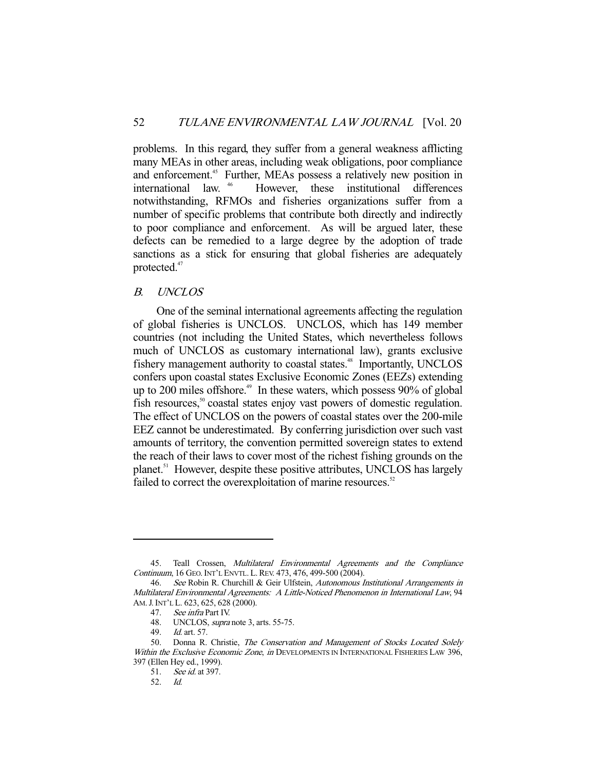problems. In this regard, they suffer from a general weakness afflicting many MEAs in other areas, including weak obligations, poor compliance and enforcement.[45] Further, MEAs possess a relatively new position in international law.[46] However, these institutional differences notwithstanding, RFMOs and fisheries organizations suffer from a number of specific problems that contribute both directly and indirectly to poor compliance and enforcement. As will be argued later, these defects can be remedied to a large degree by the adoption of trade sanctions as a stick for ensuring that global fisheries are adequately protected.[47]

## *B. UNCLOS*

One of the seminal international agreements affecting the regulation of global fisheries is UNCLOS. UNCLOS, which has 149 member countries (not including the United States, which nevertheless follows much of UNCLOS as customary international law), grants exclusive fishery management authority to coastal states.[48] Importantly, UNCLOS confers upon coastal states Exclusive Economic Zones (EEZs) extending up to 200 miles offshore.[49] In these waters, which possess 90% of global fish resources,[50] coastal states enjoy vast powers of domestic regulation. The effect of UNCLOS on the powers of coastal states over the 200-mile EEZ cannot be underestimated. By conferring jurisdiction over such vast amounts of territory, the convention permitted sovereign states to extend the reach of their laws to cover most of the richest fishing grounds on the planet.[51] However, despite these positive attributes, UNCLOS has largely failed to correct the overexploitation of marine resources.[52]

---

45. Teall Crossen, *Multilateral Environmental Agreements and the Compliance Continuum*, 16 GEO. INT'L ENVTL. L. REV. 473, 476, 499-500 (2004).

46. *See* Robin R. Churchill & Geir Ulfstein, *Autonomous Institutional Arrangements in Multilateral Environmental Agreements: A Little-Noticed Phenomenon in International Law*, 94 AM. J. INT'L L. 623, 625, 628 (2000).

47. *See infra* Part IV.

48. UNCLOS, *supra* note 3, arts. 55-75.

49. *Id.* art. 57.

50. Donna R. Christie, *The Conservation and Management of Stocks Located Solely Within the Exclusive Economic Zone*, *in* DEVELOPMENTS IN INTERNATIONAL FISHERIES LAW 396, 397 (Ellen Hey ed., 1999).

51. *See id.* at 397.

52. *Id.*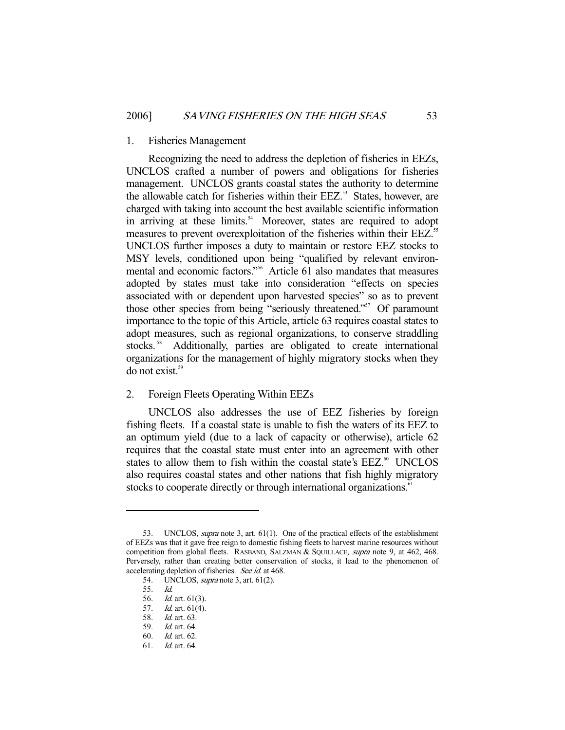### 1. Fisheries Management

Recognizing the need to address the depletion of fisheries in EEZs, UNCLOS crafted a number of powers and obligations for fisheries management. UNCLOS grants coastal states the authority to determine the allowable catch for fisheries within their EEZ.[53] States, however, are charged with taking into account the best available scientific information in arriving at these limits.[54] Moreover, states are required to adopt measures to prevent overexploitation of the fisheries within their EEZ.[55] UNCLOS further imposes a duty to maintain or restore EEZ stocks to MSY levels, conditioned upon being "qualified by relevant environmental and economic factors."[56] Article 61 also mandates that measures adopted by states must take into consideration "effects on species associated with or dependent upon harvested species" so as to prevent those other species from being "seriously threatened."[57] Of paramount importance to the topic of this Article, article 63 requires coastal states to adopt measures, such as regional organizations, to conserve straddling stocks.[58] Additionally, parties are obligated to create international organizations for the management of highly migratory stocks when they do not exist.[59]

### 2. Foreign Fleets Operating Within EEZs

UNCLOS also addresses the use of EEZ fisheries by foreign fishing fleets. If a coastal state is unable to fish the waters of its EEZ to an optimum yield (due to a lack of capacity or otherwise), article 62 requires that the coastal state must enter into an agreement with other states to allow them to fish within the coastal state's EEZ.[60] UNCLOS also requires coastal states and other nations that fish highly migratory stocks to cooperate directly or through international organizations.[61]

---

53. UNCLOS, *supra* note 3, art. 61(1). One of the practical effects of the establishment of EEZs was that it gave free reign to domestic fishing fleets to harvest marine resources without competition from global fleets. RASBAND, SALZMAN & SQUILLACE, *supra* note 9, at 462, 468. Perversely, rather than creating better conservation of stocks, it lead to the phenomenon of accelerating depletion of fisheries. *See id.* at 468.

54. UNCLOS, *supra* note 3, art. 61(2).

55. *Id.*

56. *Id.* art. 61(3).

57. *Id.* art. 61(4).

58. *Id.* art. 63.

59. *Id.* art. 64.

60. *Id.* art. 62.

61. *Id.* art. 64.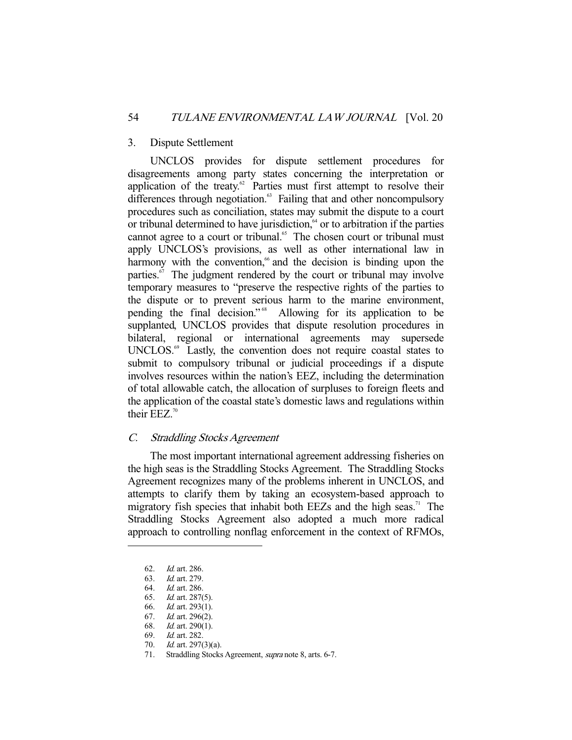### 3. Dispute Settlement

UNCLOS provides for dispute settlement procedures for disagreements among party states concerning the interpretation or application of the treaty.[62] Parties must first attempt to resolve their differences through negotiation.[63] Failing that and other noncompulsory procedures such as conciliation, states may submit the dispute to a court or tribunal determined to have jurisdiction,[64] or to arbitration if the parties cannot agree to a court or tribunal.[65] The chosen court or tribunal must apply UNCLOS's provisions, as well as other international law in harmony with the convention,[66] and the decision is binding upon the parties.[67] The judgment rendered by the court or tribunal may involve temporary measures to "preserve the respective rights of the parties to the dispute or to prevent serious harm to the marine environment, pending the final decision."[68] Allowing for its application to be supplanted, UNCLOS provides that dispute resolution procedures in bilateral, regional or international agreements may supersede UNCLOS.[69] Lastly, the convention does not require coastal states to submit to compulsory tribunal or judicial proceedings if a dispute involves resources within the nation's EEZ, including the determination of total allowable catch, the allocation of surpluses to foreign fleets and the application of the coastal state's domestic laws and regulations within their EEZ.[70]

## C. *Straddling Stocks Agreement*

The most important international agreement addressing fisheries on the high seas is the Straddling Stocks Agreement. The Straddling Stocks Agreement recognizes many of the problems inherent in UNCLOS, and attempts to clarify them by taking an ecosystem-based approach to migratory fish species that inhabit both EEZs and the high seas.[71] The Straddling Stocks Agreement also adopted a much more radical approach to controlling nonflag enforcement in the context of RFMOs,

---

62. *Id.* art. 286.
63. *Id.* art. 279.
64. *Id.* art. 286.
65. *Id.* art. 287(5).
66. *Id.* art. 293(1).
67. *Id.* art. 296(2).
68. *Id.* art. 290(1).
69. *Id.* art. 282.
70. *Id.* art. 297(3)(a).
71. Straddling Stocks Agreement, *supra* note 8, arts. 6-7.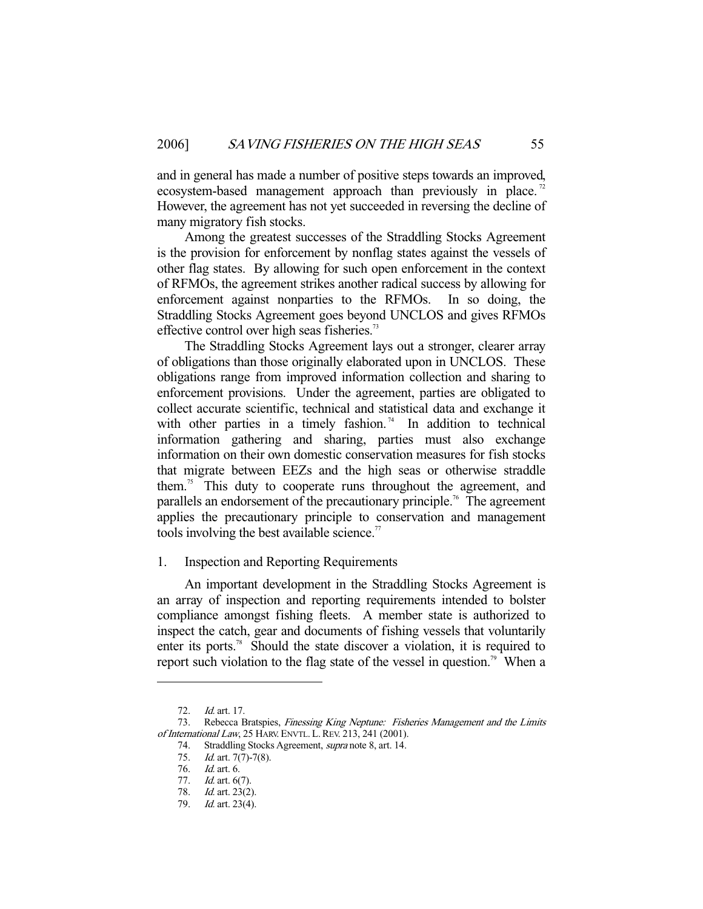and in general has made a number of positive steps towards an improved, ecosystem-based management approach than previously in place.[72] However, the agreement has not yet succeeded in reversing the decline of many migratory fish stocks.

Among the greatest successes of the Straddling Stocks Agreement is the provision for enforcement by nonflag states against the vessels of other flag states. By allowing for such open enforcement in the context of RFMOs, the agreement strikes another radical success by allowing for enforcement against nonparties to the RFMOs. In so doing, the Straddling Stocks Agreement goes beyond UNCLOS and gives RFMOs effective control over high seas fisheries.[73]

The Straddling Stocks Agreement lays out a stronger, clearer array of obligations than those originally elaborated upon in UNCLOS. These obligations range from improved information collection and sharing to enforcement provisions. Under the agreement, parties are obligated to collect accurate scientific, technical and statistical data and exchange it with other parties in a timely fashion.[74] In addition to technical information gathering and sharing, parties must also exchange information on their own domestic conservation measures for fish stocks that migrate between EEZs and the high seas or otherwise straddle them.[75] This duty to cooperate runs throughout the agreement, and parallels an endorsement of the precautionary principle.[76] The agreement applies the precautionary principle to conservation and management tools involving the best available science.[77]

### 1. Inspection and Reporting Requirements

An important development in the Straddling Stocks Agreement is an array of inspection and reporting requirements intended to bolster compliance amongst fishing fleets. A member state is authorized to inspect the catch, gear and documents of fishing vessels that voluntarily enter its ports.[78] Should the state discover a violation, it is required to report such violation to the flag state of the vessel in question.[79] When a

---

72. *Id.* art. 17.
73. Rebecca Bratspies, *Finessing King Neptune: Fisheries Management and the Limits of International Law*, 25 HARV. ENVTL. L. REV. 213, 241 (2001).
74. Straddling Stocks Agreement, *supra* note 8, art. 14.
75. *Id.* art. 7(7)-7(8).
76. *Id.* art. 6.
77. *Id.* art. 6(7).
78. *Id.* art. 23(2).
79. *Id.* art. 23(4).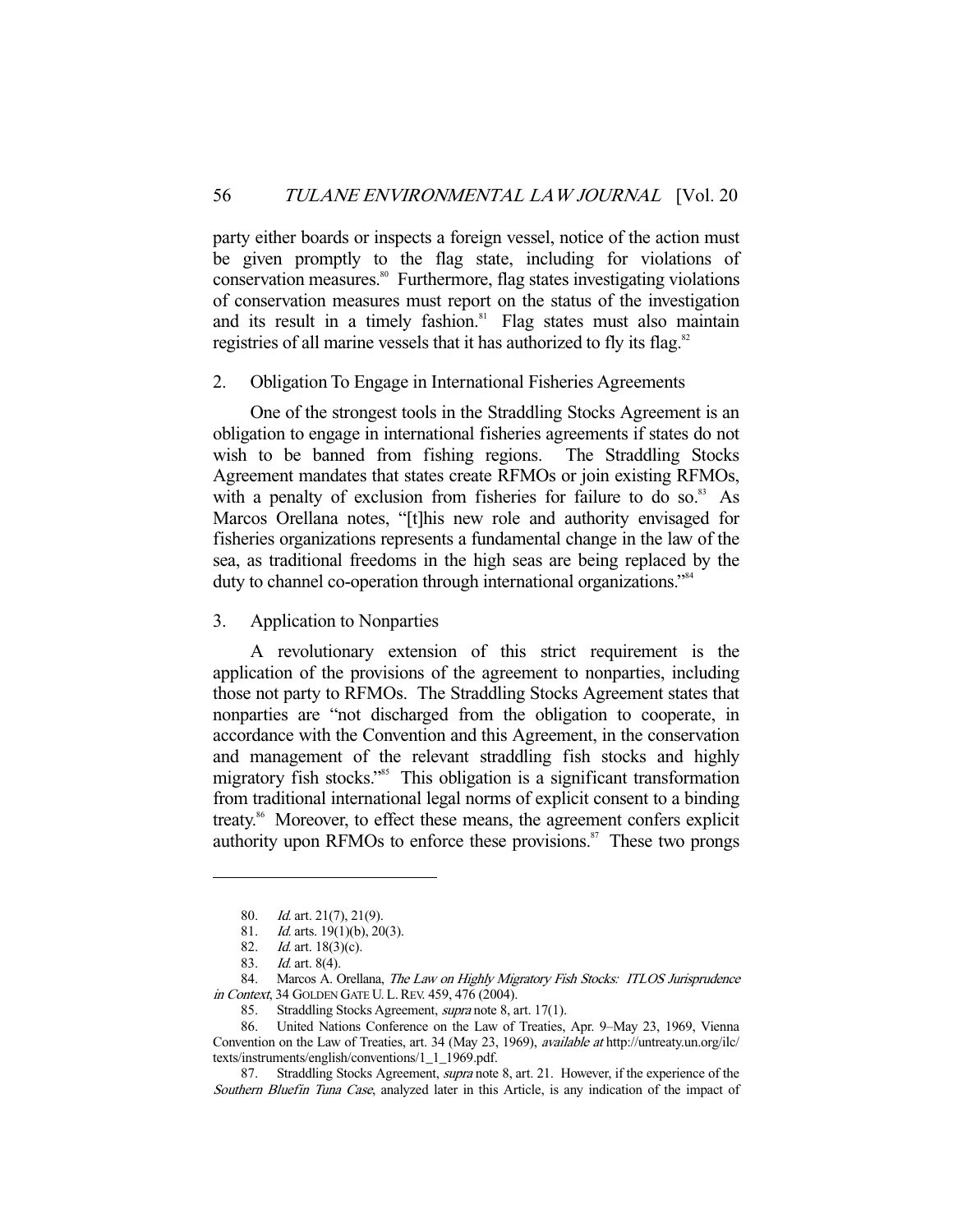party either boards or inspects a foreign vessel, notice of the action must be given promptly to the flag state, including for violations of conservation measures.[80] Furthermore, flag states investigating violations of conservation measures must report on the status of the investigation and its result in a timely fashion.[81] Flag states must also maintain registries of all marine vessels that it has authorized to fly its flag.[82]

### 2. Obligation To Engage in International Fisheries Agreements

One of the strongest tools in the Straddling Stocks Agreement is an obligation to engage in international fisheries agreements if states do not wish to be banned from fishing regions. The Straddling Stocks Agreement mandates that states create RFMOs or join existing RFMOs, with a penalty of exclusion from fisheries for failure to do so.[83] As Marcos Orellana notes, "[t]his new role and authority envisaged for fisheries organizations represents a fundamental change in the law of the sea, as traditional freedoms in the high seas are being replaced by the duty to channel co-operation through international organizations."[84]

### 3. Application to Nonparties

A revolutionary extension of this strict requirement is the application of the provisions of the agreement to nonparties, including those not party to RFMOs. The Straddling Stocks Agreement states that nonparties are "not discharged from the obligation to cooperate, in accordance with the Convention and this Agreement, in the conservation and management of the relevant straddling fish stocks and highly migratory fish stocks."[85] This obligation is a significant transformation from traditional international legal norms of explicit consent to a binding treaty.[86] Moreover, to effect these means, the agreement confers explicit authority upon RFMOs to enforce these provisions.[87] These two prongs

---

80. *Id.* art. 21(7), 21(9).

81. *Id.* arts. 19(1)(b), 20(3).

82. *Id.* art. 18(3)(c).

83. *Id.* art. 8(4).

84. Marcos A. Orellana, *The Law on Highly Migratory Fish Stocks: ITLOS Jurisprudence in Context*, 34 GOLDEN GATE U. L. REV. 459, 476 (2004).

85. Straddling Stocks Agreement, *supra* note 8, art. 17(1).

86. United Nations Conference on the Law of Treaties, Apr. 9–May 23, 1969, Vienna Convention on the Law of Treaties, art. 34 (May 23, 1969), *available at* http://untreaty.un.org/ilc/texts/instruments/english/conventions/1_1_1969.pdf.

87. Straddling Stocks Agreement, *supra* note 8, art. 21. However, if the experience of the *Southern Bluefin Tuna Case*, analyzed later in this Article, is any indication of the impact of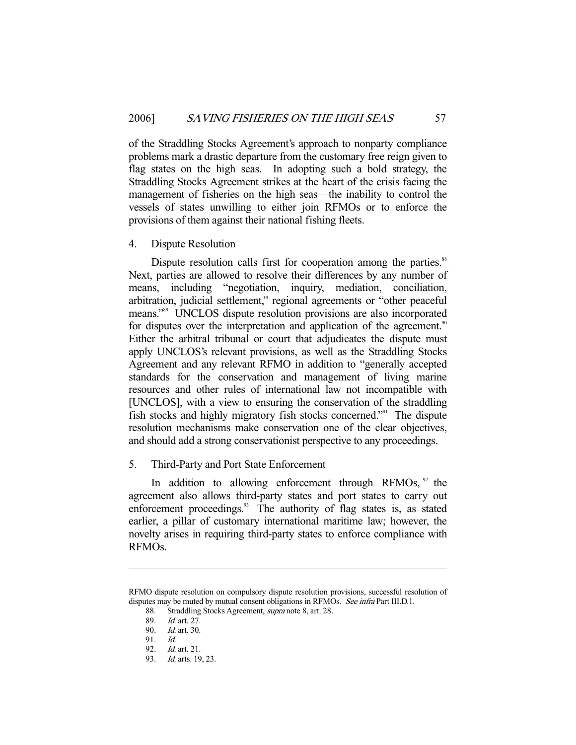of the Straddling Stocks Agreement's approach to nonparty compliance problems mark a drastic departure from the customary free reign given to flag states on the high seas. In adopting such a bold strategy, the Straddling Stocks Agreement strikes at the heart of the crisis facing the management of fisheries on the high seas—the inability to control the vessels of states unwilling to either join RFMOs or to enforce the provisions of them against their national fishing fleets.

#### 4. Dispute Resolution

Dispute resolution calls first for cooperation among the parties.[88] Next, parties are allowed to resolve their differences by any number of means, including "negotiation, inquiry, mediation, conciliation, arbitration, judicial settlement," regional agreements or "other peaceful means."[89] UNCLOS dispute resolution provisions are also incorporated for disputes over the interpretation and application of the agreement.[90] Either the arbitral tribunal or court that adjudicates the dispute must apply UNCLOS's relevant provisions, as well as the Straddling Stocks Agreement and any relevant RFMO in addition to "generally accepted standards for the conservation and management of living marine resources and other rules of international law not incompatible with [UNCLOS], with a view to ensuring the conservation of the straddling fish stocks and highly migratory fish stocks concerned."[91] The dispute resolution mechanisms make conservation one of the clear objectives, and should add a strong conservationist perspective to any proceedings.

#### 5. Third-Party and Port State Enforcement

In addition to allowing enforcement through RFMOs,[92] the agreement also allows third-party states and port states to carry out enforcement proceedings.[93] The authority of flag states is, as stated earlier, a pillar of customary international maritime law; however, the novelty arises in requiring third-party states to enforce compliance with RFMOs.

---

RFMO dispute resolution on compulsory dispute resolution provisions, successful resolution of disputes may be muted by mutual consent obligations in RFMOs. *See infra* Part III.D.1.

88. Straddling Stocks Agreement, *supra* note 8, art. 28.

89. *Id.* art. 27.

90. *Id.* art. 30.

91. *Id.*

92. *Id.* art. 21.

93. *Id.* arts. 19, 23.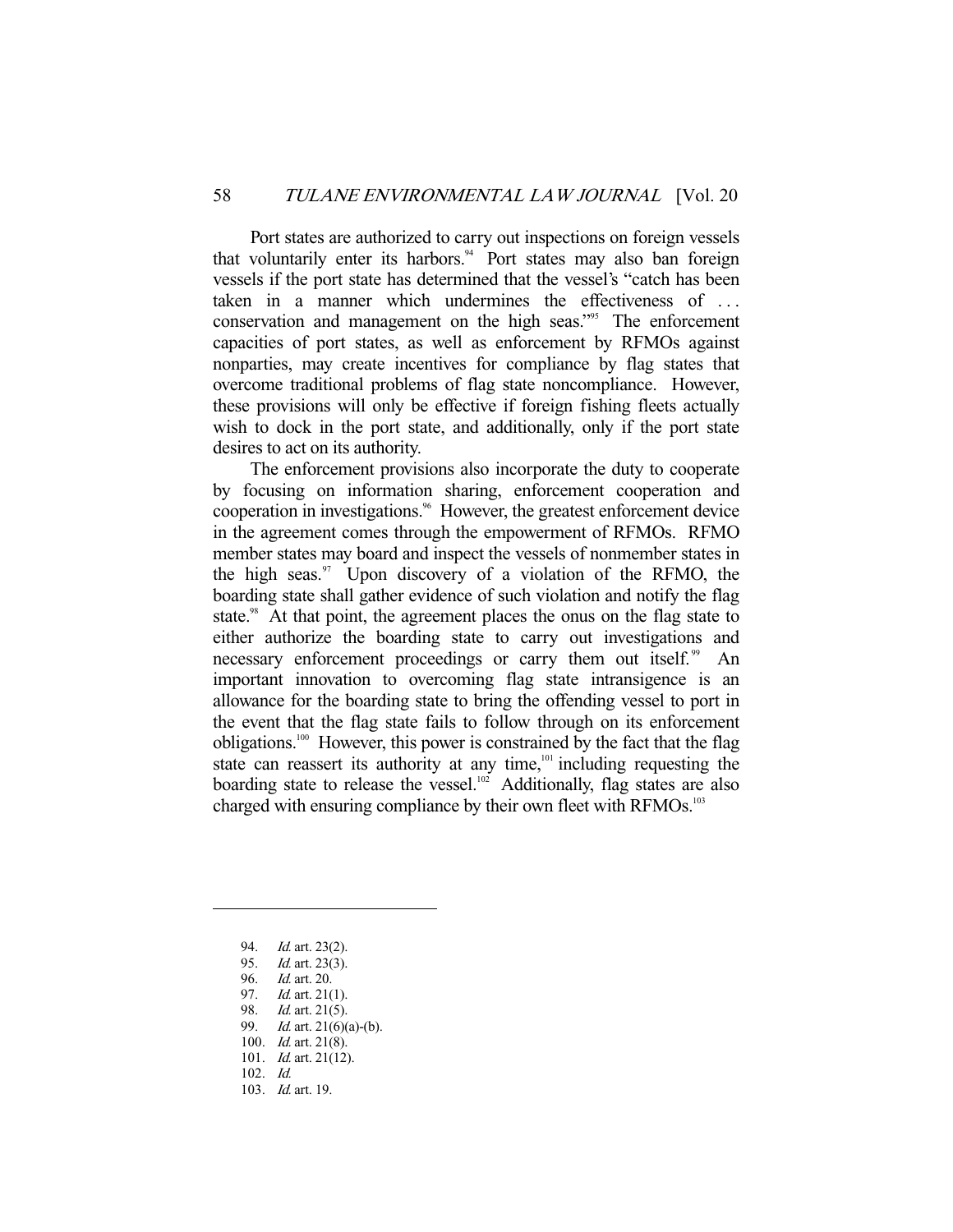Port states are authorized to carry out inspections on foreign vessels that voluntarily enter its harbors.[94] Port states may also ban foreign vessels if the port state has determined that the vessel's "catch has been taken in a manner which undermines the effectiveness of . . . conservation and management on the high seas."[95] The enforcement capacities of port states, as well as enforcement by RFMOs against nonparties, may create incentives for compliance by flag states that overcome traditional problems of flag state noncompliance. However, these provisions will only be effective if foreign fishing fleets actually wish to dock in the port state, and additionally, only if the port state desires to act on its authority.

The enforcement provisions also incorporate the duty to cooperate by focusing on information sharing, enforcement cooperation and cooperation in investigations.[96] However, the greatest enforcement device in the agreement comes through the empowerment of RFMOs. RFMO member states may board and inspect the vessels of nonmember states in the high seas.[97] Upon discovery of a violation of the RFMO, the boarding state shall gather evidence of such violation and notify the flag state.[98] At that point, the agreement places the onus on the flag state to either authorize the boarding state to carry out investigations and necessary enforcement proceedings or carry them out itself.[99] An important innovation to overcoming flag state intransigence is an allowance for the boarding state to bring the offending vessel to port in the event that the flag state fails to follow through on its enforcement obligations.[100] However, this power is constrained by the fact that the flag state can reassert its authority at any time,[101] including requesting the boarding state to release the vessel.[102] Additionally, flag states are also charged with ensuring compliance by their own fleet with RFMOs.[103]

---

94. *Id.* art. 23(2).
95. *Id.* art. 23(3).
96. *Id.* art. 20.
97. *Id.* art. 21(1).
98. *Id.* art. 21(5).
99. *Id.* art. 21(6)(a)-(b).
100. *Id.* art. 21(8).
101. *Id.* art. 21(12).
102. *Id.*
103. *Id.* art. 19.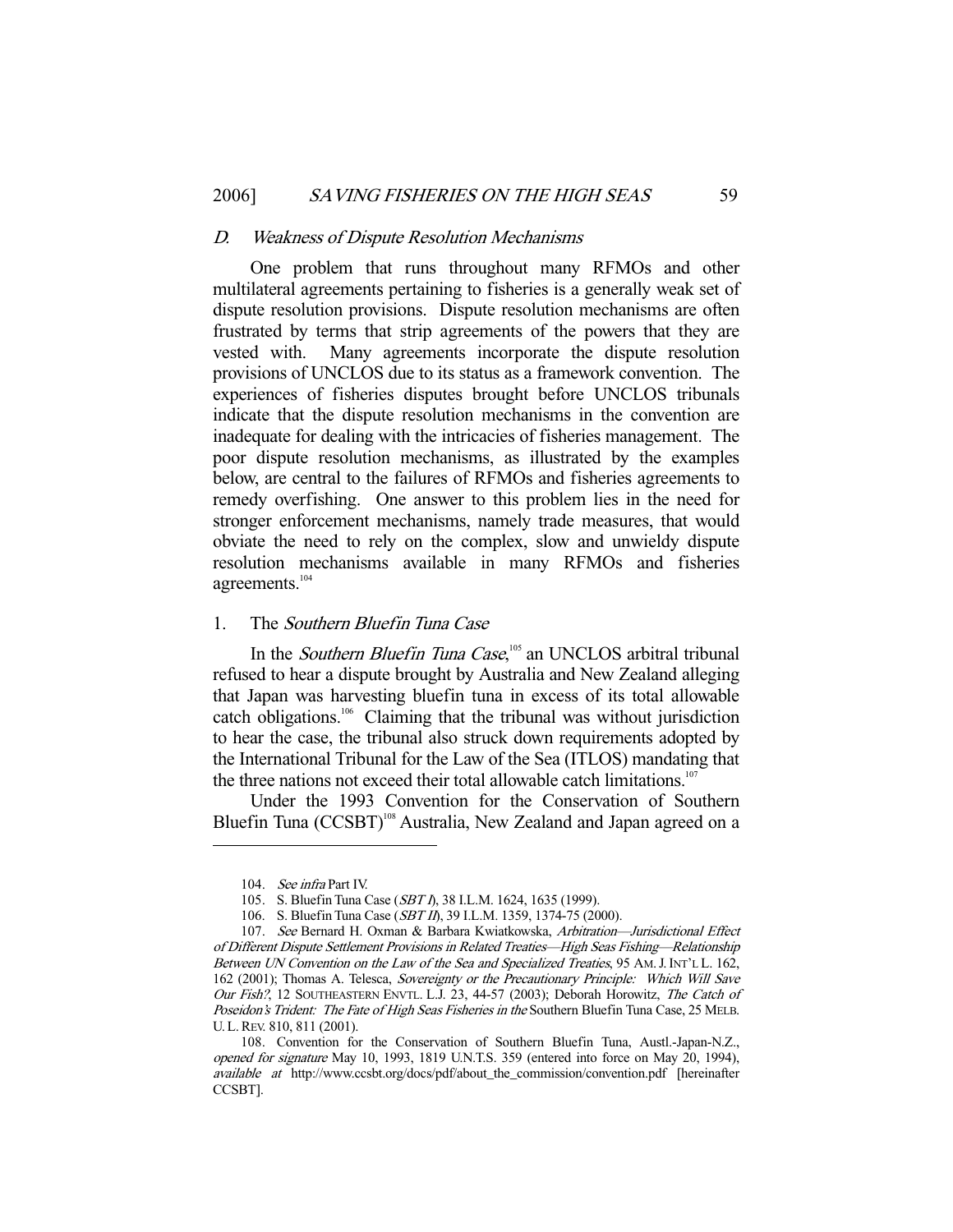### D. *Weakness of Dispute Resolution Mechanisms*

One problem that runs throughout many RFMOs and other multilateral agreements pertaining to fisheries is a generally weak set of dispute resolution provisions. Dispute resolution mechanisms are often frustrated by terms that strip agreements of the powers that they are vested with. Many agreements incorporate the dispute resolution provisions of UNCLOS due to its status as a framework convention. The experiences of fisheries disputes brought before UNCLOS tribunals indicate that the dispute resolution mechanisms in the convention are inadequate for dealing with the intricacies of fisheries management. The poor dispute resolution mechanisms, as illustrated by the examples below, are central to the failures of RFMOs and fisheries agreements to remedy overfishing. One answer to this problem lies in the need for stronger enforcement mechanisms, namely trade measures, that would obviate the need to rely on the complex, slow and unwieldy dispute resolution mechanisms available in many RFMOs and fisheries agreements.[104]

#### 1. The *Southern Bluefin Tuna Case*

In the *Southern Bluefin Tuna Case*,[105] an UNCLOS arbitral tribunal refused to hear a dispute brought by Australia and New Zealand alleging that Japan was harvesting bluefin tuna in excess of its total allowable catch obligations.[106] Claiming that the tribunal was without jurisdiction to hear the case, the tribunal also struck down requirements adopted by the International Tribunal for the Law of the Sea (ITLOS) mandating that the three nations not exceed their total allowable catch limitations.[107]

Under the 1993 Convention for the Conservation of Southern Bluefin Tuna (CCSBT)[108] Australia, New Zealand and Japan agreed on a

---

104. *See infra* Part IV.

105. S. Bluefin Tuna Case (*SBT I*), 38 I.L.M. 1624, 1635 (1999).

106. S. Bluefin Tuna Case (*SBT II*), 39 I.L.M. 1359, 1374-75 (2000).

107. *See* Bernard H. Oxman & Barbara Kwiatkowska, *Arbitration—Jurisdictional Effect of Different Dispute Settlement Provisions in Related Treaties—High Seas Fishing—Relationship Between UN Convention on the Law of the Sea and Specialized Treaties*, 95 AM. J. INT'L L. 162, 162 (2001); Thomas A. Telesca, *Sovereignty or the Precautionary Principle: Which Will Save Our Fish?*, 12 SOUTHEASTERN ENVTL. L.J. 23, 44-57 (2003); Deborah Horowitz, *The Catch of Poseidon's Trident: The Fate of High Seas Fisheries in the* Southern Bluefin Tuna Case, 25 MELB. U. L. REV. 810, 811 (2001).

108. Convention for the Conservation of Southern Bluefin Tuna, Austl.-Japan-N.Z., *opened for signature* May 10, 1993, 1819 U.N.T.S. 359 (entered into force on May 20, 1994), *available at* http://www.ccsbt.org/docs/pdf/about_the_commission/convention.pdf [hereinafter CCSBT].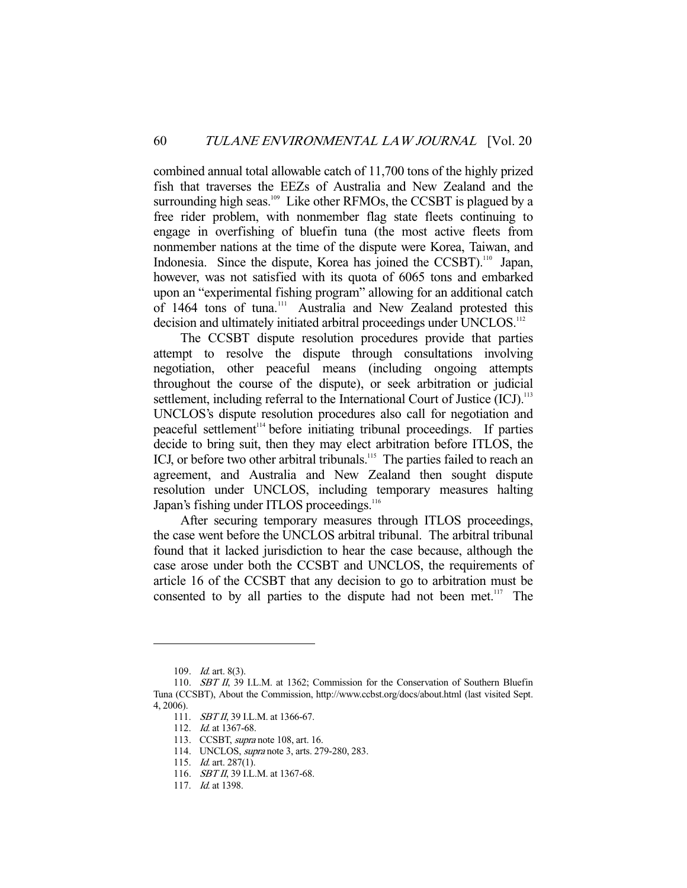combined annual total allowable catch of 11,700 tons of the highly prized fish that traverses the EEZs of Australia and New Zealand and the surrounding high seas.[109] Like other RFMOs, the CCSBT is plagued by a free rider problem, with nonmember flag state fleets continuing to engage in overfishing of bluefin tuna (the most active fleets from nonmember nations at the time of the dispute were Korea, Taiwan, and Indonesia. Since the dispute, Korea has joined the CCSBT).[110] Japan, however, was not satisfied with its quota of 6065 tons and embarked upon an "experimental fishing program" allowing for an additional catch of 1464 tons of tuna.[111] Australia and New Zealand protested this decision and ultimately initiated arbitral proceedings under UNCLOS.[112]

The CCSBT dispute resolution procedures provide that parties attempt to resolve the dispute through consultations involving negotiation, other peaceful means (including ongoing attempts throughout the course of the dispute), or seek arbitration or judicial settlement, including referral to the International Court of Justice (ICJ).[113] UNCLOS's dispute resolution procedures also call for negotiation and peaceful settlement[114] before initiating tribunal proceedings. If parties decide to bring suit, then they may elect arbitration before ITLOS, the ICJ, or before two other arbitral tribunals.[115] The parties failed to reach an agreement, and Australia and New Zealand then sought dispute resolution under UNCLOS, including temporary measures halting Japan's fishing under ITLOS proceedings.[116]

After securing temporary measures through ITLOS proceedings, the case went before the UNCLOS arbitral tribunal. The arbitral tribunal found that it lacked jurisdiction to hear the case because, although the case arose under both the CCSBT and UNCLOS, the requirements of article 16 of the CCSBT that any decision to go to arbitration must be consented to by all parties to the dispute had not been met.[117] The

---

109. *Id.* art. 8(3).

110. *SBT II*, 39 I.L.M. at 1362; Commission for the Conservation of Southern Bluefin Tuna (CCSBT), About the Commission, http://www.ccbst.org/docs/about.html (last visited Sept. 4, 2006).

111. *SBT II*, 39 I.L.M. at 1366-67.

112. *Id.* at 1367-68.

113. CCSBT, *supra* note 108, art. 16.

114. UNCLOS, *supra* note 3, arts. 279-280, 283.

115. *Id.* art. 287(1).

116. *SBT II*, 39 I.L.M. at 1367-68.

117. *Id.* at 1398.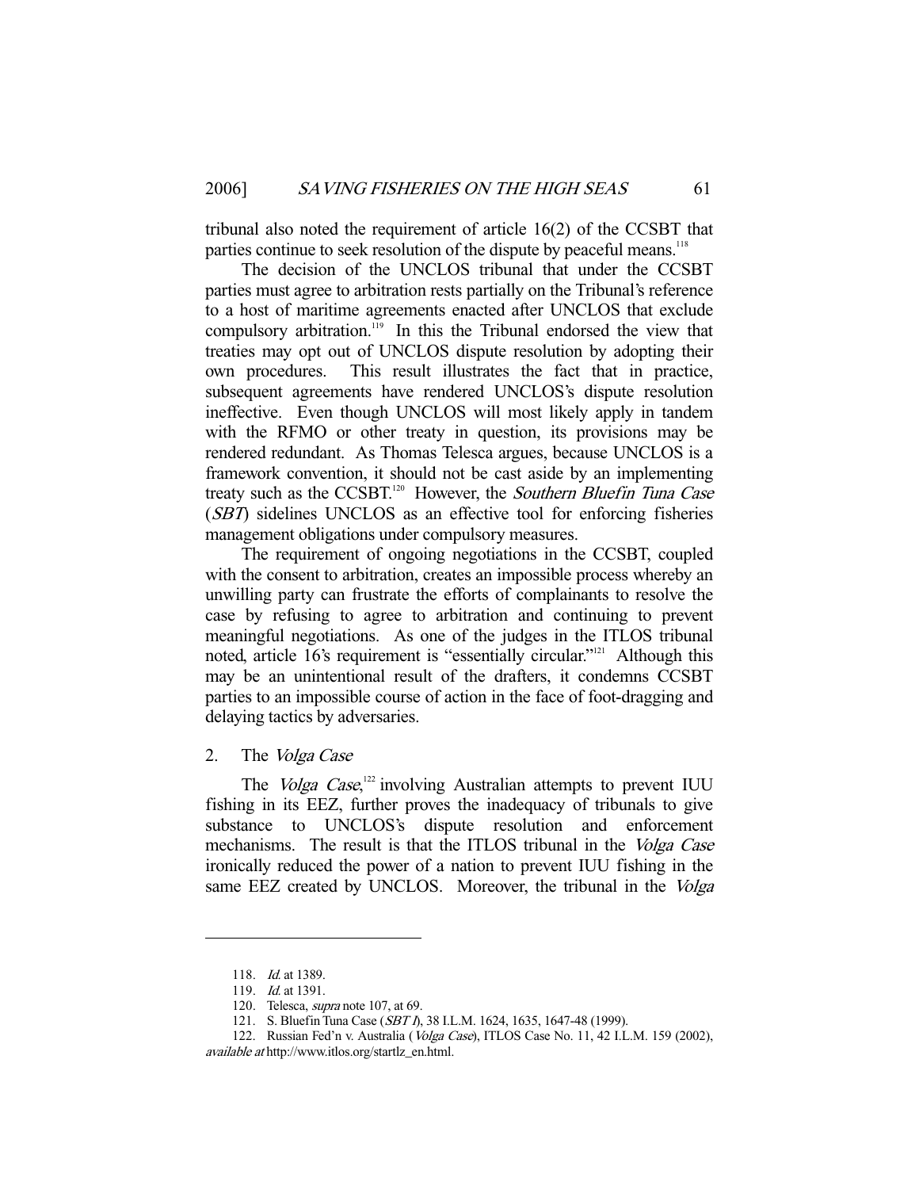tribunal also noted the requirement of article 16(2) of the CCSBT that parties continue to seek resolution of the dispute by peaceful means.[118]

The decision of the UNCLOS tribunal that under the CCSBT parties must agree to arbitration rests partially on the Tribunal's reference to a host of maritime agreements enacted after UNCLOS that exclude compulsory arbitration.[119] In this the Tribunal endorsed the view that treaties may opt out of UNCLOS dispute resolution by adopting their own procedures. This result illustrates the fact that in practice, subsequent agreements have rendered UNCLOS's dispute resolution ineffective. Even though UNCLOS will most likely apply in tandem with the RFMO or other treaty in question, its provisions may be rendered redundant. As Thomas Telesca argues, because UNCLOS is a framework convention, it should not be cast aside by an implementing treaty such as the CCSBT.[120] However, the *Southern Bluefin Tuna Case* (*SBT*) sidelines UNCLOS as an effective tool for enforcing fisheries management obligations under compulsory measures.

The requirement of ongoing negotiations in the CCSBT, coupled with the consent to arbitration, creates an impossible process whereby an unwilling party can frustrate the efforts of complainants to resolve the case by refusing to agree to arbitration and continuing to prevent meaningful negotiations. As one of the judges in the ITLOS tribunal noted, article 16's requirement is "essentially circular."[121] Although this may be an unintentional result of the drafters, it condemns CCSBT parties to an impossible course of action in the face of foot-dragging and delaying tactics by adversaries.

## 2. The *Volga Case*

The *Volga Case*,[122] involving Australian attempts to prevent IUU fishing in its EEZ, further proves the inadequacy of tribunals to give substance to UNCLOS's dispute resolution and enforcement mechanisms. The result is that the ITLOS tribunal in the *Volga Case* ironically reduced the power of a nation to prevent IUU fishing in the same EEZ created by UNCLOS. Moreover, the tribunal in the *Volga*

---

118. *Id.* at 1389.

119. *Id.* at 1391.

120. Telesca, *supra* note 107, at 69.

121. S. Bluefin Tuna Case (*SBT I*), 38 I.L.M. 1624, 1635, 1647-48 (1999).

122. Russian Fed'n v. Australia (*Volga Case*), ITLOS Case No. 11, 42 I.L.M. 159 (2002), *available at* http://www.itlos.org/startlz_en.html.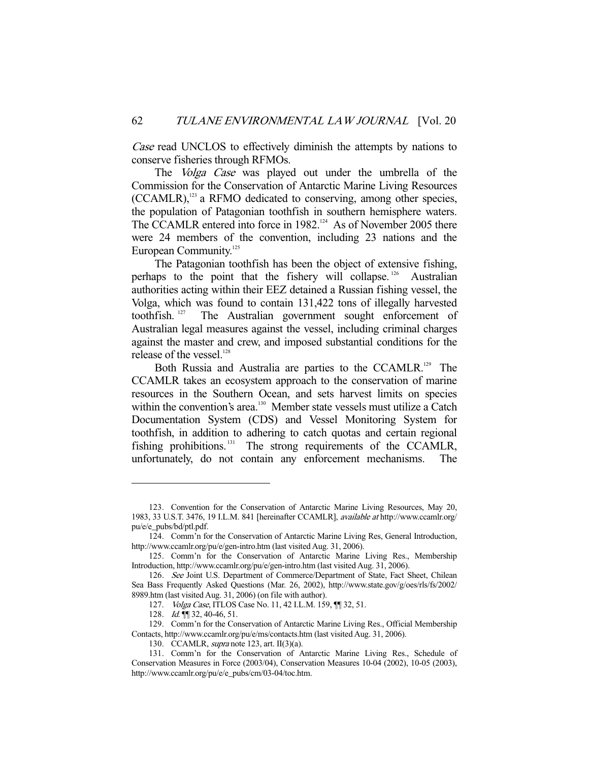*Case* read UNCLOS to effectively diminish the attempts by nations to conserve fisheries through RFMOs.

The *Volga Case* was played out under the umbrella of the Commission for the Conservation of Antarctic Marine Living Resources (CCAMLR),[123] a RFMO dedicated to conserving, among other species, the population of Patagonian toothfish in southern hemisphere waters. The CCAMLR entered into force in 1982.[124] As of November 2005 there were 24 members of the convention, including 23 nations and the European Community.[125]

The Patagonian toothfish has been the object of extensive fishing, perhaps to the point that the fishery will collapse.[126] Australian authorities acting within their EEZ detained a Russian fishing vessel, the Volga, which was found to contain 131,422 tons of illegally harvested toothfish.[127] The Australian government sought enforcement of Australian legal measures against the vessel, including criminal charges against the master and crew, and imposed substantial conditions for the release of the vessel.[128]

Both Russia and Australia are parties to the CCAMLR.[129] The CCAMLR takes an ecosystem approach to the conservation of marine resources in the Southern Ocean, and sets harvest limits on species within the convention's area.[130] Member state vessels must utilize a Catch Documentation System (CDS) and Vessel Monitoring System for toothfish, in addition to adhering to catch quotas and certain regional fishing prohibitions.[131] The strong requirements of the CCAMLR, unfortunately, do not contain any enforcement mechanisms. The

---

123. Convention for the Conservation of Antarctic Marine Living Resources, May 20, 1983, 33 U.S.T. 3476, 19 I.L.M. 841 [hereinafter CCAMLR], *available at* http://www.ccamlr.org/pu/e/e_pubs/bd/ptl.pdf.

124. Comm'n for the Conservation of Antarctic Marine Living Res, General Introduction, http://www.ccamlr.org/pu/e/gen-intro.htm (last visited Aug. 31, 2006).

125. Comm'n for the Conservation of Antarctic Marine Living Res., Membership Introduction, http://www.ccamlr.org/pu/e/gen-intro.htm (last visited Aug. 31, 2006).

126. *See* Joint U.S. Department of Commerce/Department of State, Fact Sheet, Chilean Sea Bass Frequently Asked Questions (Mar. 26, 2002), http://www.state.gov/g/oes/rls/fs/2002/8989.htm (last visited Aug. 31, 2006) (on file with author).

127. *Volga Case*, ITLOS Case No. 11, 42 I.L.M. 159, ¶¶ 32, 51.

128. *Id.* ¶¶ 32, 40-46, 51.

129. Comm'n for the Conservation of Antarctic Marine Living Res., Official Membership Contacts, http://www.ccamlr.org/pu/e/ms/contacts.htm (last visited Aug. 31, 2006).

130. CCAMLR, *supra* note 123, art. II(3)(a).

131. Comm'n for the Conservation of Antarctic Marine Living Res., Schedule of Conservation Measures in Force (2003/04), Conservation Measures 10-04 (2002), 10-05 (2003), http://www.ccamlr.org/pu/e/e_pubs/cm/03-04/toc.htm.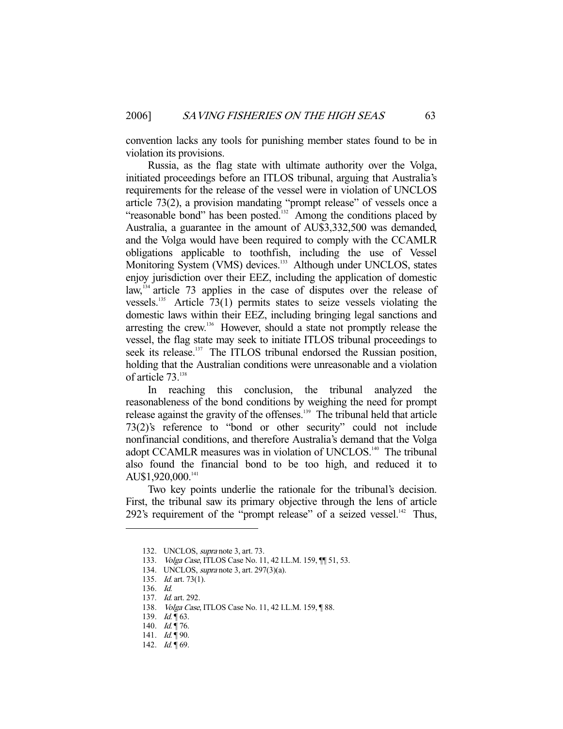convention lacks any tools for punishing member states found to be in violation its provisions.

Russia, as the flag state with ultimate authority over the Volga, initiated proceedings before an ITLOS tribunal, arguing that Australia's requirements for the release of the vessel were in violation of UNCLOS article 73(2), a provision mandating "prompt release" of vessels once a "reasonable bond" has been posted.[132] Among the conditions placed by Australia, a guarantee in the amount of AU$3,332,500 was demanded, and the Volga would have been required to comply with the CCAMLR obligations applicable to toothfish, including the use of Vessel Monitoring System (VMS) devices.[133] Although under UNCLOS, states enjoy jurisdiction over their EEZ, including the application of domestic law,[134] article 73 applies in the case of disputes over the release of vessels.[135] Article 73(1) permits states to seize vessels violating the domestic laws within their EEZ, including bringing legal sanctions and arresting the crew.[136] However, should a state not promptly release the vessel, the flag state may seek to initiate ITLOS tribunal proceedings to seek its release.[137] The ITLOS tribunal endorsed the Russian position, holding that the Australian conditions were unreasonable and a violation of article 73.[138]

In reaching this conclusion, the tribunal analyzed the reasonableness of the bond conditions by weighing the need for prompt release against the gravity of the offenses.[139] The tribunal held that article 73(2)'s reference to "bond or other security" could not include nonfinancial conditions, and therefore Australia's demand that the Volga adopt CCAMLR measures was in violation of UNCLOS.[140] The tribunal also found the financial bond to be too high, and reduced it to AU$1,920,000.[141]

Two key points underlie the rationale for the tribunal's decision. First, the tribunal saw its primary objective through the lens of article 292's requirement of the "prompt release" of a seized vessel.[142] Thus,

---

132. UNCLOS, *supra* note 3, art. 73.
133. *Volga Case*, ITLOS Case No. 11, 42 I.L.M. 159, ¶¶ 51, 53.
134. UNCLOS, *supra* note 3, art. 297(3)(a).
135. *Id.* art. 73(1).
136. *Id.*
137. *Id.* art. 292.
138. *Volga Case*, ITLOS Case No. 11, 42 I.L.M. 159, ¶ 88.
139. *Id.* ¶ 63.
140. *Id.* ¶ 76.
141. *Id.* ¶ 90.
142. *Id.* ¶ 69.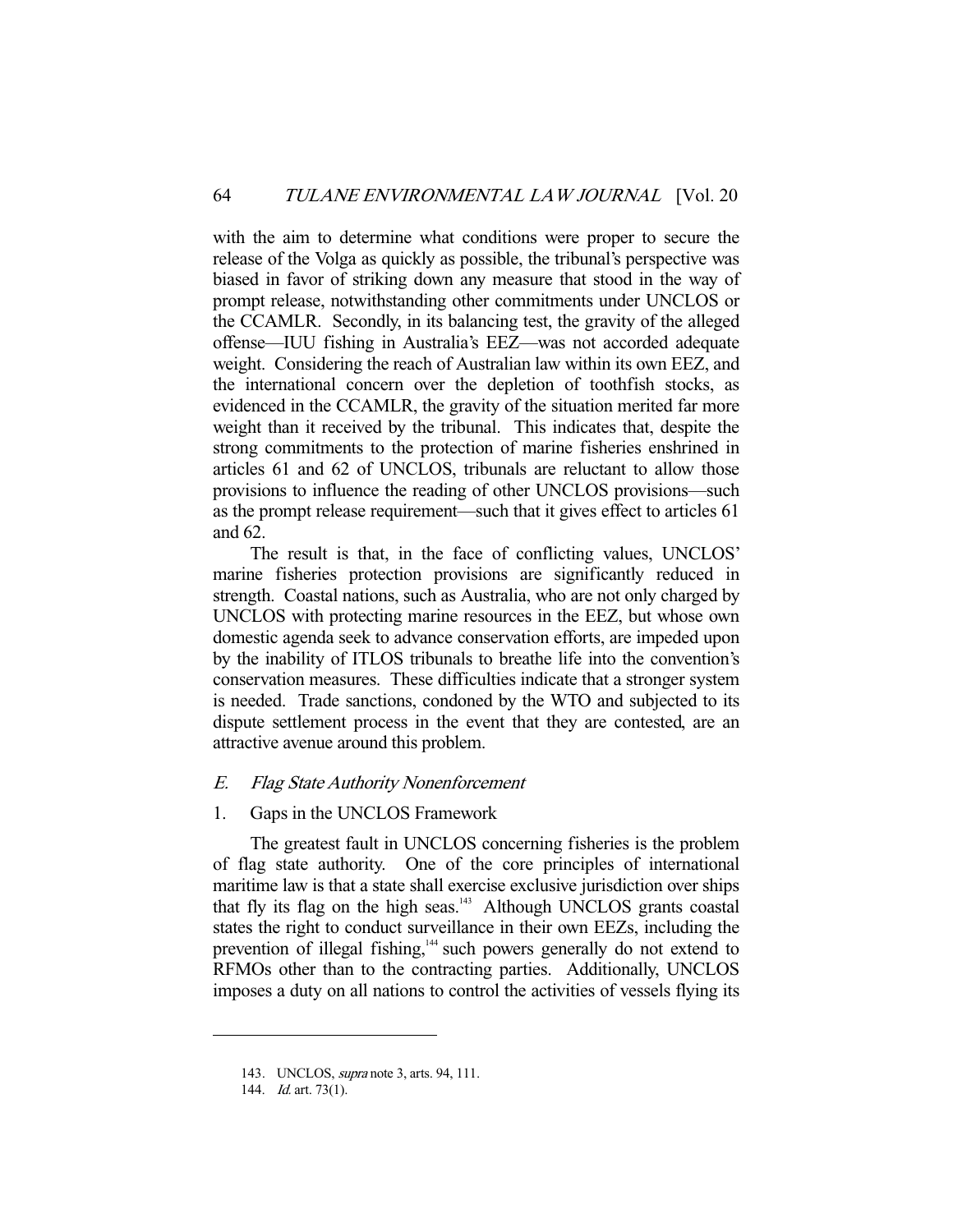with the aim to determine what conditions were proper to secure the release of the Volga as quickly as possible, the tribunal's perspective was biased in favor of striking down any measure that stood in the way of prompt release, notwithstanding other commitments under UNCLOS or the CCAMLR. Secondly, in its balancing test, the gravity of the alleged offense—IUU fishing in Australia's EEZ—was not accorded adequate weight. Considering the reach of Australian law within its own EEZ, and the international concern over the depletion of toothfish stocks, as evidenced in the CCAMLR, the gravity of the situation merited far more weight than it received by the tribunal. This indicates that, despite the strong commitments to the protection of marine fisheries enshrined in articles 61 and 62 of UNCLOS, tribunals are reluctant to allow those provisions to influence the reading of other UNCLOS provisions—such as the prompt release requirement—such that it gives effect to articles 61 and 62.

The result is that, in the face of conflicting values, UNCLOS' marine fisheries protection provisions are significantly reduced in strength. Coastal nations, such as Australia, who are not only charged by UNCLOS with protecting marine resources in the EEZ, but whose own domestic agenda seek to advance conservation efforts, are impeded upon by the inability of ITLOS tribunals to breathe life into the convention's conservation measures. These difficulties indicate that a stronger system is needed. Trade sanctions, condoned by the WTO and subjected to its dispute settlement process in the event that they are contested, are an attractive avenue around this problem.

### *E. Flag State Authority Nonenforcement*

#### 1. Gaps in the UNCLOS Framework

The greatest fault in UNCLOS concerning fisheries is the problem of flag state authority. One of the core principles of international maritime law is that a state shall exercise exclusive jurisdiction over ships that fly its flag on the high seas.[143] Although UNCLOS grants coastal states the right to conduct surveillance in their own EEZs, including the prevention of illegal fishing,[144] such powers generally do not extend to RFMOs other than to the contracting parties. Additionally, UNCLOS imposes a duty on all nations to control the activities of vessels flying its

---

143. UNCLOS, *supra* note 3, arts. 94, 111.

144. *Id.* art. 73(1).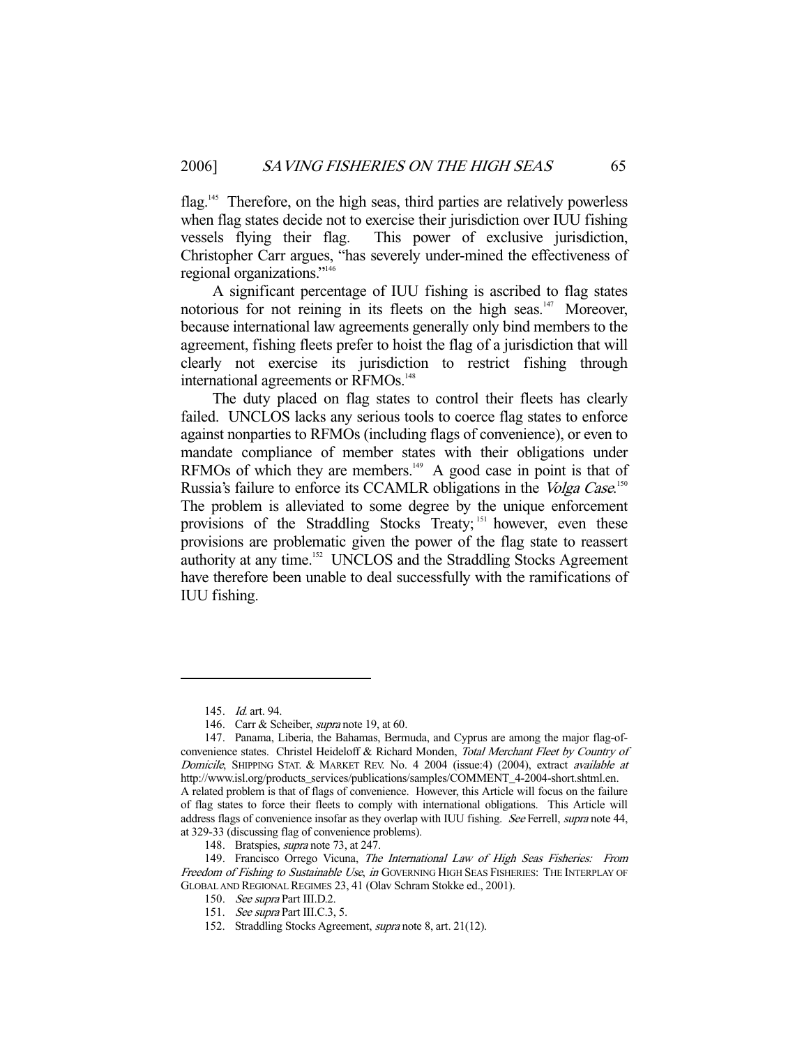flag.[145] Therefore, on the high seas, third parties are relatively powerless when flag states decide not to exercise their jurisdiction over IUU fishing vessels flying their flag. This power of exclusive jurisdiction, Christopher Carr argues, "has severely under-mined the effectiveness of regional organizations."[146]

A significant percentage of IUU fishing is ascribed to flag states notorious for not reining in its fleets on the high seas.[147] Moreover, because international law agreements generally only bind members to the agreement, fishing fleets prefer to hoist the flag of a jurisdiction that will clearly not exercise its jurisdiction to restrict fishing through international agreements or RFMOs.[148]

The duty placed on flag states to control their fleets has clearly failed. UNCLOS lacks any serious tools to coerce flag states to enforce against nonparties to RFMOs (including flags of convenience), or even to mandate compliance of member states with their obligations under RFMOs of which they are members.[149] A good case in point is that of Russia's failure to enforce its CCAMLR obligations in the *Volga Case*.[150] The problem is alleviated to some degree by the unique enforcement provisions of the Straddling Stocks Treaty;[151] however, even these provisions are problematic given the power of the flag state to reassert authority at any time.[152] UNCLOS and the Straddling Stocks Agreement have therefore been unable to deal successfully with the ramifications of IUU fishing.

---

145. *Id.* art. 94.

146. Carr & Scheiber, *supra* note 19, at 60.

147. Panama, Liberia, the Bahamas, Bermuda, and Cyprus are among the major flag-of-convenience states. Christel Heideloff & Richard Monden, *Total Merchant Fleet by Country of Domicile*, SHIPPING STAT. & MARKET REV. No. 4 2004 (issue:4) (2004), extract *available at* http://www.isl.org/products_services/publications/samples/COMMENT_4-2004-short.shtml.en. A related problem is that of flags of convenience. However, this Article will focus on the failure of flag states to force their fleets to comply with international obligations. This Article will address flags of convenience insofar as they overlap with IUU fishing. *See* Ferrell, *supra* note 44, at 329-33 (discussing flag of convenience problems).

148. Bratspies, *supra* note 73, at 247.

149. Francisco Orrego Vicuna, *The International Law of High Seas Fisheries: From Freedom of Fishing to Sustainable Use*, *in* GOVERNING HIGH SEAS FISHERIES: THE INTERPLAY OF GLOBAL AND REGIONAL REGIMES 23, 41 (Olav Schram Stokke ed., 2001).

150. *See supra* Part III.D.2.

151. *See supra* Part III.C.3, 5.

152. Straddling Stocks Agreement, *supra* note 8, art. 21(12).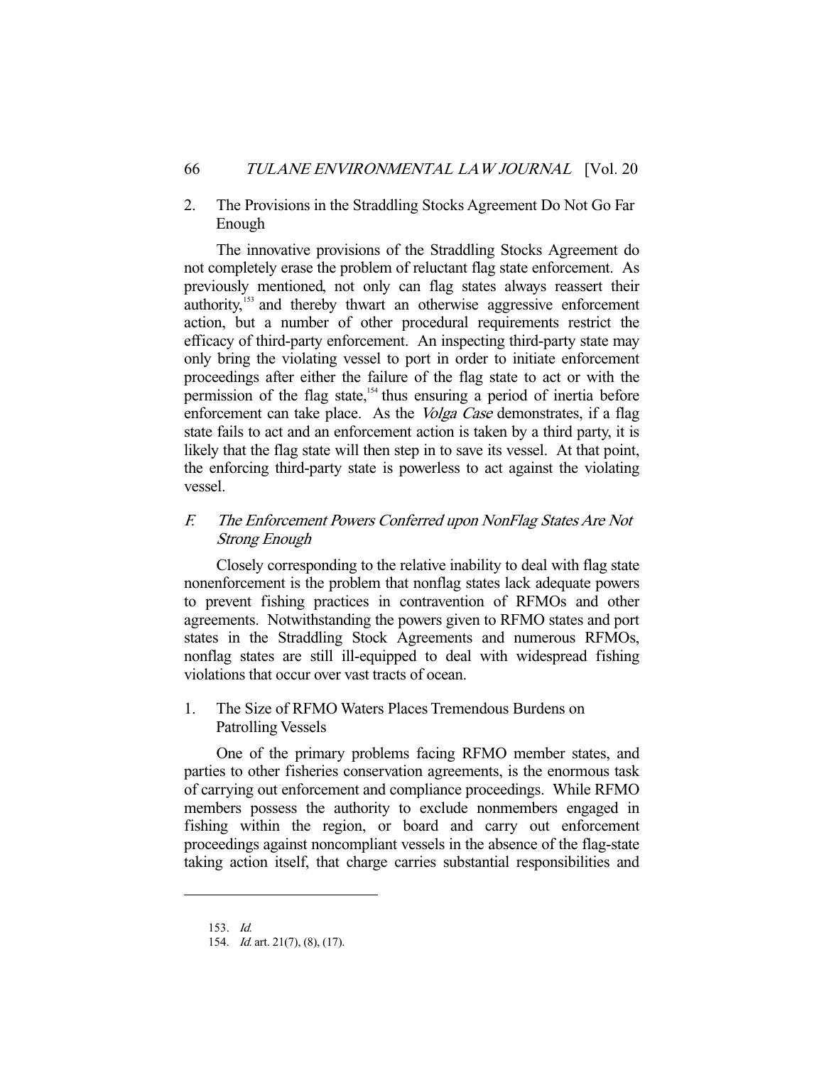### 2. The Provisions in the Straddling Stocks Agreement Do Not Go Far Enough

The innovative provisions of the Straddling Stocks Agreement do not completely erase the problem of reluctant flag state enforcement. As previously mentioned, not only can flag states always reassert their authority,[153] and thereby thwart an otherwise aggressive enforcement action, but a number of other procedural requirements restrict the efficacy of third-party enforcement. An inspecting third-party state may only bring the violating vessel to port in order to initiate enforcement proceedings after either the failure of the flag state to act or with the permission of the flag state,[154] thus ensuring a period of inertia before enforcement can take place. As the *Volga Case* demonstrates, if a flag state fails to act and an enforcement action is taken by a third party, it is likely that the flag state will then step in to save its vessel. At that point, the enforcing third-party state is powerless to act against the violating vessel.

## *F. The Enforcement Powers Conferred upon NonFlag States Are Not Strong Enough*

Closely corresponding to the relative inability to deal with flag state nonenforcement is the problem that nonflag states lack adequate powers to prevent fishing practices in contravention of RFMOs and other agreements. Notwithstanding the powers given to RFMO states and port states in the Straddling Stock Agreements and numerous RFMOs, nonflag states are still ill-equipped to deal with widespread fishing violations that occur over vast tracts of ocean.

### 1. The Size of RFMO Waters Places Tremendous Burdens on Patrolling Vessels

One of the primary problems facing RFMO member states, and parties to other fisheries conservation agreements, is the enormous task of carrying out enforcement and compliance proceedings. While RFMO members possess the authority to exclude nonmembers engaged in fishing within the region, or board and carry out enforcement proceedings against noncompliant vessels in the absence of the flag-state taking action itself, that charge carries substantial responsibilities and

---

153. *Id.*

154. *Id.* art. 21(7), (8), (17).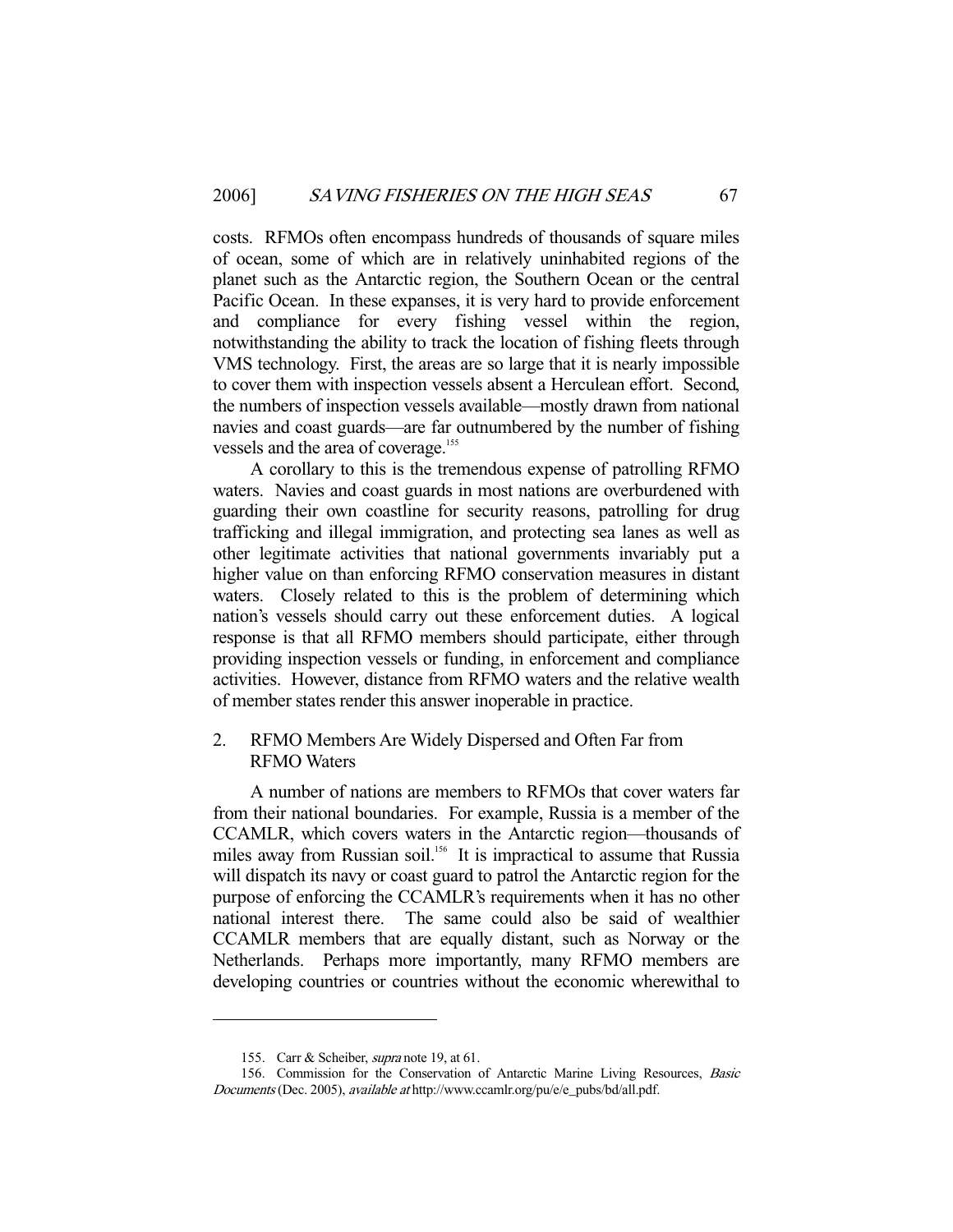costs. RFMOs often encompass hundreds of thousands of square miles of ocean, some of which are in relatively uninhabited regions of the planet such as the Antarctic region, the Southern Ocean or the central Pacific Ocean. In these expanses, it is very hard to provide enforcement and compliance for every fishing vessel within the region, notwithstanding the ability to track the location of fishing fleets through VMS technology. First, the areas are so large that it is nearly impossible to cover them with inspection vessels absent a Herculean effort. Second, the numbers of inspection vessels available—mostly drawn from national navies and coast guards—are far outnumbered by the number of fishing vessels and the area of coverage.[155]

A corollary to this is the tremendous expense of patrolling RFMO waters. Navies and coast guards in most nations are overburdened with guarding their own coastline for security reasons, patrolling for drug trafficking and illegal immigration, and protecting sea lanes as well as other legitimate activities that national governments invariably put a higher value on than enforcing RFMO conservation measures in distant waters. Closely related to this is the problem of determining which nation's vessels should carry out these enforcement duties. A logical response is that all RFMO members should participate, either through providing inspection vessels or funding, in enforcement and compliance activities. However, distance from RFMO waters and the relative wealth of member states render this answer inoperable in practice.

### 2. RFMO Members Are Widely Dispersed and Often Far from RFMO Waters

A number of nations are members to RFMOs that cover waters far from their national boundaries. For example, Russia is a member of the CCAMLR, which covers waters in the Antarctic region—thousands of miles away from Russian soil.[156] It is impractical to assume that Russia will dispatch its navy or coast guard to patrol the Antarctic region for the purpose of enforcing the CCAMLR's requirements when it has no other national interest there. The same could also be said of wealthier CCAMLR members that are equally distant, such as Norway or the Netherlands. Perhaps more importantly, many RFMO members are developing countries or countries without the economic wherewithal to

---

155. Carr & Scheiber, *supra* note 19, at 61.

156. Commission for the Conservation of Antarctic Marine Living Resources, *Basic Documents* (Dec. 2005), *available at* http://www.ccamlr.org/pu/e/e_pubs/bd/all.pdf.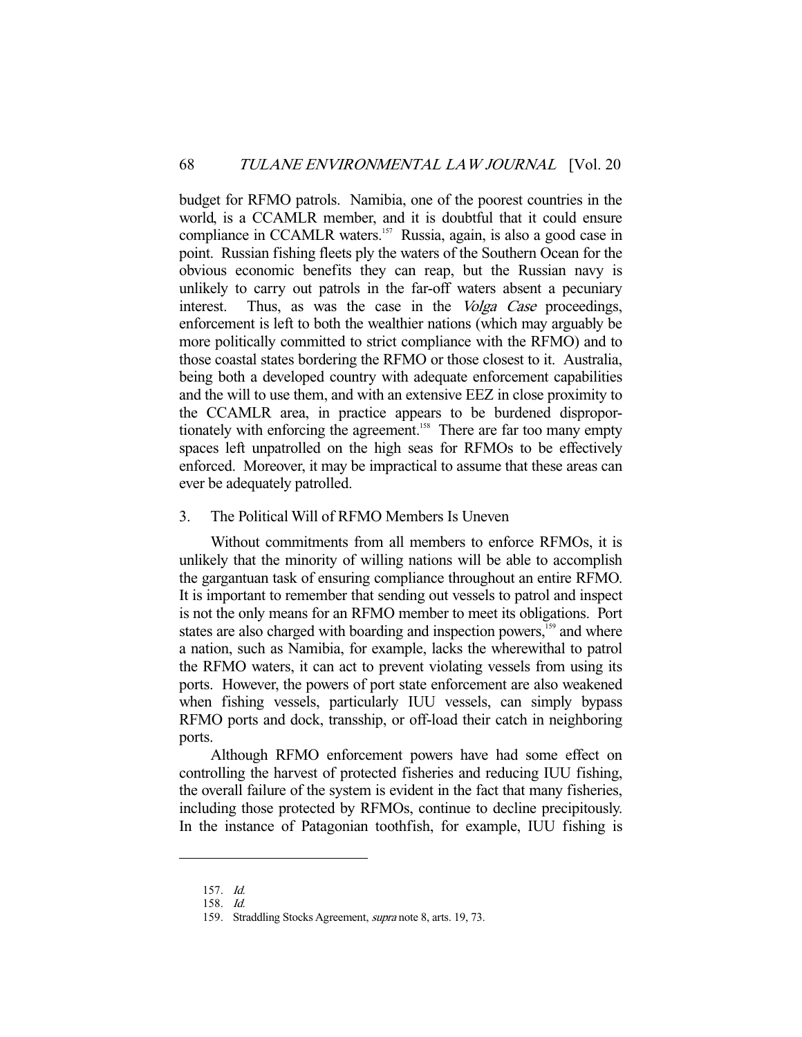budget for RFMO patrols. Namibia, one of the poorest countries in the world, is a CCAMLR member, and it is doubtful that it could ensure compliance in CCAMLR waters.[157] Russia, again, is also a good case in point. Russian fishing fleets ply the waters of the Southern Ocean for the obvious economic benefits they can reap, but the Russian navy is unlikely to carry out patrols in the far-off waters absent a pecuniary interest. Thus, as was the case in the *Volga Case* proceedings, enforcement is left to both the wealthier nations (which may arguably be more politically committed to strict compliance with the RFMO) and to those coastal states bordering the RFMO or those closest to it. Australia, being both a developed country with adequate enforcement capabilities and the will to use them, and with an extensive EEZ in close proximity to the CCAMLR area, in practice appears to be burdened disproportionately with enforcing the agreement.[158] There are far too many empty spaces left unpatrolled on the high seas for RFMOs to be effectively enforced. Moreover, it may be impractical to assume that these areas can ever be adequately patrolled.

### 3. The Political Will of RFMO Members Is Uneven

Without commitments from all members to enforce RFMOs, it is unlikely that the minority of willing nations will be able to accomplish the gargantuan task of ensuring compliance throughout an entire RFMO. It is important to remember that sending out vessels to patrol and inspect is not the only means for an RFMO member to meet its obligations. Port states are also charged with boarding and inspection powers,[159] and where a nation, such as Namibia, for example, lacks the wherewithal to patrol the RFMO waters, it can act to prevent violating vessels from using its ports. However, the powers of port state enforcement are also weakened when fishing vessels, particularly IUU vessels, can simply bypass RFMO ports and dock, transship, or off-load their catch in neighboring ports.

Although RFMO enforcement powers have had some effect on controlling the harvest of protected fisheries and reducing IUU fishing, the overall failure of the system is evident in the fact that many fisheries, including those protected by RFMOs, continue to decline precipitously. In the instance of Patagonian toothfish, for example, IUU fishing is

---

157. *Id.*

158. *Id.*

159. Straddling Stocks Agreement, *supra* note 8, arts. 19, 73.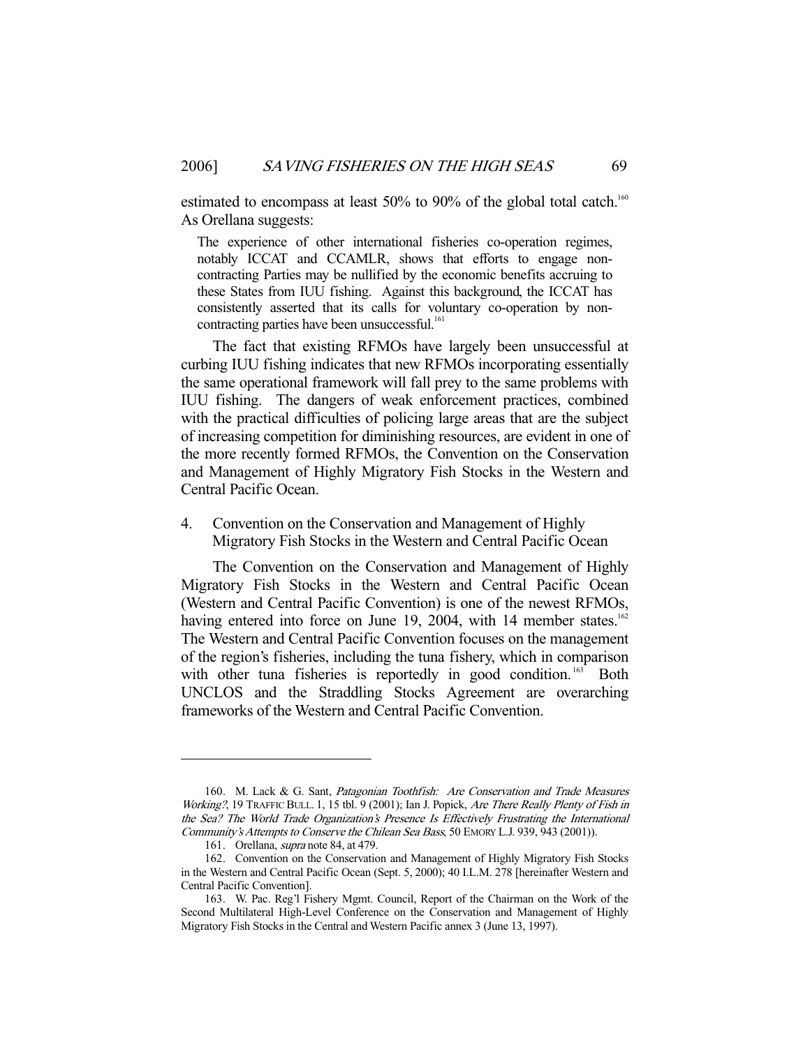estimated to encompass at least 50% to 90% of the global total catch.[160] As Orellana suggests:

> The experience of other international fisheries co-operation regimes, notably ICCAT and CCAMLR, shows that efforts to engage non-contracting Parties may be nullified by the economic benefits accruing to these States from IUU fishing. Against this background, the ICCAT has consistently asserted that its calls for voluntary co-operation by non-contracting parties have been unsuccessful.[161]

The fact that existing RFMOs have largely been unsuccessful at curbing IUU fishing indicates that new RFMOs incorporating essentially the same operational framework will fall prey to the same problems with IUU fishing. The dangers of weak enforcement practices, combined with the practical difficulties of policing large areas that are the subject of increasing competition for diminishing resources, are evident in one of the more recently formed RFMOs, the Convention on the Conservation and Management of Highly Migratory Fish Stocks in the Western and Central Pacific Ocean.

### 4. Convention on the Conservation and Management of Highly Migratory Fish Stocks in the Western and Central Pacific Ocean

The Convention on the Conservation and Management of Highly Migratory Fish Stocks in the Western and Central Pacific Ocean (Western and Central Pacific Convention) is one of the newest RFMOs, having entered into force on June 19, 2004, with 14 member states.[162] The Western and Central Pacific Convention focuses on the management of the region's fisheries, including the tuna fishery, which in comparison with other tuna fisheries is reportedly in good condition.[163] Both UNCLOS and the Straddling Stocks Agreement are overarching frameworks of the Western and Central Pacific Convention.

---

160. M. Lack & G. Sant, *Patagonian Toothfish: Are Conservation and Trade Measures Working?*, 19 TRAFFIC BULL. 1, 15 tbl. 9 (2001); Ian J. Popick, *Are There Really Plenty of Fish in the Sea? The World Trade Organization's Presence Is Effectively Frustrating the International Community's Attempts to Conserve the Chilean Sea Bass*, 50 EMORY L.J. 939, 943 (2001)).

161. Orellana, *supra* note 84, at 479.

162. Convention on the Conservation and Management of Highly Migratory Fish Stocks in the Western and Central Pacific Ocean (Sept. 5, 2000); 40 I.L.M. 278 [hereinafter Western and Central Pacific Convention].

163. W. Pac. Reg'l Fishery Mgmt. Council, Report of the Chairman on the Work of the Second Multilateral High-Level Conference on the Conservation and Management of Highly Migratory Fish Stocks in the Central and Western Pacific annex 3 (June 13, 1997).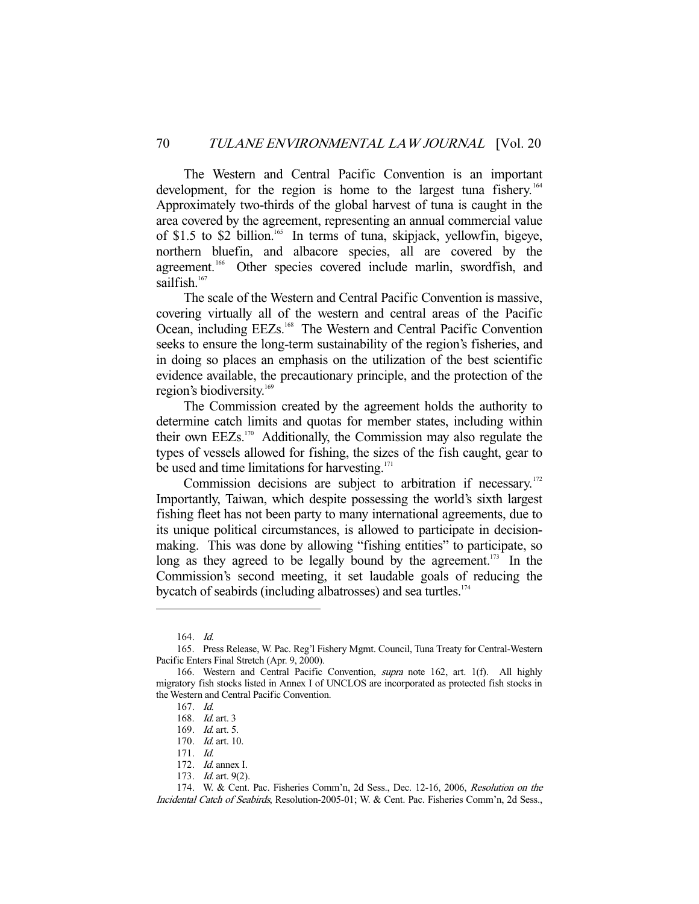The Western and Central Pacific Convention is an important development, for the region is home to the largest tuna fishery.[164] Approximately two-thirds of the global harvest of tuna is caught in the area covered by the agreement, representing an annual commercial value of \$1.5 to \$2 billion.[165] In terms of tuna, skipjack, yellowfin, bigeye, northern bluefin, and albacore species, all are covered by the agreement.[166] Other species covered include marlin, swordfish, and sailfish.[167]

The scale of the Western and Central Pacific Convention is massive, covering virtually all of the western and central areas of the Pacific Ocean, including EEZs.[168] The Western and Central Pacific Convention seeks to ensure the long-term sustainability of the region's fisheries, and in doing so places an emphasis on the utilization of the best scientific evidence available, the precautionary principle, and the protection of the region's biodiversity.[169]

The Commission created by the agreement holds the authority to determine catch limits and quotas for member states, including within their own EEZs.[170] Additionally, the Commission may also regulate the types of vessels allowed for fishing, the sizes of the fish caught, gear to be used and time limitations for harvesting.[171]

Commission decisions are subject to arbitration if necessary.[172] Importantly, Taiwan, which despite possessing the world's sixth largest fishing fleet has not been party to many international agreements, due to its unique political circumstances, is allowed to participate in decision-making. This was done by allowing "fishing entities" to participate, so long as they agreed to be legally bound by the agreement.[173] In the Commission's second meeting, it set laudable goals of reducing the bycatch of seabirds (including albatrosses) and sea turtles.[174]

---

164. *Id.*

165. Press Release, W. Pac. Reg'l Fishery Mgmt. Council, Tuna Treaty for Central-Western Pacific Enters Final Stretch (Apr. 9, 2000).

166. Western and Central Pacific Convention, *supra* note 162, art. 1(f). All highly migratory fish stocks listed in Annex I of UNCLOS are incorporated as protected fish stocks in the Western and Central Pacific Convention.

167. *Id.*

168. *Id.* art. 3

169. *Id.* art. 5.

170. *Id.* art. 10.

171. *Id.*

172. *Id.* annex I.

173. *Id.* art. 9(2).

174. W. & Cent. Pac. Fisheries Comm'n, 2d Sess., Dec. 12-16, 2006, *Resolution on the Incidental Catch of Seabirds*, Resolution-2005-01; W. & Cent. Pac. Fisheries Comm'n, 2d Sess.,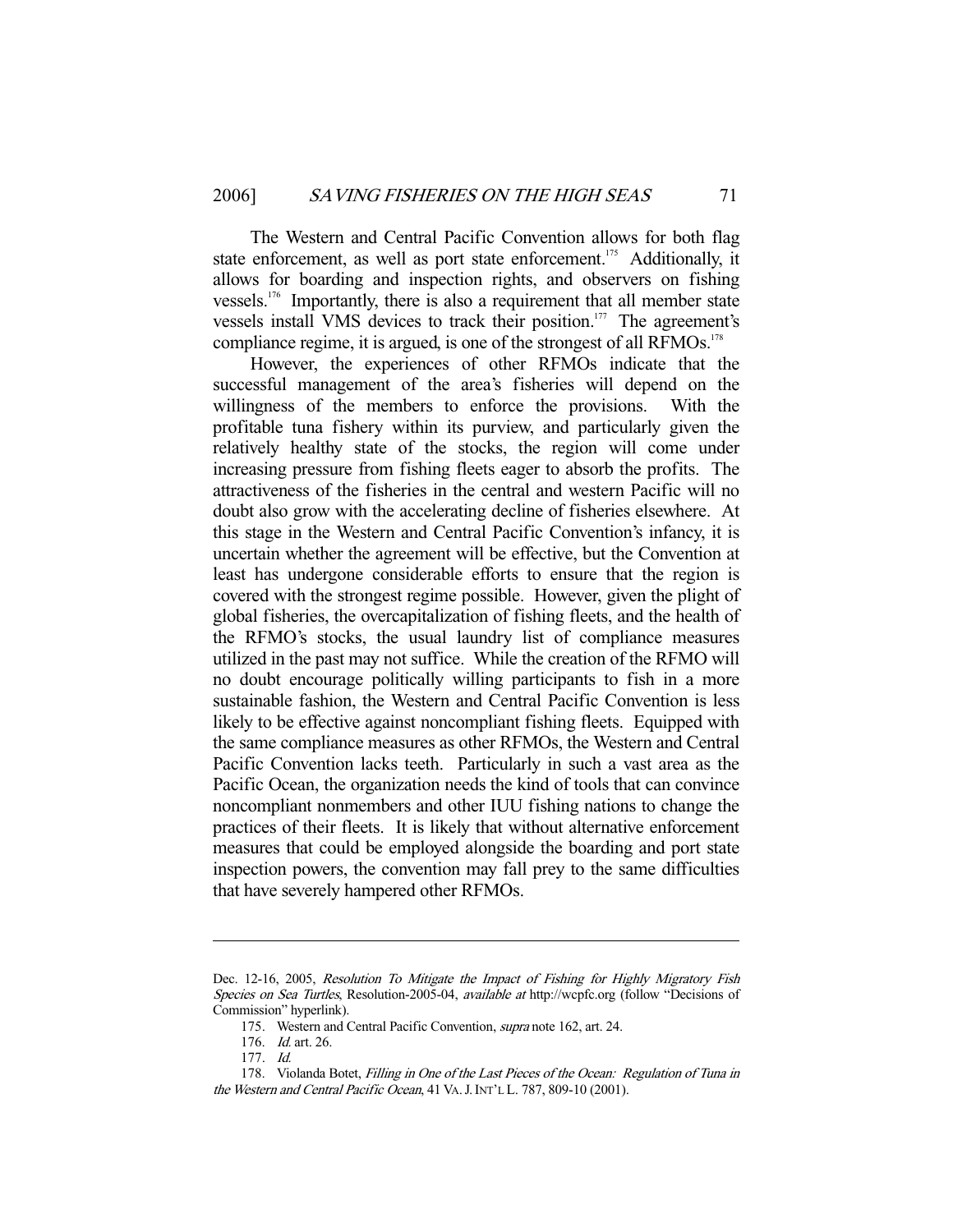The Western and Central Pacific Convention allows for both flag state enforcement, as well as port state enforcement.[175] Additionally, it allows for boarding and inspection rights, and observers on fishing vessels.[176] Importantly, there is also a requirement that all member state vessels install VMS devices to track their position.[177] The agreement's compliance regime, it is argued, is one of the strongest of all RFMOs.[178]

However, the experiences of other RFMOs indicate that the successful management of the area's fisheries will depend on the willingness of the members to enforce the provisions. With the profitable tuna fishery within its purview, and particularly given the relatively healthy state of the stocks, the region will come under increasing pressure from fishing fleets eager to absorb the profits. The attractiveness of the fisheries in the central and western Pacific will no doubt also grow with the accelerating decline of fisheries elsewhere. At this stage in the Western and Central Pacific Convention's infancy, it is uncertain whether the agreement will be effective, but the Convention at least has undergone considerable efforts to ensure that the region is covered with the strongest regime possible. However, given the plight of global fisheries, the overcapitalization of fishing fleets, and the health of the RFMO's stocks, the usual laundry list of compliance measures utilized in the past may not suffice. While the creation of the RFMO will no doubt encourage politically willing participants to fish in a more sustainable fashion, the Western and Central Pacific Convention is less likely to be effective against noncompliant fishing fleets. Equipped with the same compliance measures as other RFMOs, the Western and Central Pacific Convention lacks teeth. Particularly in such a vast area as the Pacific Ocean, the organization needs the kind of tools that can convince noncompliant nonmembers and other IUU fishing nations to change the practices of their fleets. It is likely that without alternative enforcement measures that could be employed alongside the boarding and port state inspection powers, the convention may fall prey to the same difficulties that have severely hampered other RFMOs.

---

Dec. 12-16, 2005, *Resolution To Mitigate the Impact of Fishing for Highly Migratory Fish Species on Sea Turtles*, Resolution-2005-04, *available at* http://wcpfc.org (follow "Decisions of Commission" hyperlink).

175. Western and Central Pacific Convention, *supra* note 162, art. 24.

176. *Id.* art. 26.

177. *Id.*

178. Violanda Botet, *Filling in One of the Last Pieces of the Ocean: Regulation of Tuna in the Western and Central Pacific Ocean*, 41 VA. J. INT'L L. 787, 809-10 (2001).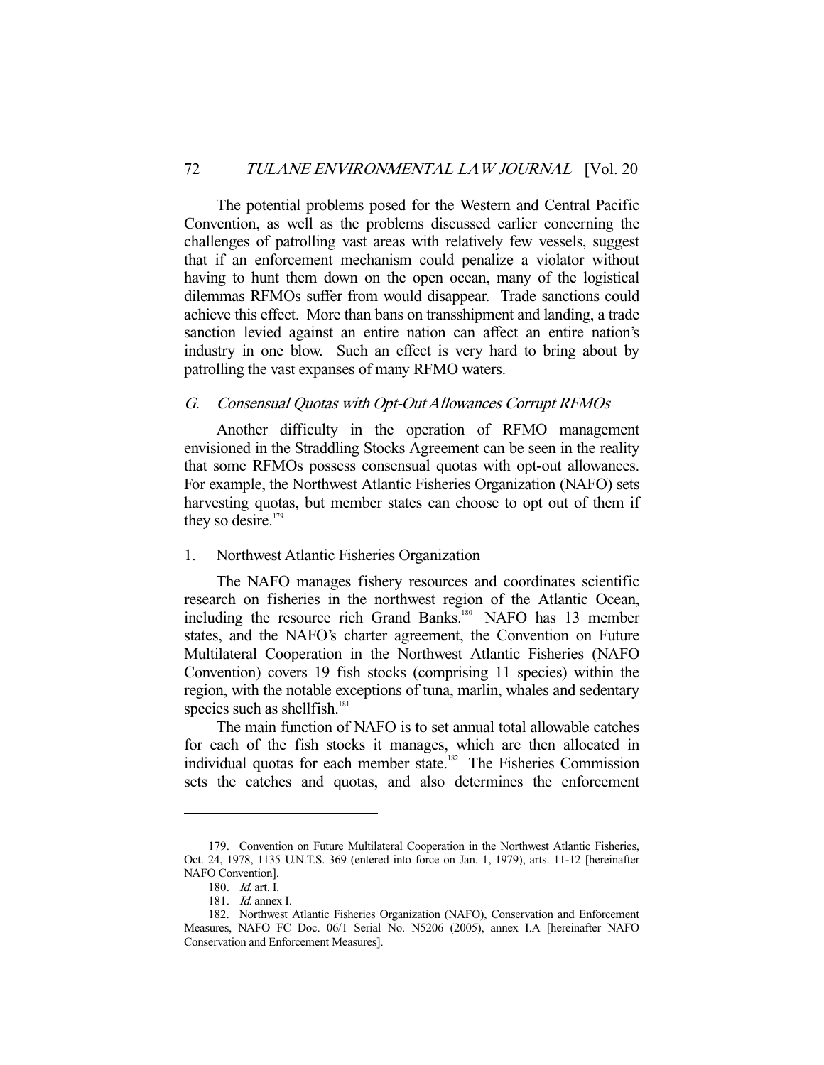The potential problems posed for the Western and Central Pacific Convention, as well as the problems discussed earlier concerning the challenges of patrolling vast areas with relatively few vessels, suggest that if an enforcement mechanism could penalize a violator without having to hunt them down on the open ocean, many of the logistical dilemmas RFMOs suffer from would disappear. Trade sanctions could achieve this effect. More than bans on transshipment and landing, a trade sanction levied against an entire nation can affect an entire nation's industry in one blow. Such an effect is very hard to bring about by patrolling the vast expanses of many RFMO waters.

### G. *Consensual Quotas with Opt-Out Allowances Corrupt RFMOs*

Another difficulty in the operation of RFMO management envisioned in the Straddling Stocks Agreement can be seen in the reality that some RFMOs possess consensual quotas with opt-out allowances. For example, the Northwest Atlantic Fisheries Organization (NAFO) sets harvesting quotas, but member states can choose to opt out of them if they so desire.[179]

#### 1. Northwest Atlantic Fisheries Organization

The NAFO manages fishery resources and coordinates scientific research on fisheries in the northwest region of the Atlantic Ocean, including the resource rich Grand Banks.[180] NAFO has 13 member states, and the NAFO's charter agreement, the Convention on Future Multilateral Cooperation in the Northwest Atlantic Fisheries (NAFO Convention) covers 19 fish stocks (comprising 11 species) within the region, with the notable exceptions of tuna, marlin, whales and sedentary species such as shellfish.[181]

The main function of NAFO is to set annual total allowable catches for each of the fish stocks it manages, which are then allocated in individual quotas for each member state.[182] The Fisheries Commission sets the catches and quotas, and also determines the enforcement

---

179. Convention on Future Multilateral Cooperation in the Northwest Atlantic Fisheries, Oct. 24, 1978, 1135 U.N.T.S. 369 (entered into force on Jan. 1, 1979), arts. 11-12 [hereinafter NAFO Convention].

180. *Id.* art. I.

181. *Id.* annex I.

182. Northwest Atlantic Fisheries Organization (NAFO), Conservation and Enforcement Measures, NAFO FC Doc. 06/1 Serial No. N5206 (2005), annex I.A [hereinafter NAFO Conservation and Enforcement Measures].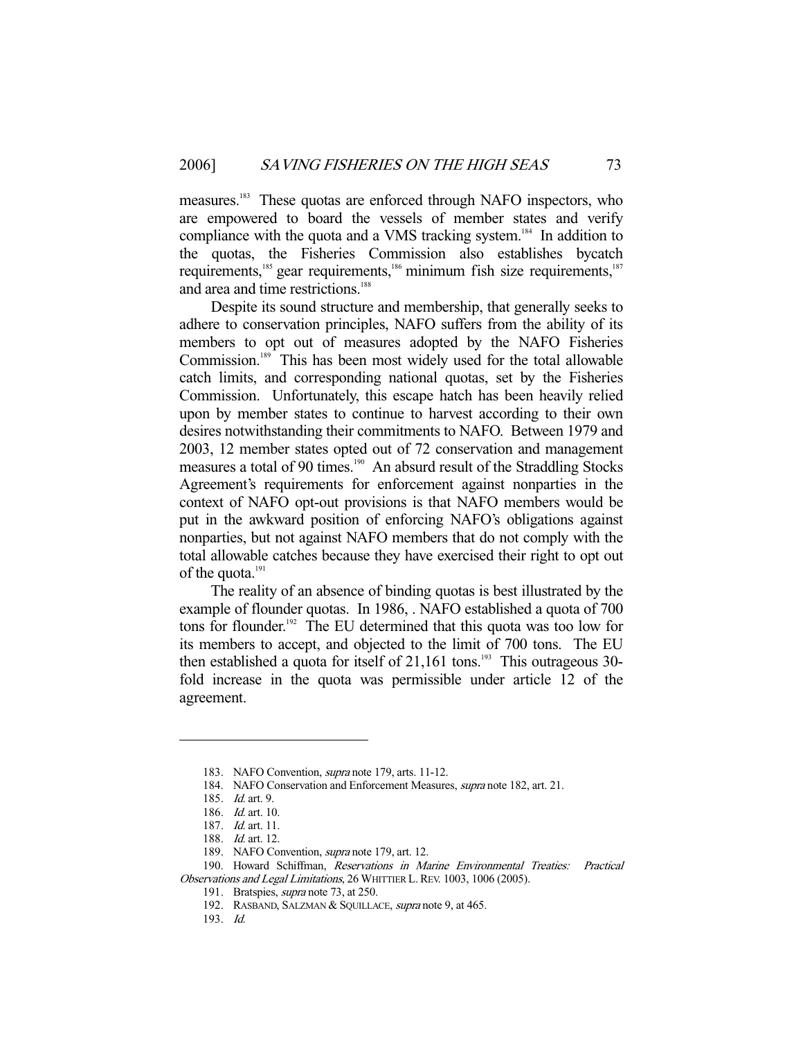measures.[183] These quotas are enforced through NAFO inspectors, who are empowered to board the vessels of member states and verify compliance with the quota and a VMS tracking system.[184] In addition to the quotas, the Fisheries Commission also establishes bycatch requirements,[185] gear requirements,[186] minimum fish size requirements,[187] and area and time restrictions.[188]

Despite its sound structure and membership, that generally seeks to adhere to conservation principles, NAFO suffers from the ability of its members to opt out of measures adopted by the NAFO Fisheries Commission.[189] This has been most widely used for the total allowable catch limits, and corresponding national quotas, set by the Fisheries Commission. Unfortunately, this escape hatch has been heavily relied upon by member states to continue to harvest according to their own desires notwithstanding their commitments to NAFO. Between 1979 and 2003, 12 member states opted out of 72 conservation and management measures a total of 90 times.[190] An absurd result of the Straddling Stocks Agreement's requirements for enforcement against nonparties in the context of NAFO opt-out provisions is that NAFO members would be put in the awkward position of enforcing NAFO's obligations against nonparties, but not against NAFO members that do not comply with the total allowable catches because they have exercised their right to opt out of the quota.[191]

The reality of an absence of binding quotas is best illustrated by the example of flounder quotas. In 1986, . NAFO established a quota of 700 tons for flounder.[192] The EU determined that this quota was too low for its members to accept, and objected to the limit of 700 tons. The EU then established a quota for itself of 21,161 tons.[193] This outrageous 30-fold increase in the quota was permissible under article 12 of the agreement.

---

183. NAFO Convention, *supra* note 179, arts. 11-12.

184. NAFO Conservation and Enforcement Measures, *supra* note 182, art. 21.

185. *Id.* art. 9.

186. *Id.* art. 10.

187. *Id.* art. 11.

188. *Id.* art. 12.

189. NAFO Convention, *supra* note 179, art. 12.

190. Howard Schiffman, *Reservations in Marine Environmental Treaties: Practical Observations and Legal Limitations*, 26 WHITTIER L. REV. 1003, 1006 (2005).

191. Bratspies, *supra* note 73, at 250.

192. RASBAND, SALZMAN & SQUILLACE, *supra* note 9, at 465.

193. *Id.*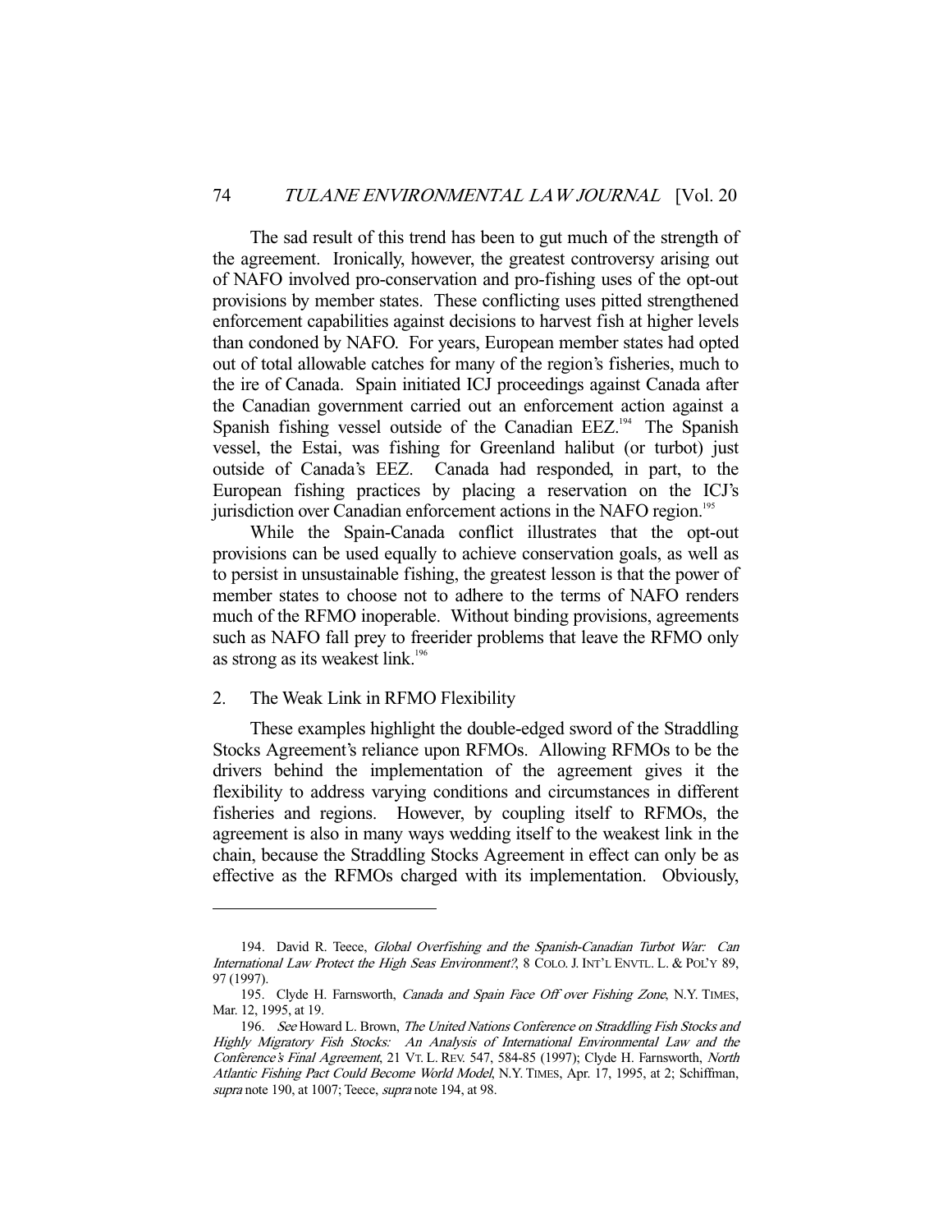The sad result of this trend has been to gut much of the strength of the agreement. Ironically, however, the greatest controversy arising out of NAFO involved pro-conservation and pro-fishing uses of the opt-out provisions by member states. These conflicting uses pitted strengthened enforcement capabilities against decisions to harvest fish at higher levels than condoned by NAFO. For years, European member states had opted out of total allowable catches for many of the region's fisheries, much to the ire of Canada. Spain initiated ICJ proceedings against Canada after the Canadian government carried out an enforcement action against a Spanish fishing vessel outside of the Canadian EEZ.[194] The Spanish vessel, the Estai, was fishing for Greenland halibut (or turbot) just outside of Canada's EEZ. Canada had responded, in part, to the European fishing practices by placing a reservation on the ICJ's jurisdiction over Canadian enforcement actions in the NAFO region.[195]

While the Spain-Canada conflict illustrates that the opt-out provisions can be used equally to achieve conservation goals, as well as to persist in unsustainable fishing, the greatest lesson is that the power of member states to choose not to adhere to the terms of NAFO renders much of the RFMO inoperable. Without binding provisions, agreements such as NAFO fall prey to freerider problems that leave the RFMO only as strong as its weakest link.[196]

### 2. The Weak Link in RFMO Flexibility

These examples highlight the double-edged sword of the Straddling Stocks Agreement's reliance upon RFMOs. Allowing RFMOs to be the drivers behind the implementation of the agreement gives it the flexibility to address varying conditions and circumstances in different fisheries and regions. However, by coupling itself to RFMOs, the agreement is also in many ways wedding itself to the weakest link in the chain, because the Straddling Stocks Agreement in effect can only be as effective as the RFMOs charged with its implementation. Obviously,

---

194. David R. Teece, *Global Overfishing and the Spanish-Canadian Turbot War: Can International Law Protect the High Seas Environment?*, 8 COLO. J. INT'L ENVTL. L. & POL'Y 89, 97 (1997).

195. Clyde H. Farnsworth, *Canada and Spain Face Off over Fishing Zone*, N.Y. TIMES, Mar. 12, 1995, at 19.

196. *See* Howard L. Brown, *The United Nations Conference on Straddling Fish Stocks and Highly Migratory Fish Stocks: An Analysis of International Environmental Law and the Conference's Final Agreement*, 21 VT. L. REV. 547, 584-85 (1997); Clyde H. Farnsworth, *North Atlantic Fishing Pact Could Become World Model*, N.Y. TIMES, Apr. 17, 1995, at 2; Schiffman, *supra* note 190, at 1007; Teece, *supra* note 194, at 98.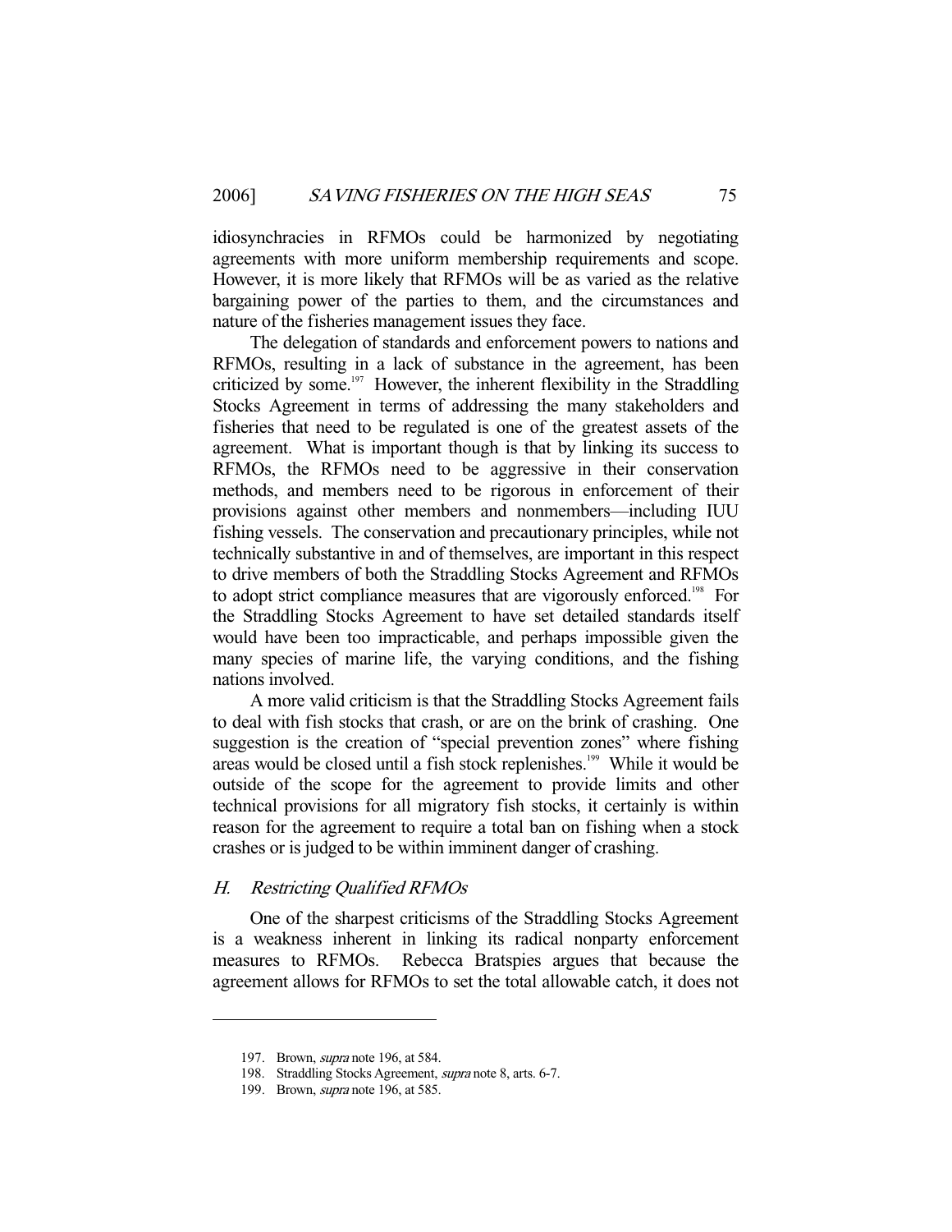idiosyncrachies in RFMOs could be harmonized by negotiating agreements with more uniform membership requirements and scope. However, it is more likely that RFMOs will be as varied as the relative bargaining power of the parties to them, and the circumstances and nature of the fisheries management issues they face.

The delegation of standards and enforcement powers to nations and RFMOs, resulting in a lack of substance in the agreement, has been criticized by some.[197] However, the inherent flexibility in the Straddling Stocks Agreement in terms of addressing the many stakeholders and fisheries that need to be regulated is one of the greatest assets of the agreement. What is important though is that by linking its success to RFMOs, the RFMOs need to be aggressive in their conservation methods, and members need to be rigorous in enforcement of their provisions against other members and nonmembers—including IUU fishing vessels. The conservation and precautionary principles, while not technically substantive in and of themselves, are important in this respect to drive members of both the Straddling Stocks Agreement and RFMOs to adopt strict compliance measures that are vigorously enforced.[198] For the Straddling Stocks Agreement to have set detailed standards itself would have been too impracticable, and perhaps impossible given the many species of marine life, the varying conditions, and the fishing nations involved.

A more valid criticism is that the Straddling Stocks Agreement fails to deal with fish stocks that crash, or are on the brink of crashing. One suggestion is the creation of "special prevention zones" where fishing areas would be closed until a fish stock replenishes.[199] While it would be outside of the scope for the agreement to provide limits and other technical provisions for all migratory fish stocks, it certainly is within reason for the agreement to require a total ban on fishing when a stock crashes or is judged to be within imminent danger of crashing.

### H. *Restricting Qualified RFMOs*

One of the sharpest criticisms of the Straddling Stocks Agreement is a weakness inherent in linking its radical nonparty enforcement measures to RFMOs. Rebecca Bratspies argues that because the agreement allows for RFMOs to set the total allowable catch, it does not

---

197. Brown, *supra* note 196, at 584.

198. Straddling Stocks Agreement, *supra* note 8, arts. 6-7.

199. Brown, *supra* note 196, at 585.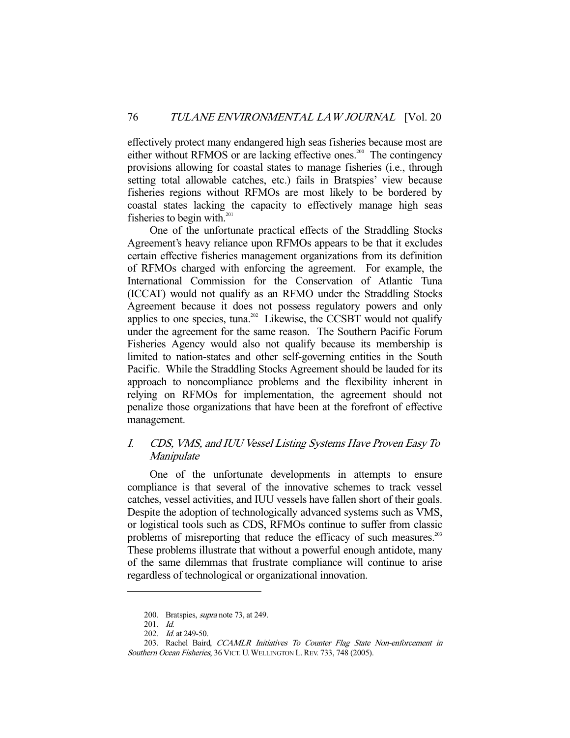effectively protect many endangered high seas fisheries because most are either without RFMOS or are lacking effective ones.[200] The contingency provisions allowing for coastal states to manage fisheries (i.e., through setting total allowable catches, etc.) fails in Bratspies' view because fisheries regions without RFMOs are most likely to be bordered by coastal states lacking the capacity to effectively manage high seas fisheries to begin with.[201]

One of the unfortunate practical effects of the Straddling Stocks Agreement's heavy reliance upon RFMOs appears to be that it excludes certain effective fisheries management organizations from its definition of RFMOs charged with enforcing the agreement. For example, the International Commission for the Conservation of Atlantic Tuna (ICCAT) would not qualify as an RFMO under the Straddling Stocks Agreement because it does not possess regulatory powers and only applies to one species, tuna.[202] Likewise, the CCSBT would not qualify under the agreement for the same reason. The Southern Pacific Forum Fisheries Agency would also not qualify because its membership is limited to nation-states and other self-governing entities in the South Pacific. While the Straddling Stocks Agreement should be lauded for its approach to noncompliance problems and the flexibility inherent in relying on RFMOs for implementation, the agreement should not penalize those organizations that have been at the forefront of effective management.

### *I. CDS, VMS, and IUU Vessel Listing Systems Have Proven Easy To Manipulate*

One of the unfortunate developments in attempts to ensure compliance is that several of the innovative schemes to track vessel catches, vessel activities, and IUU vessels have fallen short of their goals. Despite the adoption of technologically advanced systems such as VMS, or logistical tools such as CDS, RFMOs continue to suffer from classic problems of misreporting that reduce the efficacy of such measures.[203] These problems illustrate that without a powerful enough antidote, many of the same dilemmas that frustrate compliance will continue to arise regardless of technological or organizational innovation.

---

200. Bratspies, *supra* note 73, at 249.

201. *Id.*

202. *Id.* at 249-50.

203. Rachel Baird, *CCAMLR Initiatives To Counter Flag State Non-enforcement in Southern Ocean Fisheries*, 36 VICT. U. WELLINGTON L. REV. 733, 748 (2005).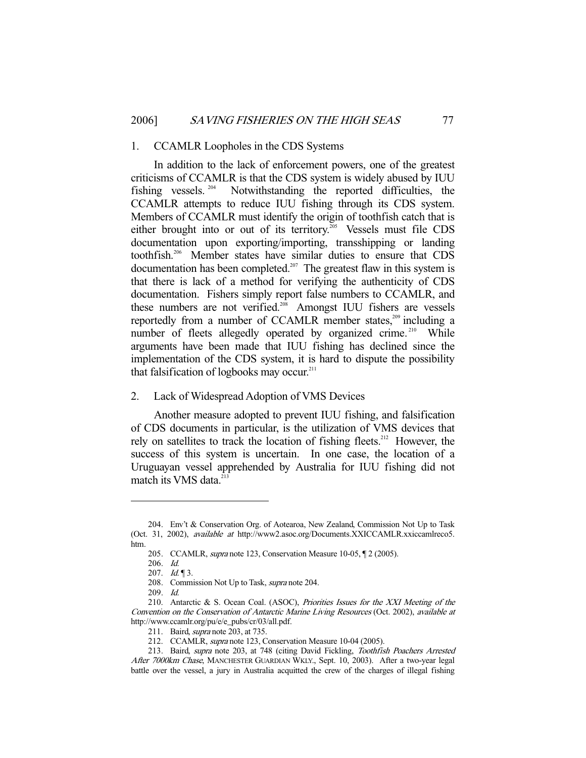### 1. CCAMLR Loopholes in the CDS Systems

In addition to the lack of enforcement powers, one of the greatest criticisms of CCAMLR is that the CDS system is widely abused by IUU fishing vessels.[204] Notwithstanding the reported difficulties, the CCAMLR attempts to reduce IUU fishing through its CDS system. Members of CCAMLR must identify the origin of toothfish catch that is either brought into or out of its territory.[205] Vessels must file CDS documentation upon exporting/importing, transshipping or landing toothfish.[206] Member states have similar duties to ensure that CDS documentation has been completed.[207] The greatest flaw in this system is that there is lack of a method for verifying the authenticity of CDS documentation. Fishers simply report false numbers to CCAMLR, and these numbers are not verified.[208] Amongst IUU fishers are vessels reportedly from a number of CCAMLR member states,[209] including a number of fleets allegedly operated by organized crime.[210] While arguments have been made that IUU fishing has declined since the implementation of the CDS system, it is hard to dispute the possibility that falsification of logbooks may occur.[211]

### 2. Lack of Widespread Adoption of VMS Devices

Another measure adopted to prevent IUU fishing, and falsification of CDS documents in particular, is the utilization of VMS devices that rely on satellites to track the location of fishing fleets.[212] However, the success of this system is uncertain. In one case, the location of a Uruguayan vessel apprehended by Australia for IUU fishing did not match its VMS data.[213]

---

204. Env't & Conservation Org. of Aotearoa, New Zealand, Commission Not Up to Task (Oct. 31, 2002), *available at* http://www2.asoc.org/Documents.XXICCAMLR.xxiccamlreco5.htm.

205. CCAMLR, *supra* note 123, Conservation Measure 10-05, ¶ 2 (2005).

206. *Id.*

207. *Id.* ¶ 3.

208. Commission Not Up to Task, *supra* note 204.

209. *Id.*

210. Antarctic & S. Ocean Coal. (ASOC), *Priorities Issues for the XXI Meeting of the Convention on the Conservation of Antarctic Marine Living Resources* (Oct. 2002), *available at* http://www.ccamlr.org/pu/e/e_pubs/cr/03/all.pdf.

211. Baird, *supra* note 203, at 735.

212. CCAMLR, *supra* note 123, Conservation Measure 10-04 (2005).

213. Baird, *supra* note 203, at 748 (citing David Fickling, *Toothfish Poachers Arrested After 7000km Chase*, MANCHESTER GUARDIAN WKLY., Sept. 10, 2003). After a two-year legal battle over the vessel, a jury in Australia acquitted the crew of the charges of illegal fishing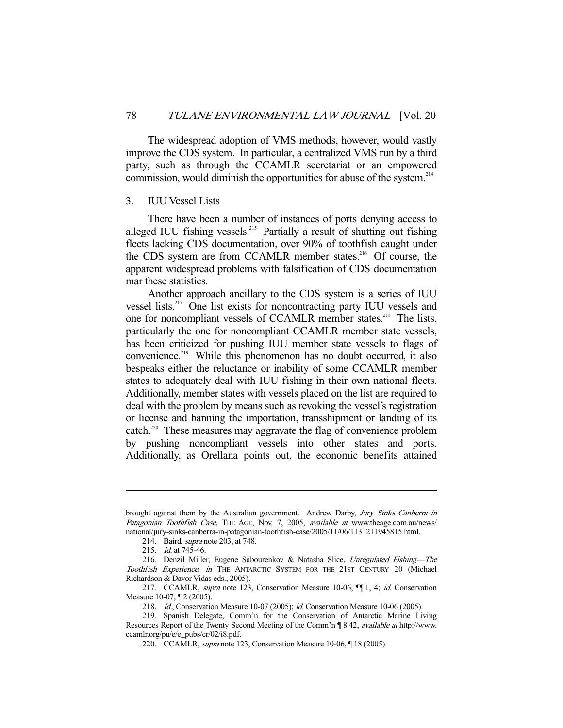The widespread adoption of VMS methods, however, would vastly improve the CDS system. In particular, a centralized VMS run by a third party, such as through the CCAMLR secretariat or an empowered commission, would diminish the opportunities for abuse of the system.[214]

### 3. IUU Vessel Lists

There have been a number of instances of ports denying access to alleged IUU fishing vessels.[215] Partially a result of shutting out fishing fleets lacking CDS documentation, over 90% of toothfish caught under the CDS system are from CCAMLR member states.[216] Of course, the apparent widespread problems with falsification of CDS documentation mar these statistics.

Another approach ancillary to the CDS system is a series of IUU vessel lists.[217] One list exists for noncontracting party IUU vessels and one for noncompliant vessels of CCAMLR member states.[218] The lists, particularly the one for noncompliant CCAMLR member state vessels, has been criticized for pushing IUU member state vessels to flags of convenience.[219] While this phenomenon has no doubt occurred, it also bespeaks either the reluctance or inability of some CCAMLR member states to adequately deal with IUU fishing in their own national fleets. Additionally, member states with vessels placed on the list are required to deal with the problem by means such as revoking the vessel's registration or license and banning the importation, transshipment or landing of its catch.[220] These measures may aggravate the flag of convenience problem by pushing noncompliant vessels into other states and ports. Additionally, as Orellana points out, the economic benefits attained

---

brought against them by the Australian government. Andrew Darby, *Jury Sinks Canberra in Patagonian Toothfish Case*, THE AGE, Nov. 7, 2005, *available at* www.theage.com.au/news/national/jury-sinks-canberra-in-patagonian-toothfish-case/2005/11/06/1131211945815.html.

214. Baird, *supra* note 203, at 748.

215. *Id.* at 745-46.

216. Denzil Miller, Eugene Sabourenkov & Natasha Slice, *Unregulated Fishing—The Toothfish Experience*, *in* THE ANTARCTIC SYSTEM FOR THE 21ST CENTURY 20 (Michael Richardson & Davor Vidas eds., 2005).

217. CCAMLR, *supra* note 123, Conservation Measure 10-06, ¶¶ 1, 4; *id.* Conservation Measure 10-07, ¶ 2 (2005).

218. *Id.*, Conservation Measure 10-07 (2005); *id.* Conservation Measure 10-06 (2005).

219. Spanish Delegate, Comm'n for the Conservation of Antarctic Marine Living Resources Report of the Twenty Second Meeting of the Comm'n ¶ 8.42, *available at* http://www.ccamlr.org/pu/e/e_pubs/cr/02/i8.pdf.

220. CCAMLR, *supra* note 123, Conservation Measure 10-06, ¶ 18 (2005).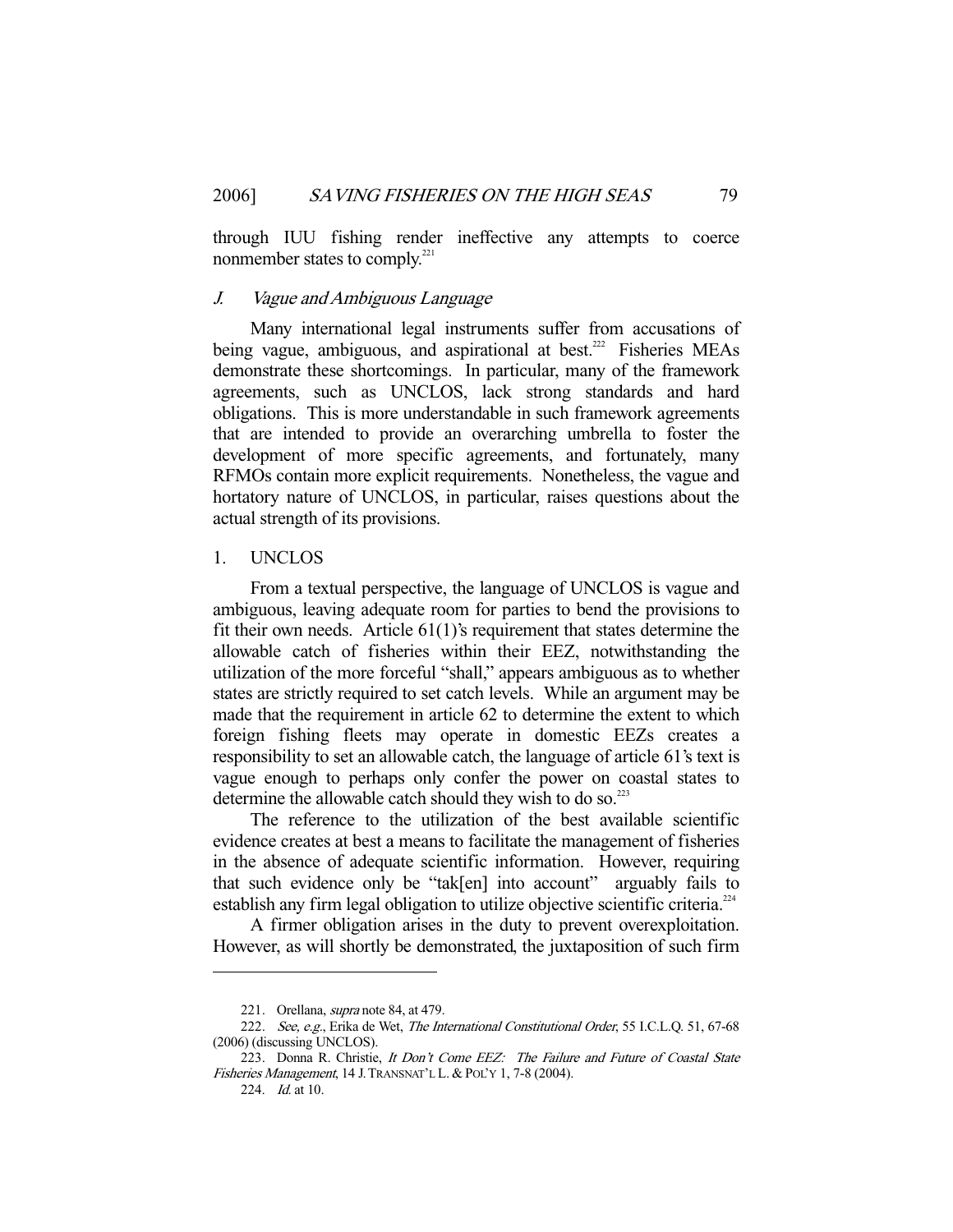through IUU fishing render ineffective any attempts to coerce nonmember states to comply.[221]

### J. *Vague and Ambiguous Language*

Many international legal instruments suffer from accusations of being vague, ambiguous, and aspirational at best.[222] Fisheries MEAs demonstrate these shortcomings. In particular, many of the framework agreements, such as UNCLOS, lack strong standards and hard obligations. This is more understandable in such framework agreements that are intended to provide an overarching umbrella to foster the development of more specific agreements, and fortunately, many RFMOs contain more explicit requirements. Nonetheless, the vague and hortatory nature of UNCLOS, in particular, raises questions about the actual strength of its provisions.

#### 1. UNCLOS

From a textual perspective, the language of UNCLOS is vague and ambiguous, leaving adequate room for parties to bend the provisions to fit their own needs. Article 61(1)'s requirement that states determine the allowable catch of fisheries within their EEZ, notwithstanding the utilization of the more forceful "shall," appears ambiguous as to whether states are strictly required to set catch levels. While an argument may be made that the requirement in article 62 to determine the extent to which foreign fishing fleets may operate in domestic EEZs creates a responsibility to set an allowable catch, the language of article 61's text is vague enough to perhaps only confer the power on coastal states to determine the allowable catch should they wish to do so.[223]

The reference to the utilization of the best available scientific evidence creates at best a means to facilitate the management of fisheries in the absence of adequate scientific information. However, requiring that such evidence only be "tak[en] into account" arguably fails to establish any firm legal obligation to utilize objective scientific criteria.[224]

A firmer obligation arises in the duty to prevent overexploitation. However, as will shortly be demonstrated, the juxtaposition of such firm

---

221. Orellana, *supra* note 84, at 479.

222. *See, e.g.*, Erika de Wet, *The International Constitutional Order*, 55 I.C.L.Q. 51, 67-68 (2006) (discussing UNCLOS).

223. Donna R. Christie, *It Don't Come EEZ: The Failure and Future of Coastal State Fisheries Management*, 14 J. TRANSNAT'L L. & POL'Y 1, 7-8 (2004).

224. *Id.* at 10.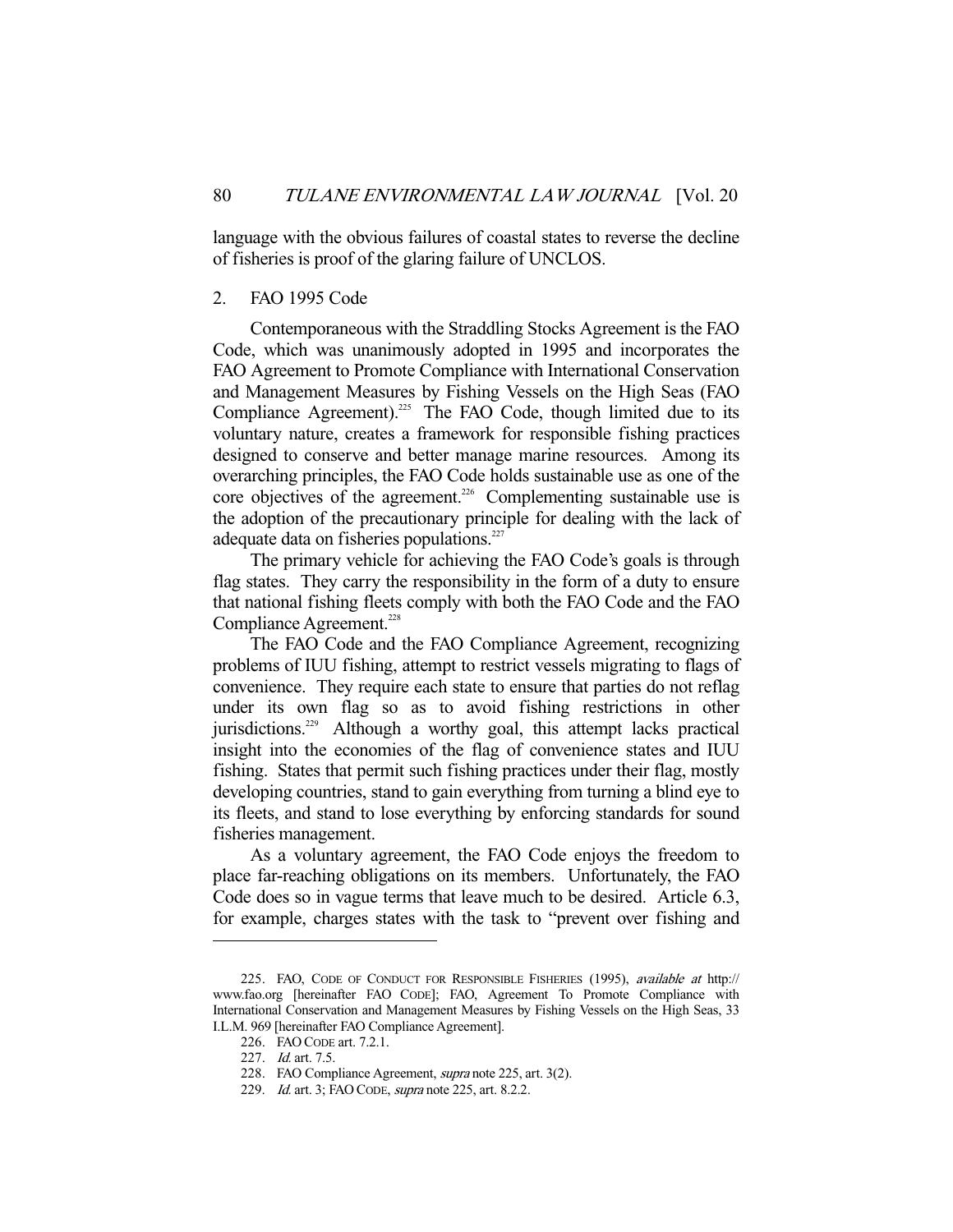language with the obvious failures of coastal states to reverse the decline of fisheries is proof of the glaring failure of UNCLOS.

### 2. FAO 1995 Code

Contemporaneous with the Straddling Stocks Agreement is the FAO Code, which was unanimously adopted in 1995 and incorporates the FAO Agreement to Promote Compliance with International Conservation and Management Measures by Fishing Vessels on the High Seas (FAO Compliance Agreement).[225] The FAO Code, though limited due to its voluntary nature, creates a framework for responsible fishing practices designed to conserve and better manage marine resources. Among its overarching principles, the FAO Code holds sustainable use as one of the core objectives of the agreement.[226] Complementing sustainable use is the adoption of the precautionary principle for dealing with the lack of adequate data on fisheries populations.[227]

The primary vehicle for achieving the FAO Code's goals is through flag states. They carry the responsibility in the form of a duty to ensure that national fishing fleets comply with both the FAO Code and the FAO Compliance Agreement.[228]

The FAO Code and the FAO Compliance Agreement, recognizing problems of IUU fishing, attempt to restrict vessels migrating to flags of convenience. They require each state to ensure that parties do not reflag under its own flag so as to avoid fishing restrictions in other jurisdictions.[229] Although a worthy goal, this attempt lacks practical insight into the economies of the flag of convenience states and IUU fishing. States that permit such fishing practices under their flag, mostly developing countries, stand to gain everything from turning a blind eye to its fleets, and stand to lose everything by enforcing standards for sound fisheries management.

As a voluntary agreement, the FAO Code enjoys the freedom to place far-reaching obligations on its members. Unfortunately, the FAO Code does so in vague terms that leave much to be desired. Article 6.3, for example, charges states with the task to "prevent over fishing and

---

225. FAO, CODE OF CONDUCT FOR RESPONSIBLE FISHERIES (1995), *available at* http://www.fao.org [hereinafter FAO CODE]; FAO, Agreement To Promote Compliance with International Conservation and Management Measures by Fishing Vessels on the High Seas, 33 I.L.M. 969 [hereinafter FAO Compliance Agreement].

226. FAO CODE art. 7.2.1.

227. *Id.* art. 7.5.

228. FAO Compliance Agreement, *supra* note 225, art. 3(2).

229. *Id.* art. 3; FAO CODE, *supra* note 225, art. 8.2.2.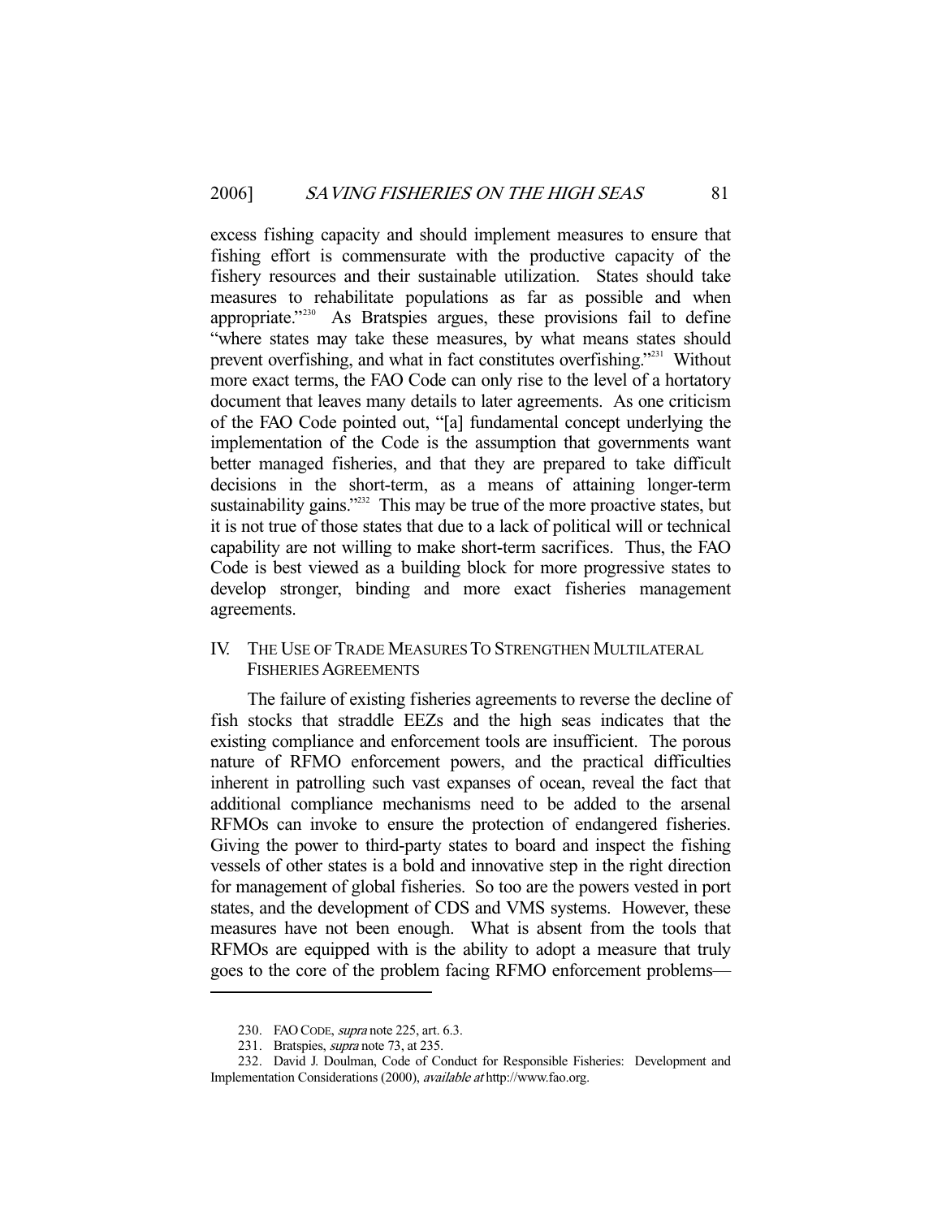excess fishing capacity and should implement measures to ensure that fishing effort is commensurate with the productive capacity of the fishery resources and their sustainable utilization. States should take measures to rehabilitate populations as far as possible and when appropriate."[230] As Bratspies argues, these provisions fail to define "where states may take these measures, by what means states should prevent overfishing, and what in fact constitutes overfishing."[231] Without more exact terms, the FAO Code can only rise to the level of a hortatory document that leaves many details to later agreements. As one criticism of the FAO Code pointed out, "[a] fundamental concept underlying the implementation of the Code is the assumption that governments want better managed fisheries, and that they are prepared to take difficult decisions in the short-term, as a means of attaining longer-term sustainability gains."[232] This may be true of the more proactive states, but it is not true of those states that due to a lack of political will or technical capability are not willing to make short-term sacrifices. Thus, the FAO Code is best viewed as a building block for more progressive states to develop stronger, binding and more exact fisheries management agreements.

## IV. THE USE OF TRADE MEASURES TO STRENGTHEN MULTILATERAL FISHERIES AGREEMENTS

The failure of existing fisheries agreements to reverse the decline of fish stocks that straddle EEZs and the high seas indicates that the existing compliance and enforcement tools are insufficient. The porous nature of RFMO enforcement powers, and the practical difficulties inherent in patrolling such vast expanses of ocean, reveal the fact that additional compliance mechanisms need to be added to the arsenal RFMOs can invoke to ensure the protection of endangered fisheries. Giving the power to third-party states to board and inspect the fishing vessels of other states is a bold and innovative step in the right direction for management of global fisheries. So too are the powers vested in port states, and the development of CDS and VMS systems. However, these measures have not been enough. What is absent from the tools that RFMOs are equipped with is the ability to adopt a measure that truly goes to the core of the problem facing RFMO enforcement problems—

---

230. FAO CODE, *supra* note 225, art. 6.3.

231. Bratspies, *supra* note 73, at 235.

232. David J. Doulman, Code of Conduct for Responsible Fisheries: Development and Implementation Considerations (2000), *available at* http://www.fao.org.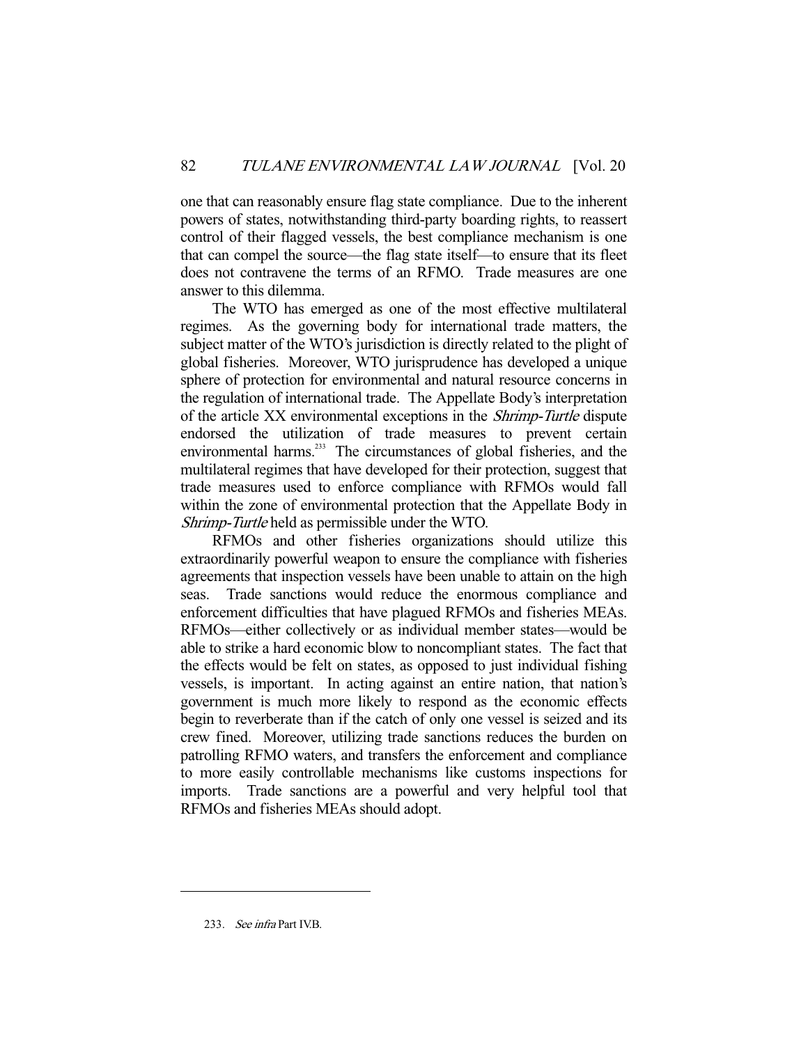one that can reasonably ensure flag state compliance. Due to the inherent powers of states, notwithstanding third-party boarding rights, to reassert control of their flagged vessels, the best compliance mechanism is one that can compel the source—the flag state itself—to ensure that its fleet does not contravene the terms of an RFMO. Trade measures are one answer to this dilemma.

The WTO has emerged as one of the most effective multilateral regimes. As the governing body for international trade matters, the subject matter of the WTO's jurisdiction is directly related to the plight of global fisheries. Moreover, WTO jurisprudence has developed a unique sphere of protection for environmental and natural resource concerns in the regulation of international trade. The Appellate Body's interpretation of the article XX environmental exceptions in the *Shrimp-Turtle* dispute endorsed the utilization of trade measures to prevent certain environmental harms.[233] The circumstances of global fisheries, and the multilateral regimes that have developed for their protection, suggest that trade measures used to enforce compliance with RFMOs would fall within the zone of environmental protection that the Appellate Body in *Shrimp-Turtle* held as permissible under the WTO.

RFMOs and other fisheries organizations should utilize this extraordinarily powerful weapon to ensure the compliance with fisheries agreements that inspection vessels have been unable to attain on the high seas. Trade sanctions would reduce the enormous compliance and enforcement difficulties that have plagued RFMOs and fisheries MEAs. RFMOs—either collectively or as individual member states—would be able to strike a hard economic blow to noncompliant states. The fact that the effects would be felt on states, as opposed to just individual fishing vessels, is important. In acting against an entire nation, that nation's government is much more likely to respond as the economic effects begin to reverberate than if the catch of only one vessel is seized and its crew fined. Moreover, utilizing trade sanctions reduces the burden on patrolling RFMO waters, and transfers the enforcement and compliance to more easily controllable mechanisms like customs inspections for imports. Trade sanctions are a powerful and very helpful tool that RFMOs and fisheries MEAs should adopt.

---

233. *See infra* Part IV.B.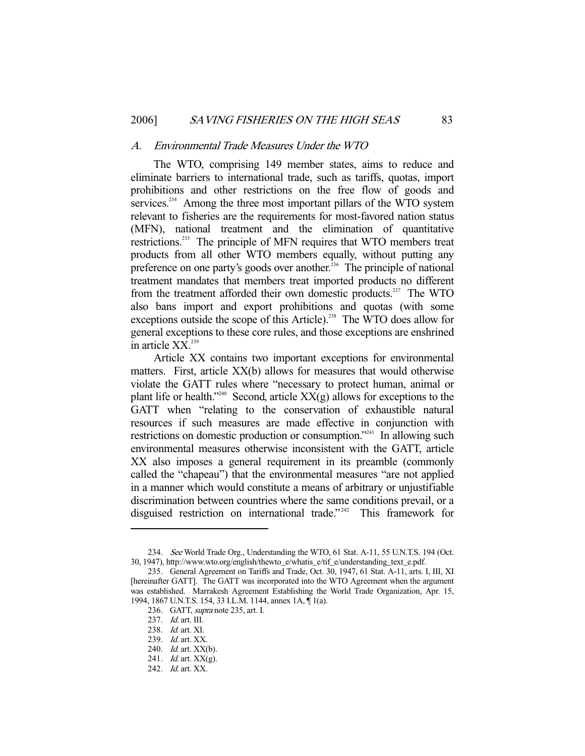### *A. Environmental Trade Measures Under the WTO*

The WTO, comprising 149 member states, aims to reduce and eliminate barriers to international trade, such as tariffs, quotas, import prohibitions and other restrictions on the free flow of goods and services.[234] Among the three most important pillars of the WTO system relevant to fisheries are the requirements for most-favored nation status (MFN), national treatment and the elimination of quantitative restrictions.[235] The principle of MFN requires that WTO members treat products from all other WTO members equally, without putting any preference on one party's goods over another.[236] The principle of national treatment mandates that members treat imported products no different from the treatment afforded their own domestic products.[237] The WTO also bans import and export prohibitions and quotas (with some exceptions outside the scope of this Article).[238] The WTO does allow for general exceptions to these core rules, and those exceptions are enshrined in article XX.[239]

Article XX contains two important exceptions for environmental matters. First, article XX(b) allows for measures that would otherwise violate the GATT rules where "necessary to protect human, animal or plant life or health."[240] Second, article XX(g) allows for exceptions to the GATT when "relating to the conservation of exhaustible natural resources if such measures are made effective in conjunction with restrictions on domestic production or consumption."[241] In allowing such environmental measures otherwise inconsistent with the GATT, article XX also imposes a general requirement in its preamble (commonly called the "chapeau") that the environmental measures "are not applied in a manner which would constitute a means of arbitrary or unjustifiable discrimination between countries where the same conditions prevail, or a disguised restriction on international trade."[242] This framework for

---

234. *See* World Trade Org., Understanding the WTO, 61 Stat. A-11, 55 U.N.T.S. 194 (Oct. 30, 1947), http://www.wto.org/english/thewto_e/whatis_e/tif_e/understanding_text_e.pdf.

235. General Agreement on Tariffs and Trade, Oct. 30, 1947, 61 Stat. A-11, arts. I, III, XI [hereinafter GATT]. The GATT was incorporated into the WTO Agreement when the argument was established. Marrakesh Agreement Establishing the World Trade Organization, Apr. 15, 1994, 1867 U.N.T.S. 154, 33 I.L.M. 1144, annex 1A, ¶ 1(a).

236. GATT, *supra* note 235, art. I.

237. *Id.* art. III.

238. *Id.* art. XI.

239. *Id.* art. XX.

240. *Id.* art. XX(b).

241. *Id.* art. XX(g).

242. *Id.* art. XX.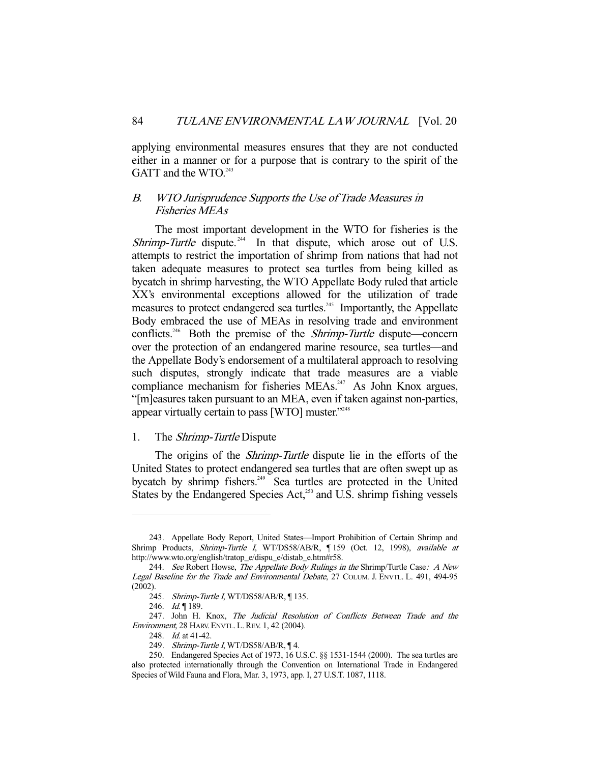applying environmental measures ensures that they are not conducted either in a manner or for a purpose that is contrary to the spirit of the GATT and the WTO.[243]

### B. *WTO Jurisprudence Supports the Use of Trade Measures in Fisheries MEAs*

The most important development in the WTO for fisheries is the *Shrimp-Turtle* dispute.[244] In that dispute, which arose out of U.S. attempts to restrict the importation of shrimp from nations that had not taken adequate measures to protect sea turtles from being killed as bycatch in shrimp harvesting, the WTO Appellate Body ruled that article XX's environmental exceptions allowed for the utilization of trade measures to protect endangered sea turtles.[245] Importantly, the Appellate Body embraced the use of MEAs in resolving trade and environment conflicts.[246] Both the premise of the *Shrimp-Turtle* dispute—concern over the protection of an endangered marine resource, sea turtles—and the Appellate Body's endorsement of a multilateral approach to resolving such disputes, strongly indicate that trade measures are a viable compliance mechanism for fisheries MEAs.[247] As John Knox argues, "[m]easures taken pursuant to an MEA, even if taken against non-parties, appear virtually certain to pass [WTO] muster."[248]

#### 1. The *Shrimp-Turtle* Dispute

The origins of the *Shrimp-Turtle* dispute lie in the efforts of the United States to protect endangered sea turtles that are often swept up as bycatch by shrimp fishers.[249] Sea turtles are protected in the United States by the Endangered Species Act,[250] and U.S. shrimp fishing vessels

---

243. Appellate Body Report, United States—Import Prohibition of Certain Shrimp and Shrimp Products, *Shrimp-Turtle I*, WT/DS58/AB/R, ¶ 159 (Oct. 12, 1998), *available at* http://www.wto.org/english/tratop_e/dispu_e/distab_e.htm#r58.

244. *See* Robert Howse, *The Appellate Body Rulings in the* Shrimp/Turtle Case*: A New Legal Baseline for the Trade and Environmental Debate*, 27 COLUM. J. ENVTL. L. 491, 494-95 (2002).

245. *Shrimp-Turtle I*, WT/DS58/AB/R, ¶ 135.

246. *Id.* ¶ 189.

247. John H. Knox, *The Judicial Resolution of Conflicts Between Trade and the Environment*, 28 HARV. ENVTL. L. REV. 1, 42 (2004).

248. *Id.* at 41-42.

249. *Shrimp-Turtle I*, WT/DS58/AB/R, ¶ 4.

250. Endangered Species Act of 1973, 16 U.S.C. §§ 1531-1544 (2000). The sea turtles are also protected internationally through the Convention on International Trade in Endangered Species of Wild Fauna and Flora, Mar. 3, 1973, app. I, 27 U.S.T. 1087, 1118.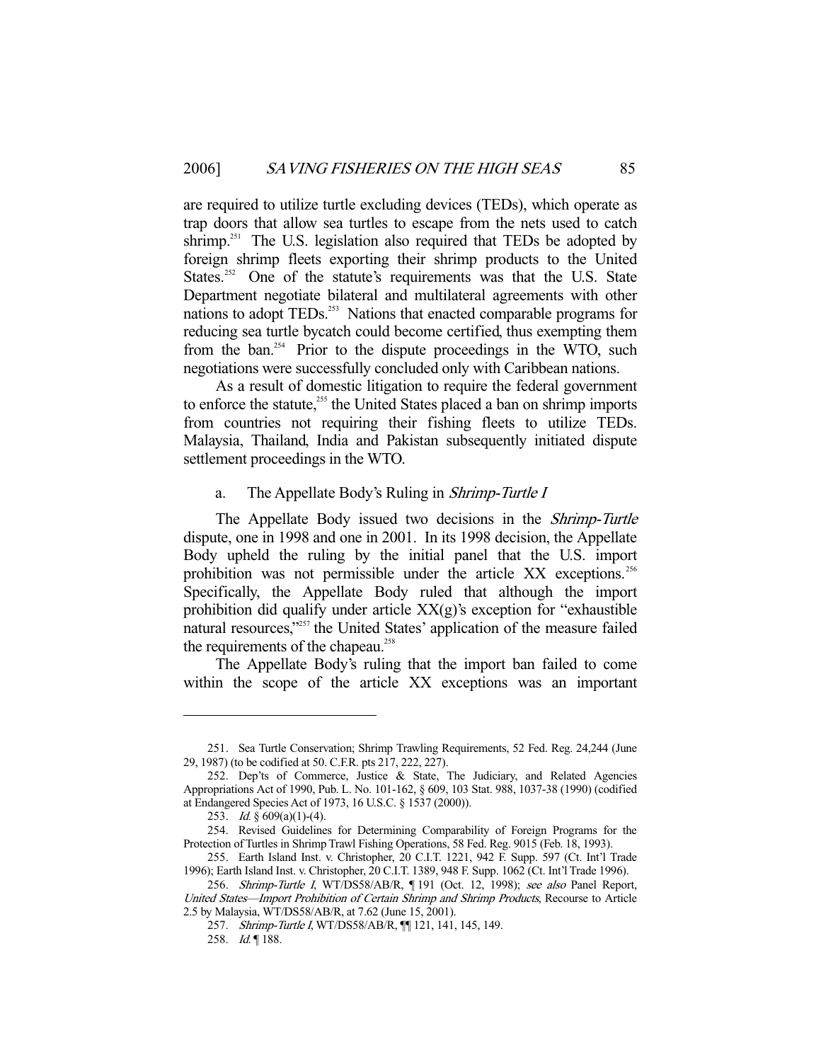are required to utilize turtle excluding devices (TEDs), which operate as trap doors that allow sea turtles to escape from the nets used to catch shrimp.[251] The U.S. legislation also required that TEDs be adopted by foreign shrimp fleets exporting their shrimp products to the United States.[252] One of the statute's requirements was that the U.S. State Department negotiate bilateral and multilateral agreements with other nations to adopt TEDs.[253] Nations that enacted comparable programs for reducing sea turtle bycatch could become certified, thus exempting them from the ban.[254] Prior to the dispute proceedings in the WTO, such negotiations were successfully concluded only with Caribbean nations.

As a result of domestic litigation to require the federal government to enforce the statute,[255] the United States placed a ban on shrimp imports from countries not requiring their fishing fleets to utilize TEDs. Malaysia, Thailand, India and Pakistan subsequently initiated dispute settlement proceedings in the WTO.

### a. The Appellate Body's Ruling in *Shrimp-Turtle I*

The Appellate Body issued two decisions in the *Shrimp-Turtle* dispute, one in 1998 and one in 2001. In its 1998 decision, the Appellate Body upheld the ruling by the initial panel that the U.S. import prohibition was not permissible under the article XX exceptions.[256] Specifically, the Appellate Body ruled that although the import prohibition did qualify under article XX(g)'s exception for "exhaustible natural resources,"[257] the United States' application of the measure failed the requirements of the chapeau.[258]

The Appellate Body's ruling that the import ban failed to come within the scope of the article XX exceptions was an important

---

251. Sea Turtle Conservation; Shrimp Trawling Requirements, 52 Fed. Reg. 24,244 (June 29, 1987) (to be codified at 50. C.F.R. pts 217, 222, 227).

252. Dep'ts of Commerce, Justice & State, The Judiciary, and Related Agencies Appropriations Act of 1990, Pub. L. No. 101-162, § 609, 103 Stat. 988, 1037-38 (1990) (codified at Endangered Species Act of 1973, 16 U.S.C. § 1537 (2000)).

253. *Id.* § 609(a)(1)-(4).

254. Revised Guidelines for Determining Comparability of Foreign Programs for the Protection of Turtles in Shrimp Trawl Fishing Operations, 58 Fed. Reg. 9015 (Feb. 18, 1993).

255. Earth Island Inst. v. Christopher, 20 C.I.T. 1221, 942 F. Supp. 597 (Ct. Int'l Trade 1996); Earth Island Inst. v. Christopher, 20 C.I.T. 1389, 948 F. Supp. 1062 (Ct. Int'l Trade 1996).

256. *Shrimp-Turtle I*, WT/DS58/AB/R, ¶ 191 (Oct. 12, 1998); *see also* Panel Report, *United States—Import Prohibition of Certain Shrimp and Shrimp Products*, Recourse to Article 2.5 by Malaysia, WT/DS58/AB/R, at 7.62 (June 15, 2001).

257. *Shrimp-Turtle I*, WT/DS58/AB/R, ¶¶ 121, 141, 145, 149.

258. *Id.* ¶ 188.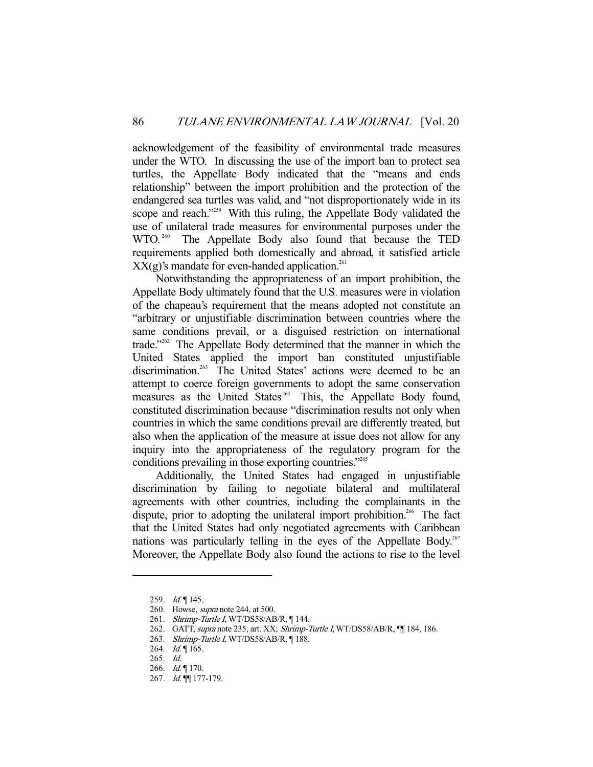acknowledgement of the feasibility of environmental trade measures under the WTO. In discussing the use of the import ban to protect sea turtles, the Appellate Body indicated that the "means and ends relationship" between the import prohibition and the protection of the endangered sea turtles was valid, and "not disproportionately wide in its scope and reach."[259] With this ruling, the Appellate Body validated the use of unilateral trade measures for environmental purposes under the WTO.[260] The Appellate Body also found that because the TED requirements applied both domestically and abroad, it satisfied article XX(g)'s mandate for even-handed application.[261]

Notwithstanding the appropriateness of an import prohibition, the Appellate Body ultimately found that the U.S. measures were in violation of the chapeau's requirement that the means adopted not constitute an "arbitrary or unjustifiable discrimination between countries where the same conditions prevail, or a disguised restriction on international trade."[262] The Appellate Body determined that the manner in which the United States applied the import ban constituted unjustifiable discrimination.[263] The United States' actions were deemed to be an attempt to coerce foreign governments to adopt the same conservation measures as the United States[264] This, the Appellate Body found, constituted discrimination because "discrimination results not only when countries in which the same conditions prevail are differently treated, but also when the application of the measure at issue does not allow for any inquiry into the appropriateness of the regulatory program for the conditions prevailing in those exporting countries."[265]

Additionally, the United States had engaged in unjustifiable discrimination by failing to negotiate bilateral and multilateral agreements with other countries, including the complainants in the dispute, prior to adopting the unilateral import prohibition.[266] The fact that the United States had only negotiated agreements with Caribbean nations was particularly telling in the eyes of the Appellate Body.[267] Moreover, the Appellate Body also found the actions to rise to the level

---

259. *Id.* ¶ 145.
260. Howse, *supra* note 244, at 500.
261. *Shrimp-Turtle I*, WT/DS58/AB/R, ¶ 144.
262. GATT, *supra* note 235, art. XX; *Shrimp-Turtle I*, WT/DS58/AB/R, ¶¶ 184, 186.
263. *Shrimp-Turtle I*, WT/DS58/AB/R, ¶ 188.
264. *Id.* ¶ 165.
265. *Id.*
266. *Id.* ¶ 170.
267. *Id.* ¶¶ 177-179.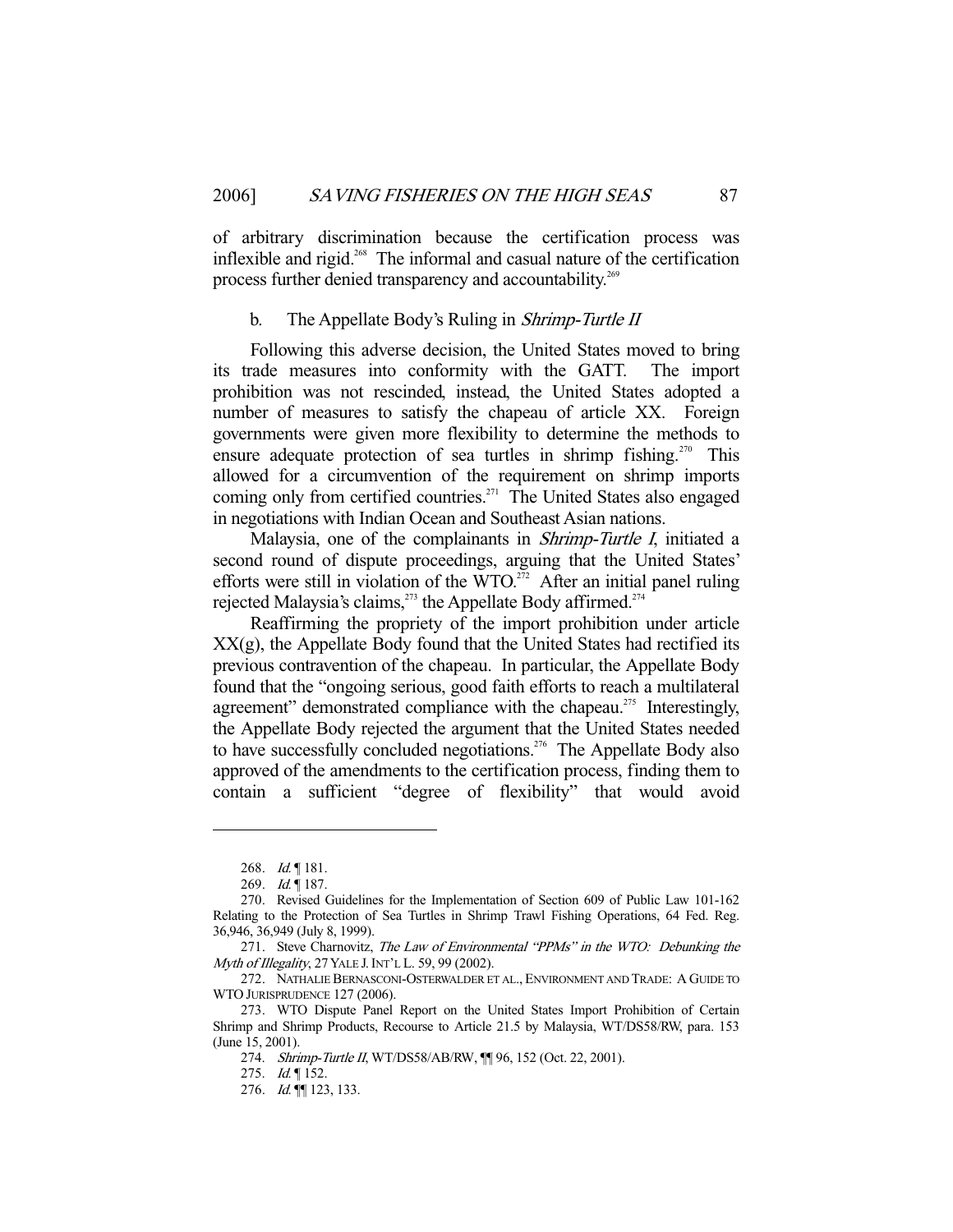of arbitrary discrimination because the certification process was inflexible and rigid.[268] The informal and casual nature of the certification process further denied transparency and accountability.[269]

### b. The Appellate Body's Ruling in *Shrimp-Turtle II*

Following this adverse decision, the United States moved to bring its trade measures into conformity with the GATT. The import prohibition was not rescinded, instead, the United States adopted a number of measures to satisfy the chapeau of article XX. Foreign governments were given more flexibility to determine the methods to ensure adequate protection of sea turtles in shrimp fishing.[270] This allowed for a circumvention of the requirement on shrimp imports coming only from certified countries.[271] The United States also engaged in negotiations with Indian Ocean and Southeast Asian nations.

Malaysia, one of the complainants in *Shrimp-Turtle I*, initiated a second round of dispute proceedings, arguing that the United States' efforts were still in violation of the WTO.[272] After an initial panel ruling rejected Malaysia's claims,[273] the Appellate Body affirmed.[274]

Reaffirming the propriety of the import prohibition under article XX(g), the Appellate Body found that the United States had rectified its previous contravention of the chapeau. In particular, the Appellate Body found that the "ongoing serious, good faith efforts to reach a multilateral agreement" demonstrated compliance with the chapeau.[275] Interestingly, the Appellate Body rejected the argument that the United States needed to have successfully concluded negotiations.[276] The Appellate Body also approved of the amendments to the certification process, finding them to contain a sufficient "degree of flexibility" that would avoid

---

268. *Id.* ¶ 181.

269. *Id.* ¶ 187.

270. Revised Guidelines for the Implementation of Section 609 of Public Law 101-162 Relating to the Protection of Sea Turtles in Shrimp Trawl Fishing Operations, 64 Fed. Reg. 36,946, 36,949 (July 8, 1999).

271. Steve Charnovitz, *The Law of Environmental "PPMs" in the WTO: Debunking the Myth of Illegality*, 27 YALE J. INT'L L. 59, 99 (2002).

272. NATHALIE BERNASCONI-OSTERWALDER ET AL., ENVIRONMENT AND TRADE: A GUIDE TO WTO JURISPRUDENCE 127 (2006).

273. WTO Dispute Panel Report on the United States Import Prohibition of Certain Shrimp and Shrimp Products, Recourse to Article 21.5 by Malaysia, WT/DS58/RW, para. 153 (June 15, 2001).

274. *Shrimp-Turtle II*, WT/DS58/AB/RW, ¶¶ 96, 152 (Oct. 22, 2001).

275. *Id.* ¶ 152.

276. *Id.* ¶¶ 123, 133.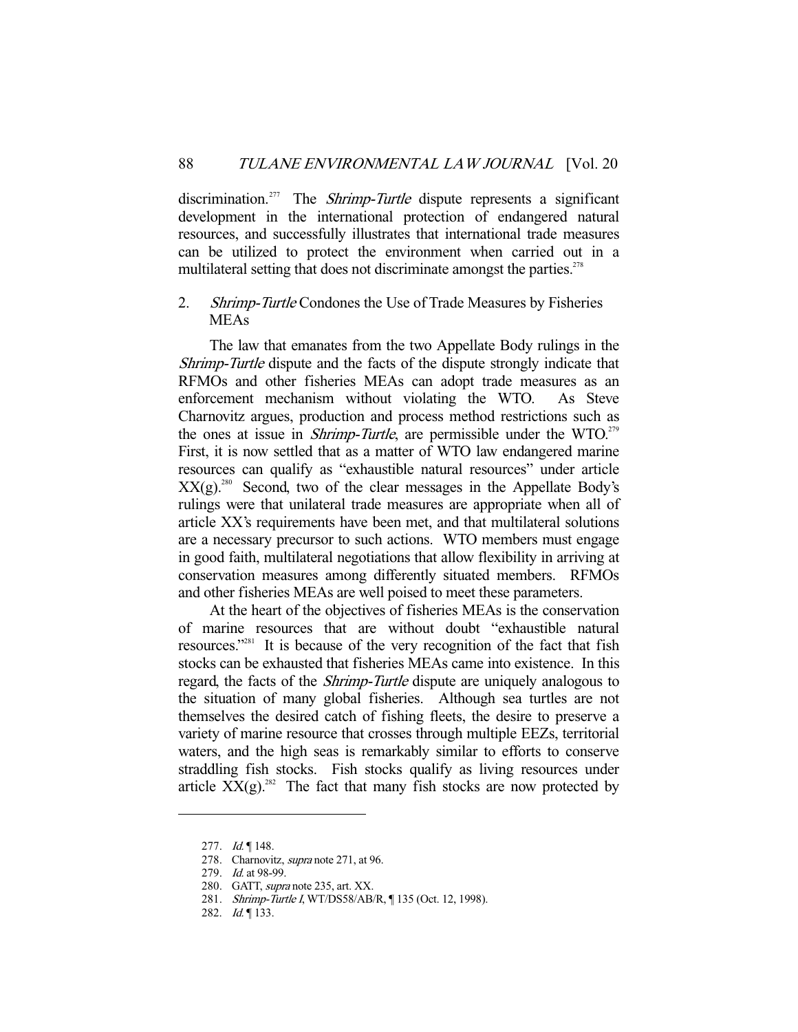discrimination.[277] The *Shrimp-Turtle* dispute represents a significant development in the international protection of endangered natural resources, and successfully illustrates that international trade measures can be utilized to protect the environment when carried out in a multilateral setting that does not discriminate amongst the parties.[278]

### 2. *Shrimp-Turtle* Condones the Use of Trade Measures by Fisheries MEAs

The law that emanates from the two Appellate Body rulings in the *Shrimp-Turtle* dispute and the facts of the dispute strongly indicate that RFMOs and other fisheries MEAs can adopt trade measures as an enforcement mechanism without violating the WTO. As Steve Charnovitz argues, production and process method restrictions such as the ones at issue in *Shrimp-Turtle*, are permissible under the WTO.[279] First, it is now settled that as a matter of WTO law endangered marine resources can qualify as "exhaustible natural resources" under article XX(g).[280] Second, two of the clear messages in the Appellate Body's rulings were that unilateral trade measures are appropriate when all of article XX's requirements have been met, and that multilateral solutions are a necessary precursor to such actions. WTO members must engage in good faith, multilateral negotiations that allow flexibility in arriving at conservation measures among differently situated members. RFMOs and other fisheries MEAs are well poised to meet these parameters.

At the heart of the objectives of fisheries MEAs is the conservation of marine resources that are without doubt "exhaustible natural resources."[281] It is because of the very recognition of the fact that fish stocks can be exhausted that fisheries MEAs came into existence. In this regard, the facts of the *Shrimp-Turtle* dispute are uniquely analogous to the situation of many global fisheries. Although sea turtles are not themselves the desired catch of fishing fleets, the desire to preserve a variety of marine resource that crosses through multiple EEZs, territorial waters, and the high seas is remarkably similar to efforts to conserve straddling fish stocks. Fish stocks qualify as living resources under article XX(g).[282] The fact that many fish stocks are now protected by

---

277. *Id.* ¶ 148.

278. Charnovitz, *supra* note 271, at 96.

279. *Id.* at 98-99.

280. GATT, *supra* note 235, art. XX.

281. *Shrimp-Turtle I*, WT/DS58/AB/R, ¶ 135 (Oct. 12, 1998).

282. *Id.* ¶ 133.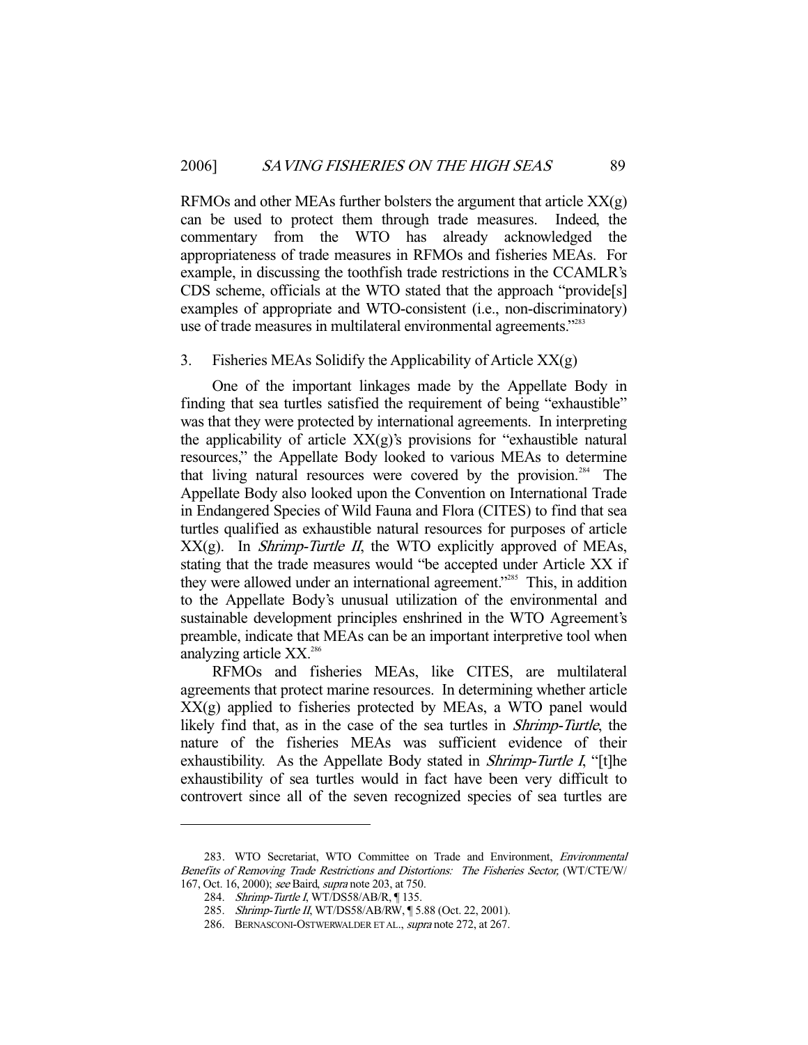RFMOs and other MEAs further bolsters the argument that article XX(g) can be used to protect them through trade measures. Indeed, the commentary from the WTO has already acknowledged the appropriateness of trade measures in RFMOs and fisheries MEAs. For example, in discussing the toothfish trade restrictions in the CCAMLR's CDS scheme, officials at the WTO stated that the approach "provide[s] examples of appropriate and WTO-consistent (i.e., non-discriminatory) use of trade measures in multilateral environmental agreements."[283]

### 3. Fisheries MEAs Solidify the Applicability of Article XX(g)

One of the important linkages made by the Appellate Body in finding that sea turtles satisfied the requirement of being "exhaustible" was that they were protected by international agreements. In interpreting the applicability of article XX(g)'s provisions for "exhaustible natural resources," the Appellate Body looked to various MEAs to determine that living natural resources were covered by the provision.[284] The Appellate Body also looked upon the Convention on International Trade in Endangered Species of Wild Fauna and Flora (CITES) to find that sea turtles qualified as exhaustible natural resources for purposes of article XX(g). In *Shrimp-Turtle II*, the WTO explicitly approved of MEAs, stating that the trade measures would "be accepted under Article XX if they were allowed under an international agreement."[285] This, in addition to the Appellate Body's unusual utilization of the environmental and sustainable development principles enshrined in the WTO Agreement's preamble, indicate that MEAs can be an important interpretive tool when analyzing article XX.[286]

RFMOs and fisheries MEAs, like CITES, are multilateral agreements that protect marine resources. In determining whether article XX(g) applied to fisheries protected by MEAs, a WTO panel would likely find that, as in the case of the sea turtles in *Shrimp-Turtle*, the nature of the fisheries MEAs was sufficient evidence of their exhaustibility. As the Appellate Body stated in *Shrimp-Turtle I*, "[t]he exhaustibility of sea turtles would in fact have been very difficult to controvert since all of the seven recognized species of sea turtles are

---

283. WTO Secretariat, WTO Committee on Trade and Environment, *Environmental Benefits of Removing Trade Restrictions and Distortions: The Fisheries Sector,* (WT/CTE/W/167, Oct. 16, 2000); *see* Baird, *supra* note 203, at 750.

284. *Shrimp-Turtle I*, WT/DS58/AB/R, ¶ 135.

285. *Shrimp-Turtle II*, WT/DS58/AB/RW, ¶ 5.88 (Oct. 22, 2001).

286. BERNASCONI-OSTWERWALDER ET AL., *supra* note 272, at 267.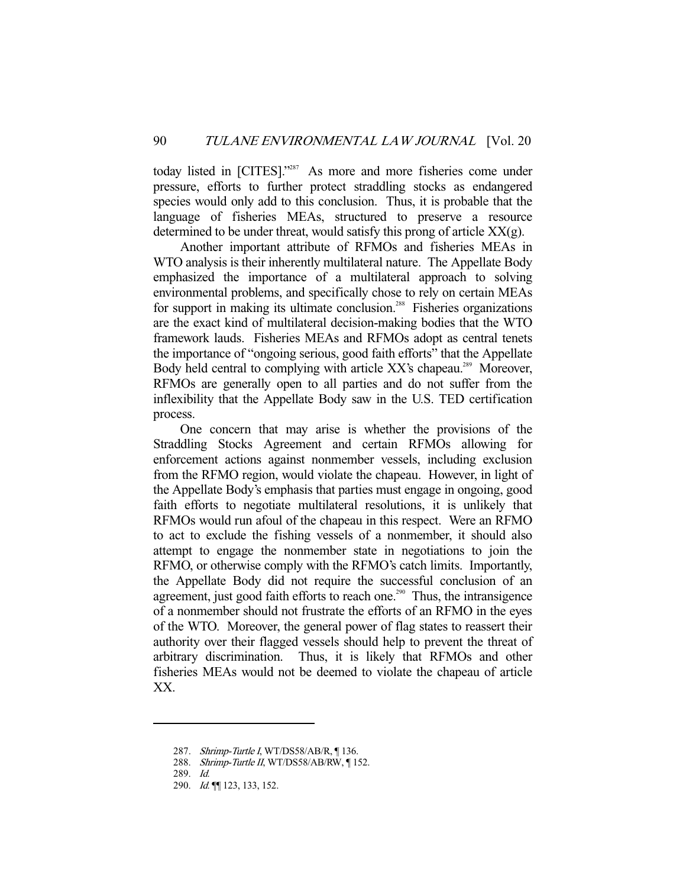today listed in [CITES]."[287] As more and more fisheries come under pressure, efforts to further protect straddling stocks as endangered species would only add to this conclusion. Thus, it is probable that the language of fisheries MEAs, structured to preserve a resource determined to be under threat, would satisfy this prong of article XX(g).

Another important attribute of RFMOs and fisheries MEAs in WTO analysis is their inherently multilateral nature. The Appellate Body emphasized the importance of a multilateral approach to solving environmental problems, and specifically chose to rely on certain MEAs for support in making its ultimate conclusion.[288] Fisheries organizations are the exact kind of multilateral decision-making bodies that the WTO framework lauds. Fisheries MEAs and RFMOs adopt as central tenets the importance of "ongoing serious, good faith efforts" that the Appellate Body held central to complying with article XX's chapeau.[289] Moreover, RFMOs are generally open to all parties and do not suffer from the inflexibility that the Appellate Body saw in the U.S. TED certification process.

One concern that may arise is whether the provisions of the Straddling Stocks Agreement and certain RFMOs allowing for enforcement actions against nonmember vessels, including exclusion from the RFMO region, would violate the chapeau. However, in light of the Appellate Body's emphasis that parties must engage in ongoing, good faith efforts to negotiate multilateral resolutions, it is unlikely that RFMOs would run afoul of the chapeau in this respect. Were an RFMO to act to exclude the fishing vessels of a nonmember, it should also attempt to engage the nonmember state in negotiations to join the RFMO, or otherwise comply with the RFMO's catch limits. Importantly, the Appellate Body did not require the successful conclusion of an agreement, just good faith efforts to reach one.[290] Thus, the intransigence of a nonmember should not frustrate the efforts of an RFMO in the eyes of the WTO. Moreover, the general power of flag states to reassert their authority over their flagged vessels should help to prevent the threat of arbitrary discrimination. Thus, it is likely that RFMOs and other fisheries MEAs would not be deemed to violate the chapeau of article XX.

---

287. *Shrimp-Turtle I*, WT/DS58/AB/R, ¶ 136.

288. *Shrimp-Turtle II*, WT/DS58/AB/RW, ¶ 152.

289. *Id.*

290. *Id.* ¶¶ 123, 133, 152.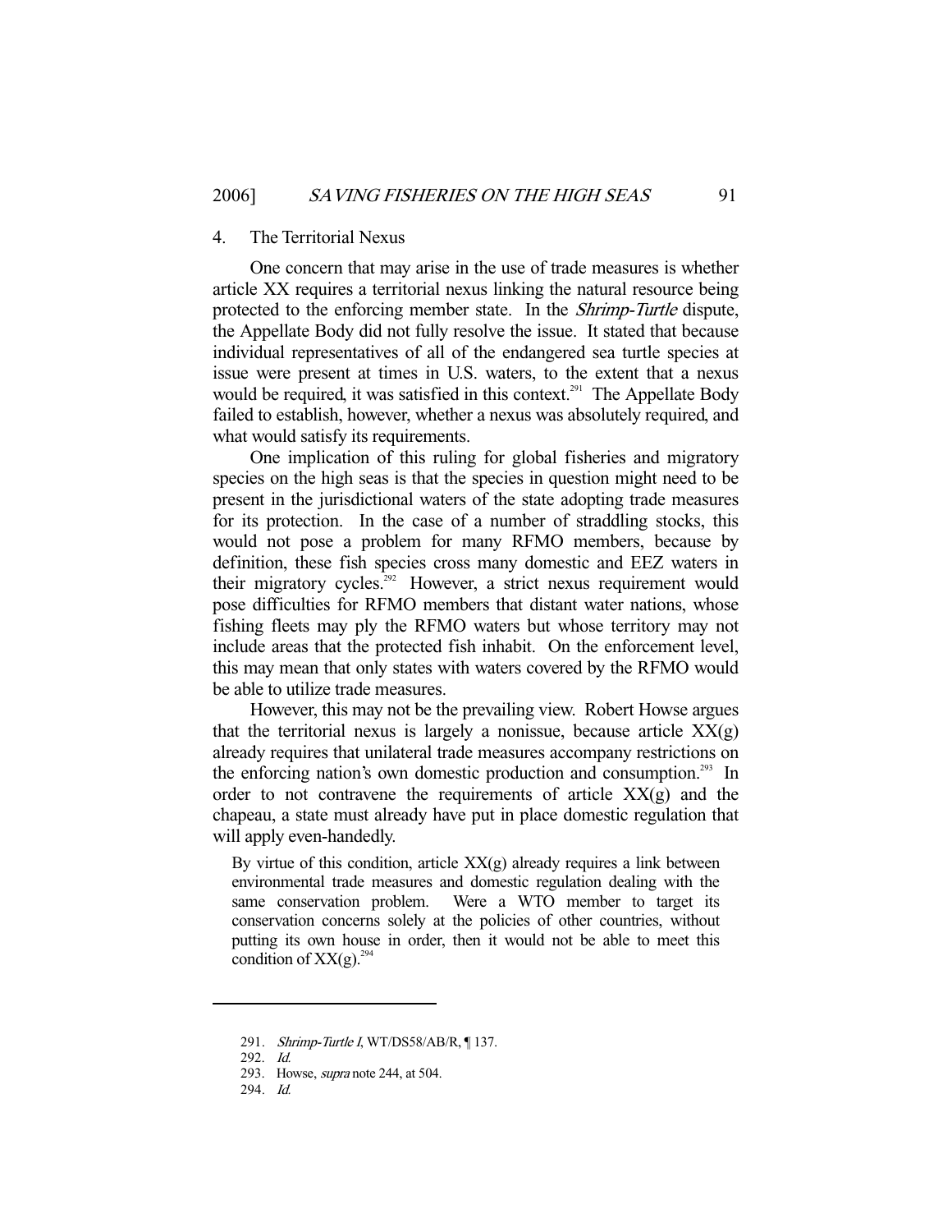### 4. The Territorial Nexus

One concern that may arise in the use of trade measures is whether article XX requires a territorial nexus linking the natural resource being protected to the enforcing member state. In the *Shrimp-Turtle* dispute, the Appellate Body did not fully resolve the issue. It stated that because individual representatives of all of the endangered sea turtle species at issue were present at times in U.S. waters, to the extent that a nexus would be required, it was satisfied in this context.[291] The Appellate Body failed to establish, however, whether a nexus was absolutely required, and what would satisfy its requirements.

One implication of this ruling for global fisheries and migratory species on the high seas is that the species in question might need to be present in the jurisdictional waters of the state adopting trade measures for its protection. In the case of a number of straddling stocks, this would not pose a problem for many RFMO members, because by definition, these fish species cross many domestic and EEZ waters in their migratory cycles.[292] However, a strict nexus requirement would pose difficulties for RFMO members that distant water nations, whose fishing fleets may ply the RFMO waters but whose territory may not include areas that the protected fish inhabit. On the enforcement level, this may mean that only states with waters covered by the RFMO would be able to utilize trade measures.

However, this may not be the prevailing view. Robert Howse argues that the territorial nexus is largely a nonissue, because article XX(g) already requires that unilateral trade measures accompany restrictions on the enforcing nation's own domestic production and consumption.[293] In order to not contravene the requirements of article XX(g) and the chapeau, a state must already have put in place domestic regulation that will apply even-handedly.

> By virtue of this condition, article XX(g) already requires a link between environmental trade measures and domestic regulation dealing with the same conservation problem. Were a WTO member to target its conservation concerns solely at the policies of other countries, without putting its own house in order, then it would not be able to meet this condition of XX(g).[294]

---

291. *Shrimp-Turtle I*, WT/DS58/AB/R, ¶ 137.
292. *Id.*
293. Howse, *supra* note 244, at 504.
294. *Id.*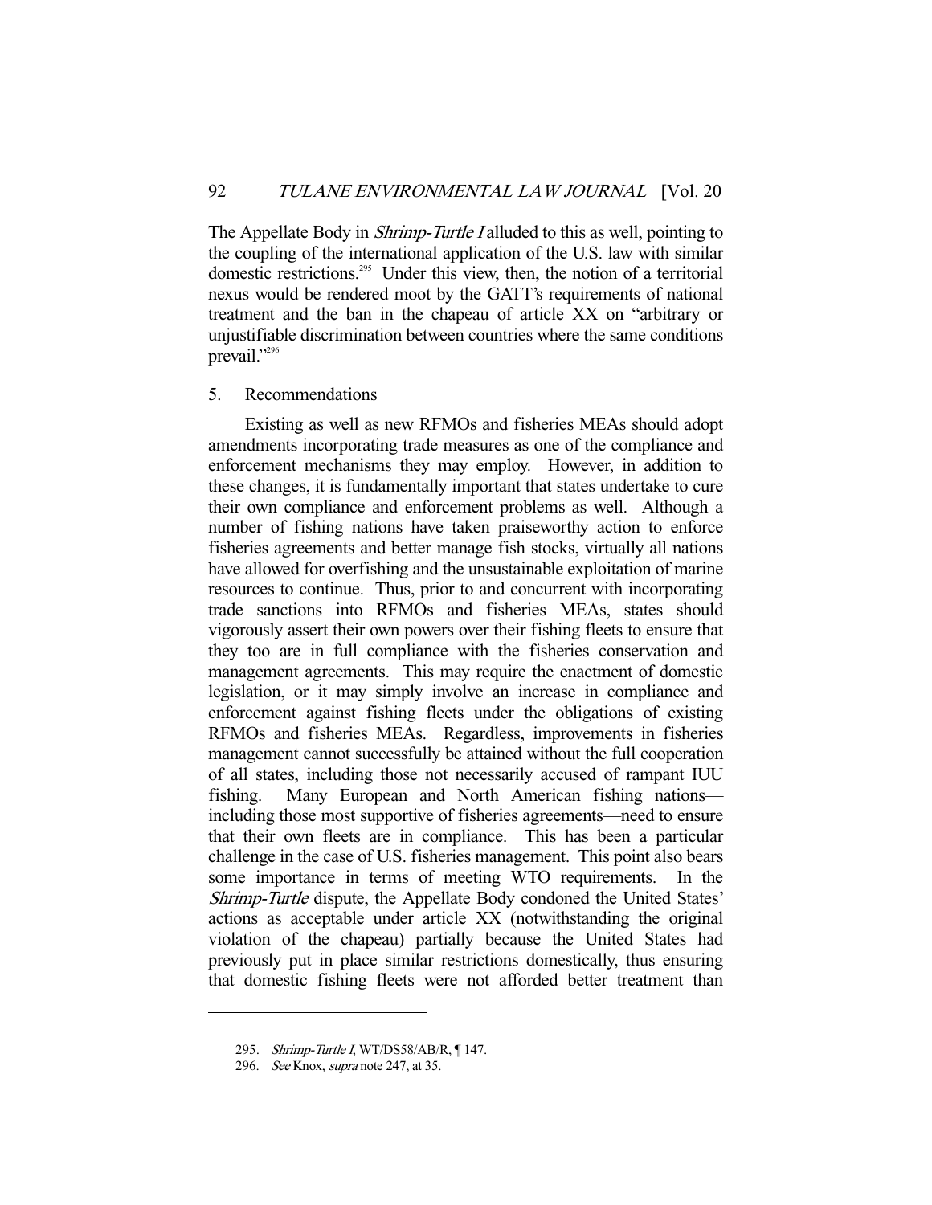The Appellate Body in *Shrimp-Turtle I* alluded to this as well, pointing to the coupling of the international application of the U.S. law with similar domestic restrictions.[295] Under this view, then, the notion of a territorial nexus would be rendered moot by the GATT's requirements of national treatment and the ban in the chapeau of article XX on "arbitrary or unjustifiable discrimination between countries where the same conditions prevail."[296]

### 5. Recommendations

Existing as well as new RFMOs and fisheries MEAs should adopt amendments incorporating trade measures as one of the compliance and enforcement mechanisms they may employ. However, in addition to these changes, it is fundamentally important that states undertake to cure their own compliance and enforcement problems as well. Although a number of fishing nations have taken praiseworthy action to enforce fisheries agreements and better manage fish stocks, virtually all nations have allowed for overfishing and the unsustainable exploitation of marine resources to continue. Thus, prior to and concurrent with incorporating trade sanctions into RFMOs and fisheries MEAs, states should vigorously assert their own powers over their fishing fleets to ensure that they too are in full compliance with the fisheries conservation and management agreements. This may require the enactment of domestic legislation, or it may simply involve an increase in compliance and enforcement against fishing fleets under the obligations of existing RFMOs and fisheries MEAs. Regardless, improvements in fisheries management cannot successfully be attained without the full cooperation of all states, including those not necessarily accused of rampant IUU fishing. Many European and North American fishing nations—including those most supportive of fisheries agreements—need to ensure that their own fleets are in compliance. This has been a particular challenge in the case of U.S. fisheries management. This point also bears some importance in terms of meeting WTO requirements. In the *Shrimp-Turtle* dispute, the Appellate Body condoned the United States' actions as acceptable under article XX (notwithstanding the original violation of the chapeau) partially because the United States had previously put in place similar restrictions domestically, thus ensuring that domestic fishing fleets were not afforded better treatment than

---

295. *Shrimp-Turtle I*, WT/DS58/AB/R, ¶ 147.

296. *See* Knox, *supra* note 247, at 35.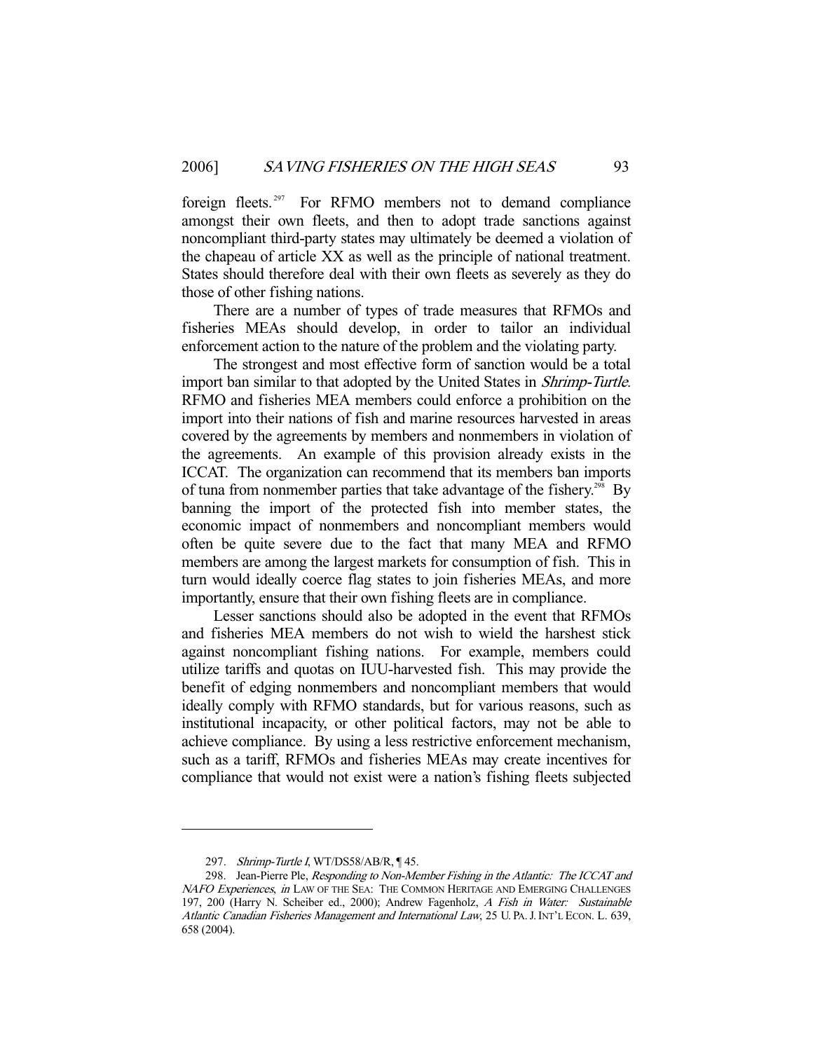foreign fleets.[297] For RFMO members not to demand compliance amongst their own fleets, and then to adopt trade sanctions against noncompliant third-party states may ultimately be deemed a violation of the chapeau of article XX as well as the principle of national treatment. States should therefore deal with their own fleets as severely as they do those of other fishing nations.

There are a number of types of trade measures that RFMOs and fisheries MEAs should develop, in order to tailor an individual enforcement action to the nature of the problem and the violating party.

The strongest and most effective form of sanction would be a total import ban similar to that adopted by the United States in *Shrimp-Turtle*. RFMO and fisheries MEA members could enforce a prohibition on the import into their nations of fish and marine resources harvested in areas covered by the agreements by members and nonmembers in violation of the agreements. An example of this provision already exists in the ICCAT. The organization can recommend that its members ban imports of tuna from nonmember parties that take advantage of the fishery.[298] By banning the import of the protected fish into member states, the economic impact of nonmembers and noncompliant members would often be quite severe due to the fact that many MEA and RFMO members are among the largest markets for consumption of fish. This in turn would ideally coerce flag states to join fisheries MEAs, and more importantly, ensure that their own fishing fleets are in compliance.

Lesser sanctions should also be adopted in the event that RFMOs and fisheries MEA members do not wish to wield the harshest stick against noncompliant fishing nations. For example, members could utilize tariffs and quotas on IUU-harvested fish. This may provide the benefit of edging nonmembers and noncompliant members that would ideally comply with RFMO standards, but for various reasons, such as institutional incapacity, or other political factors, may not be able to achieve compliance. By using a less restrictive enforcement mechanism, such as a tariff, RFMOs and fisheries MEAs may create incentives for compliance that would not exist were a nation's fishing fleets subjected

---

297. *Shrimp-Turtle I*, WT/DS58/AB/R, ¶ 45.

298. Jean-Pierre Ple, *Responding to Non-Member Fishing in the Atlantic: The ICCAT and NAFO Experiences*, *in* LAW OF THE SEA: THE COMMON HERITAGE AND EMERGING CHALLENGES 197, 200 (Harry N. Scheiber ed., 2000); Andrew Fagenholz, *A Fish in Water: Sustainable Atlantic Canadian Fisheries Management and International Law*, 25 U. PA. J. INT'L ECON. L. 639, 658 (2004).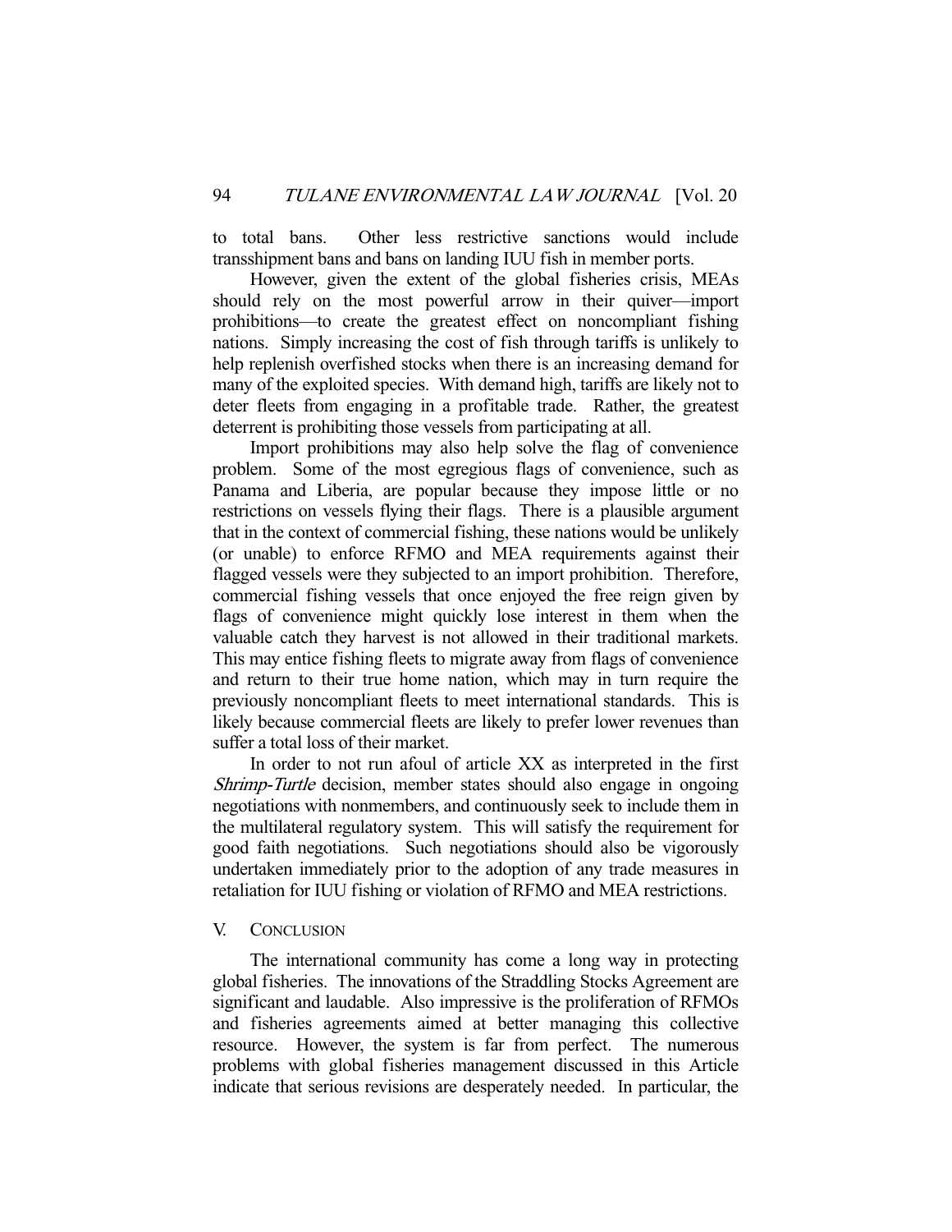to total bans. Other less restrictive sanctions would include transshipment bans and bans on landing IUU fish in member ports.

However, given the extent of the global fisheries crisis, MEAs should rely on the most powerful arrow in their quiver—import prohibitions—to create the greatest effect on noncompliant fishing nations. Simply increasing the cost of fish through tariffs is unlikely to help replenish overfished stocks when there is an increasing demand for many of the exploited species. With demand high, tariffs are likely not to deter fleets from engaging in a profitable trade. Rather, the greatest deterrent is prohibiting those vessels from participating at all.

Import prohibitions may also help solve the flag of convenience problem. Some of the most egregious flags of convenience, such as Panama and Liberia, are popular because they impose little or no restrictions on vessels flying their flags. There is a plausible argument that in the context of commercial fishing, these nations would be unlikely (or unable) to enforce RFMO and MEA requirements against their flagged vessels were they subjected to an import prohibition. Therefore, commercial fishing vessels that once enjoyed the free reign given by flags of convenience might quickly lose interest in them when the valuable catch they harvest is not allowed in their traditional markets. This may entice fishing fleets to migrate away from flags of convenience and return to their true home nation, which may in turn require the previously noncompliant fleets to meet international standards. This is likely because commercial fleets are likely to prefer lower revenues than suffer a total loss of their market.

In order to not run afoul of article XX as interpreted in the first *Shrimp-Turtle* decision, member states should also engage in ongoing negotiations with nonmembers, and continuously seek to include them in the multilateral regulatory system. This will satisfy the requirement for good faith negotiations. Such negotiations should also be vigorously undertaken immediately prior to the adoption of any trade measures in retaliation for IUU fishing or violation of RFMO and MEA restrictions.

## V. CONCLUSION

The international community has come a long way in protecting global fisheries. The innovations of the Straddling Stocks Agreement are significant and laudable. Also impressive is the proliferation of RFMOs and fisheries agreements aimed at better managing this collective resource. However, the system is far from perfect. The numerous problems with global fisheries management discussed in this Article indicate that serious revisions are desperately needed. In particular, the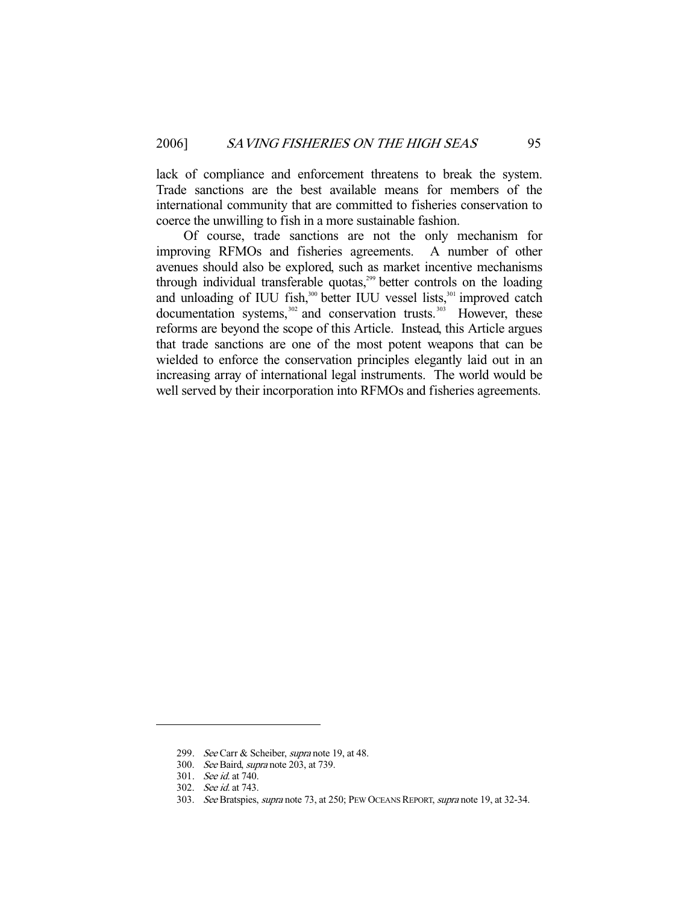lack of compliance and enforcement threatens to break the system. Trade sanctions are the best available means for members of the international community that are committed to fisheries conservation to coerce the unwilling to fish in a more sustainable fashion.

Of course, trade sanctions are not the only mechanism for improving RFMOs and fisheries agreements. A number of other avenues should also be explored, such as market incentive mechanisms through individual transferable quotas,[299] better controls on the loading and unloading of IUU fish,[300] better IUU vessel lists,[301] improved catch documentation systems,[302] and conservation trusts.[303] However, these reforms are beyond the scope of this Article. Instead, this Article argues that trade sanctions are one of the most potent weapons that can be wielded to enforce the conservation principles elegantly laid out in an increasing array of international legal instruments. The world would be well served by their incorporation into RFMOs and fisheries agreements.

---

299. *See* Carr & Scheiber, *supra* note 19, at 48.

300. *See* Baird, *supra* note 203, at 739.

301. *See id.* at 740.

302. *See id.* at 743.

303. *See* Bratspies, *supra* note 73, at 250; PEW OCEANS REPORT, *supra* note 19, at 32-34.